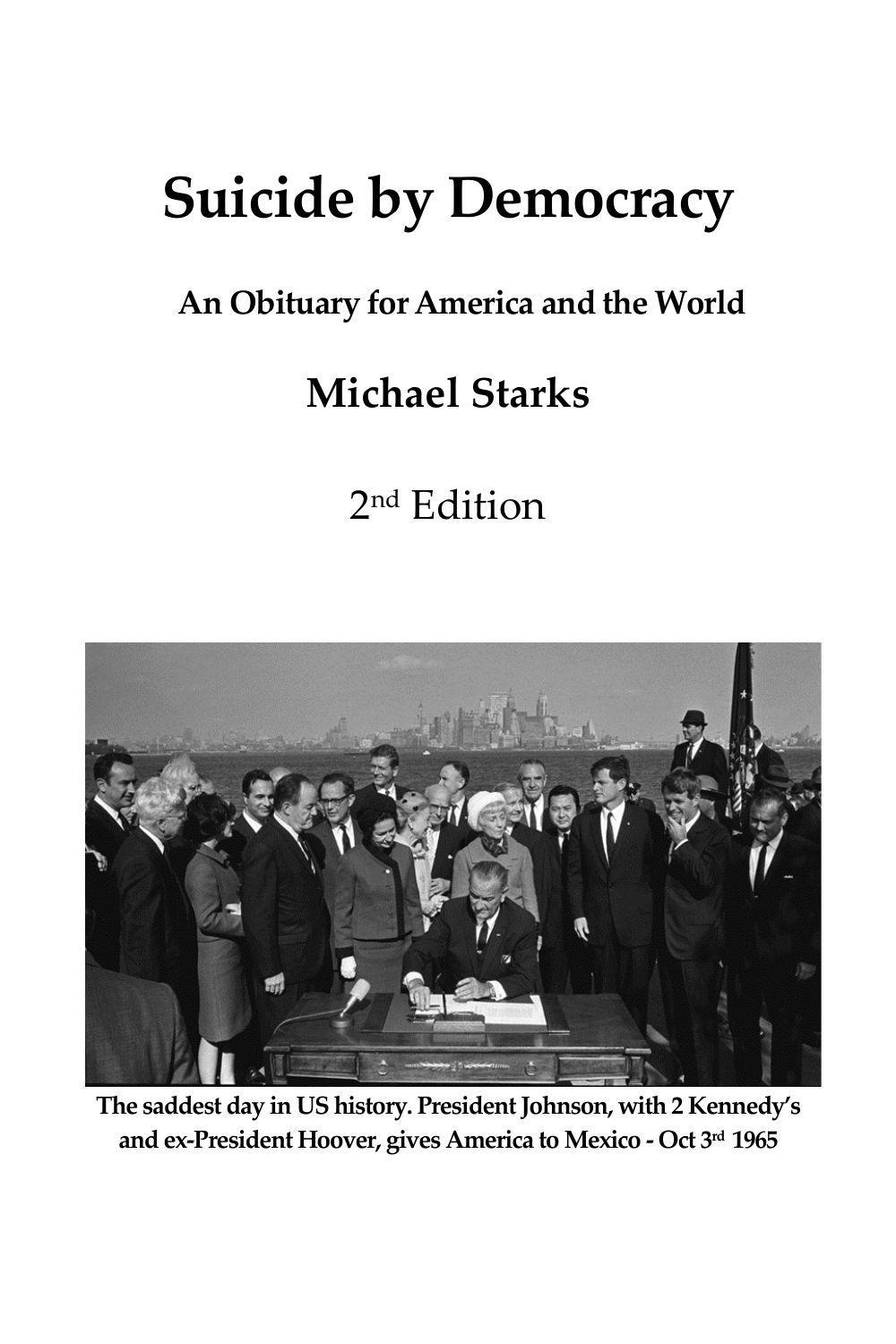# Suicide by Democracy

## An Obituary for America and the World

## Michael Starks

2nd Edition

**The saddest day in US history. President Johnson, with 2 Kennedy's and ex-President Hoover, gives America to Mexico - Oct 3rd 1965**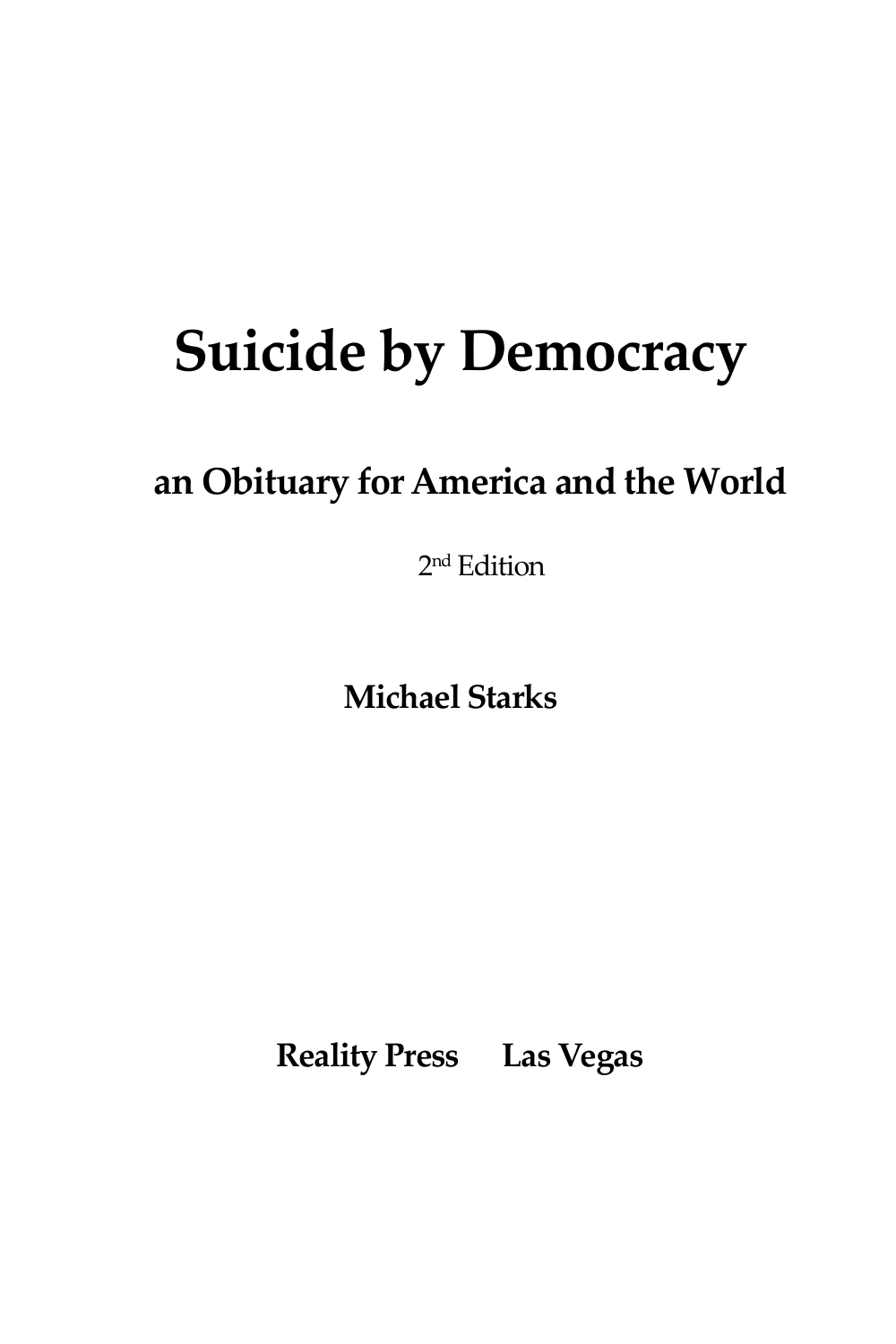# Suicide by Democracy

## an Obituary for America and the World

2nd Edition

**Michael Starks**

**Reality Press Las Vegas**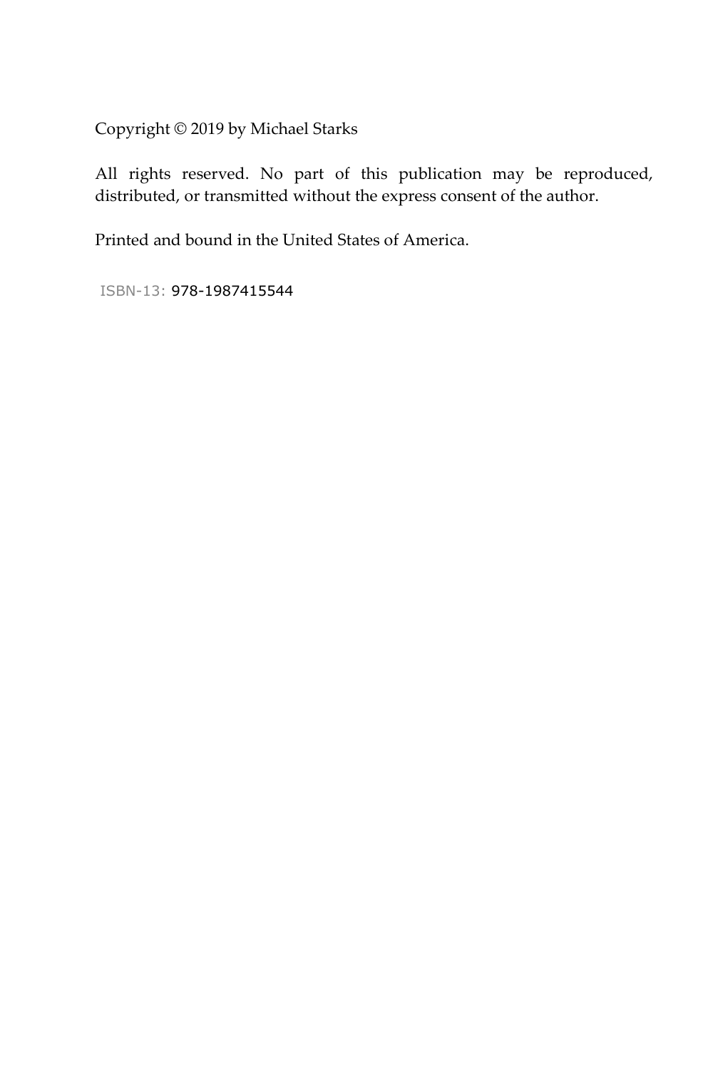Copyright © 2019 by Michael Starks

All rights reserved. No part of this publication may be reproduced, distributed, or transmitted without the express consent of the author.

Printed and bound in the United States of America.

ISBN-13: 978-1987415544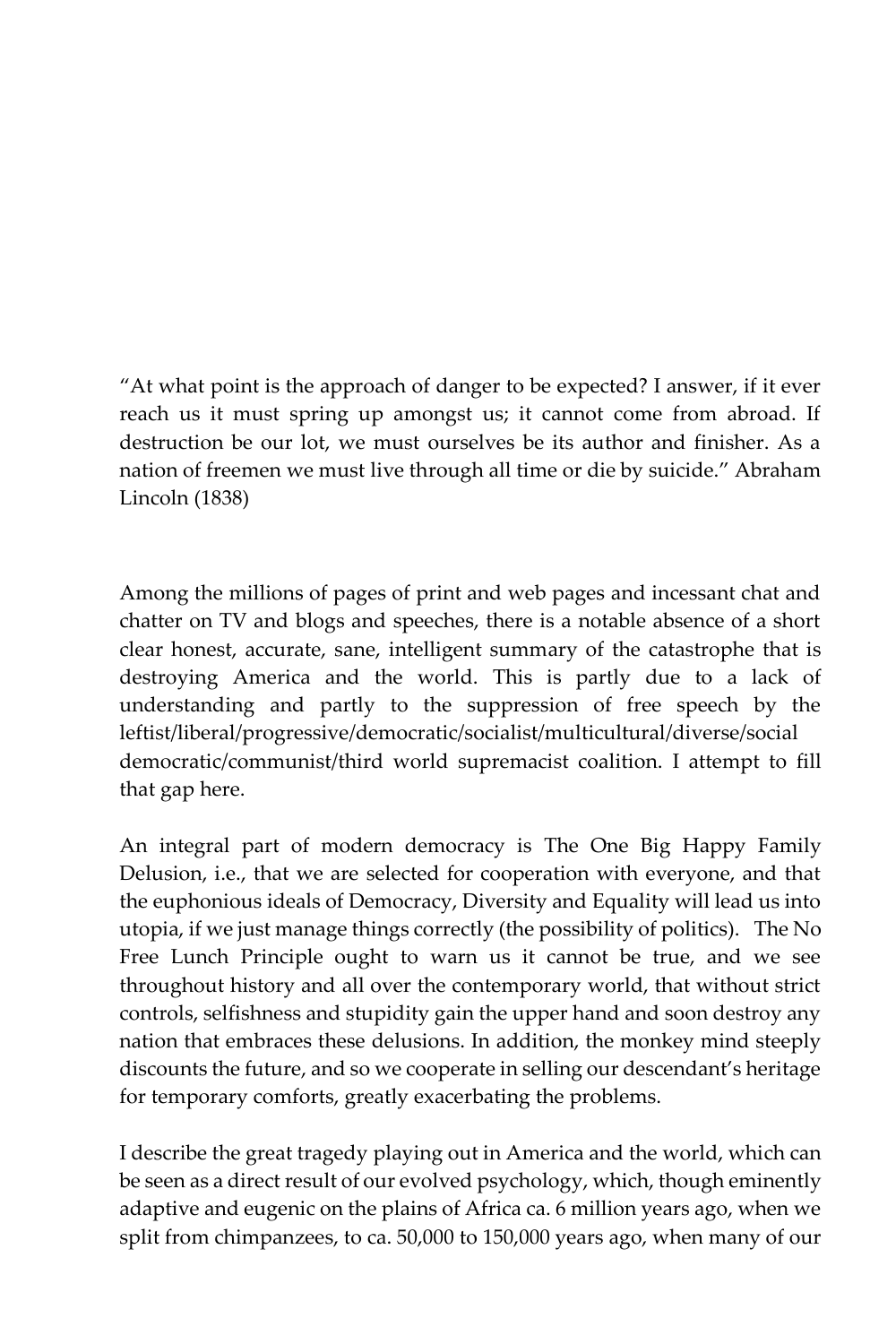"At what point is the approach of danger to be expected? I answer, if it ever reach us it must spring up amongst us; it cannot come from abroad. If destruction be our lot, we must ourselves be its author and finisher. As a nation of freemen we must live through all time or die by suicide." Abraham Lincoln (1838)

Among the millions of pages of print and web pages and incessant chat and chatter on TV and blogs and speeches, there is a notable absence of a short clear honest, accurate, sane, intelligent summary of the catastrophe that is destroying America and the world. This is partly due to a lack of understanding and partly to the suppression of free speech by the leftist/liberal/progressive/democratic/socialist/multicultural/diverse/social democratic/communist/third world supremacist coalition. I attempt to fill that gap here.

An integral part of modern democracy is The One Big Happy Family Delusion, i.e., that we are selected for cooperation with everyone, and that the euphonious ideals of Democracy, Diversity and Equality will lead us into utopia, if we just manage things correctly (the possibility of politics). The No Free Lunch Principle ought to warn us it cannot be true, and we see throughout history and all over the contemporary world, that without strict controls, selfishness and stupidity gain the upper hand and soon destroy any nation that embraces these delusions. In addition, the monkey mind steeply discounts the future, and so we cooperate in selling our descendant's heritage for temporary comforts, greatly exacerbating the problems.

I describe the great tragedy playing out in America and the world, which can be seen as a direct result of our evolved psychology, which, though eminently adaptive and eugenic on the plains of Africa ca. 6 million years ago, when we split from chimpanzees, to ca. 50,000 to 150,000 years ago, when many of our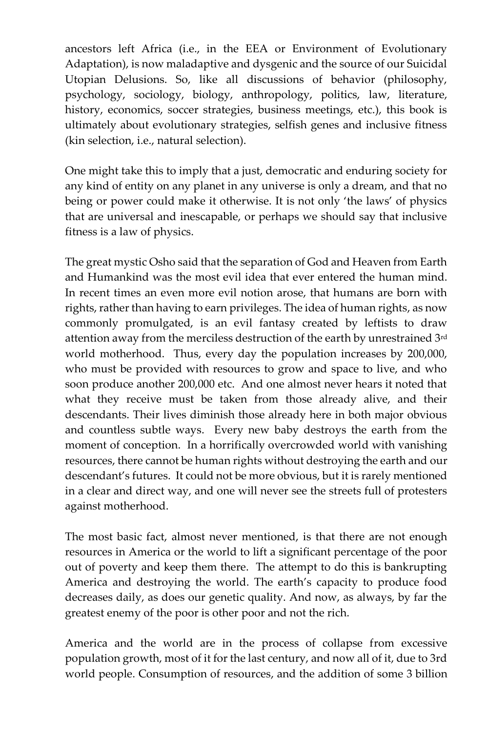ancestors left Africa (i.e., in the EEA or Environment of Evolutionary Adaptation), is now maladaptive and dysgenic and the source of our Suicidal Utopian Delusions. So, like all discussions of behavior (philosophy, psychology, sociology, biology, anthropology, politics, law, literature, history, economics, soccer strategies, business meetings, etc.), this book is ultimately about evolutionary strategies, selfish genes and inclusive fitness (kin selection, i.e., natural selection).

One might take this to imply that a just, democratic and enduring society for any kind of entity on any planet in any universe is only a dream, and that no being or power could make it otherwise. It is not only 'the laws' of physics that are universal and inescapable, or perhaps we should say that inclusive fitness is a law of physics.

The great mystic Osho said that the separation of God and Heaven from Earth and Humankind was the most evil idea that ever entered the human mind. In recent times an even more evil notion arose, that humans are born with rights, rather than having to earn privileges. The idea of human rights, as now commonly promulgated, is an evil fantasy created by leftists to draw attention away from the merciless destruction of the earth by unrestrained 3rd world motherhood. Thus, every day the population increases by 200,000, who must be provided with resources to grow and space to live, and who soon produce another 200,000 etc. And one almost never hears it noted that what they receive must be taken from those already alive, and their descendants. Their lives diminish those already here in both major obvious and countless subtle ways. Every new baby destroys the earth from the moment of conception. In a horrifically overcrowded world with vanishing resources, there cannot be human rights without destroying the earth and our descendant's futures. It could not be more obvious, but it is rarely mentioned in a clear and direct way, and one will never see the streets full of protesters against motherhood.

The most basic fact, almost never mentioned, is that there are not enough resources in America or the world to lift a significant percentage of the poor out of poverty and keep them there. The attempt to do this is bankrupting America and destroying the world. The earth's capacity to produce food decreases daily, as does our genetic quality. And now, as always, by far the greatest enemy of the poor is other poor and not the rich.

America and the world are in the process of collapse from excessive population growth, most of it for the last century, and now all of it, due to 3rd world people. Consumption of resources, and the addition of some 3 billion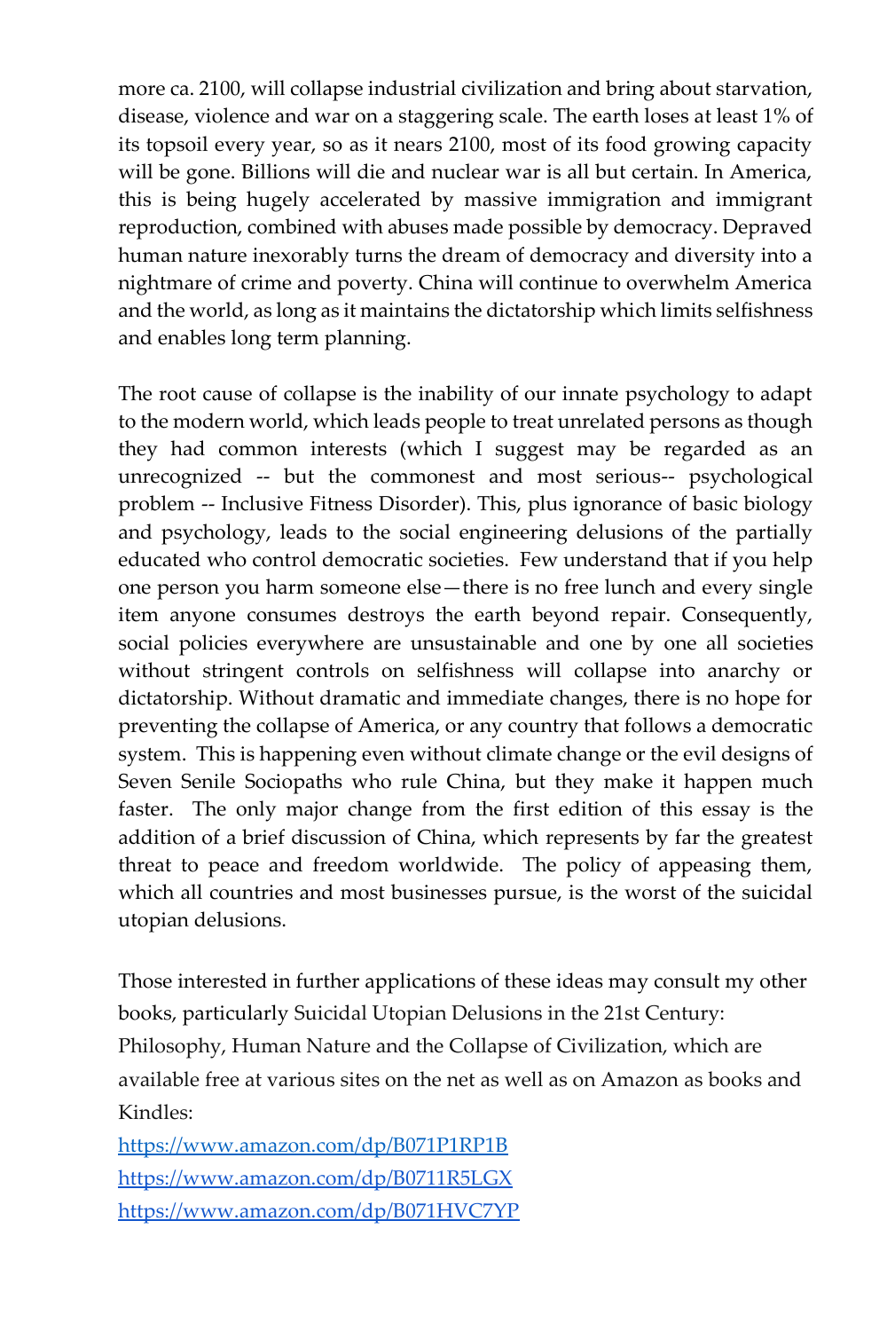more ca. 2100, will collapse industrial civilization and bring about starvation, disease, violence and war on a staggering scale. The earth loses at least 1% of its topsoil every year, so as it nears 2100, most of its food growing capacity will be gone. Billions will die and nuclear war is all but certain. In America, this is being hugely accelerated by massive immigration and immigrant reproduction, combined with abuses made possible by democracy. Depraved human nature inexorably turns the dream of democracy and diversity into a nightmare of crime and poverty. China will continue to overwhelm America and the world, as long as it maintains the dictatorship which limits selfishness and enables long term planning.

The root cause of collapse is the inability of our innate psychology to adapt to the modern world, which leads people to treat unrelated persons as though they had common interests (which I suggest may be regarded as an unrecognized -- but the commonest and most serious-- psychological problem -- Inclusive Fitness Disorder). This, plus ignorance of basic biology and psychology, leads to the social engineering delusions of the partially educated who control democratic societies. Few understand that if you help one person you harm someone else—there is no free lunch and every single item anyone consumes destroys the earth beyond repair. Consequently, social policies everywhere are unsustainable and one by one all societies without stringent controls on selfishness will collapse into anarchy or dictatorship. Without dramatic and immediate changes, there is no hope for preventing the collapse of America, or any country that follows a democratic system. This is happening even without climate change or the evil designs of Seven Senile Sociopaths who rule China, but they make it happen much faster. The only major change from the first edition of this essay is the addition of a brief discussion of China, which represents by far the greatest threat to peace and freedom worldwide. The policy of appeasing them, which all countries and most businesses pursue, is the worst of the suicidal utopian delusions.

Those interested in further applications of these ideas may consult my other books, particularly Suicidal Utopian Delusions in the 21st Century: Philosophy, Human Nature and the Collapse of Civilization, which are available free at various sites on the net as well as on Amazon as books and Kindles:

https://www.amazon.com/dp/B071P1RP1B

https://www.amazon.com/dp/B0711R5LGX

https://www.amazon.com/dp/B071HVC7YP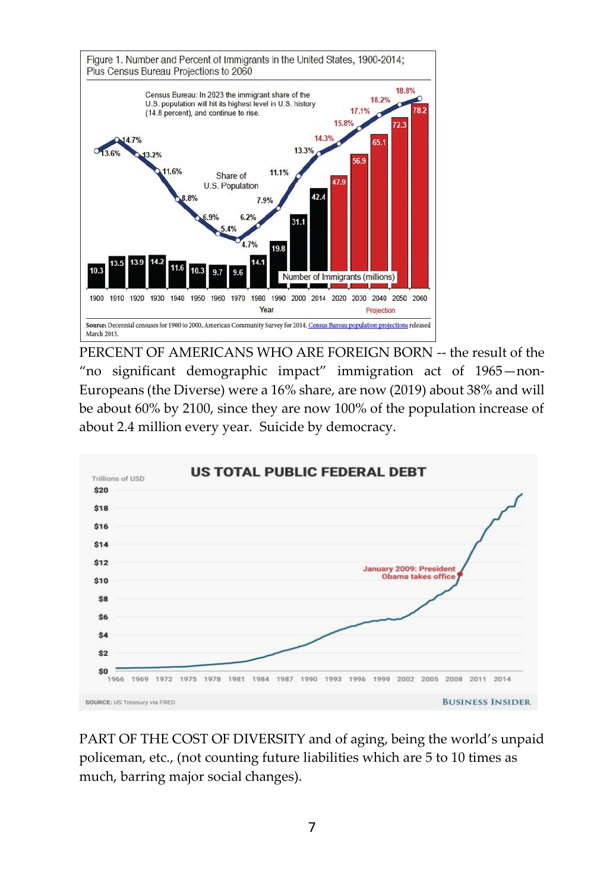PERCENT OF AMERICANS WHO ARE FOREIGN BORN -- the result of the "no significant demographic impact" immigration act of 1965—non-Europeans (the Diverse) were a 16% share, are now (2019) about 38% and will be about 60% by 2100, since they are now 100% of the population increase of about 2.4 million every year. Suicide by democracy.

PART OF THE COST OF DIVERSITY and of aging, being the world's unpaid policeman, etc., (not counting future liabilities which are 5 to 10 times as much, barring major social changes).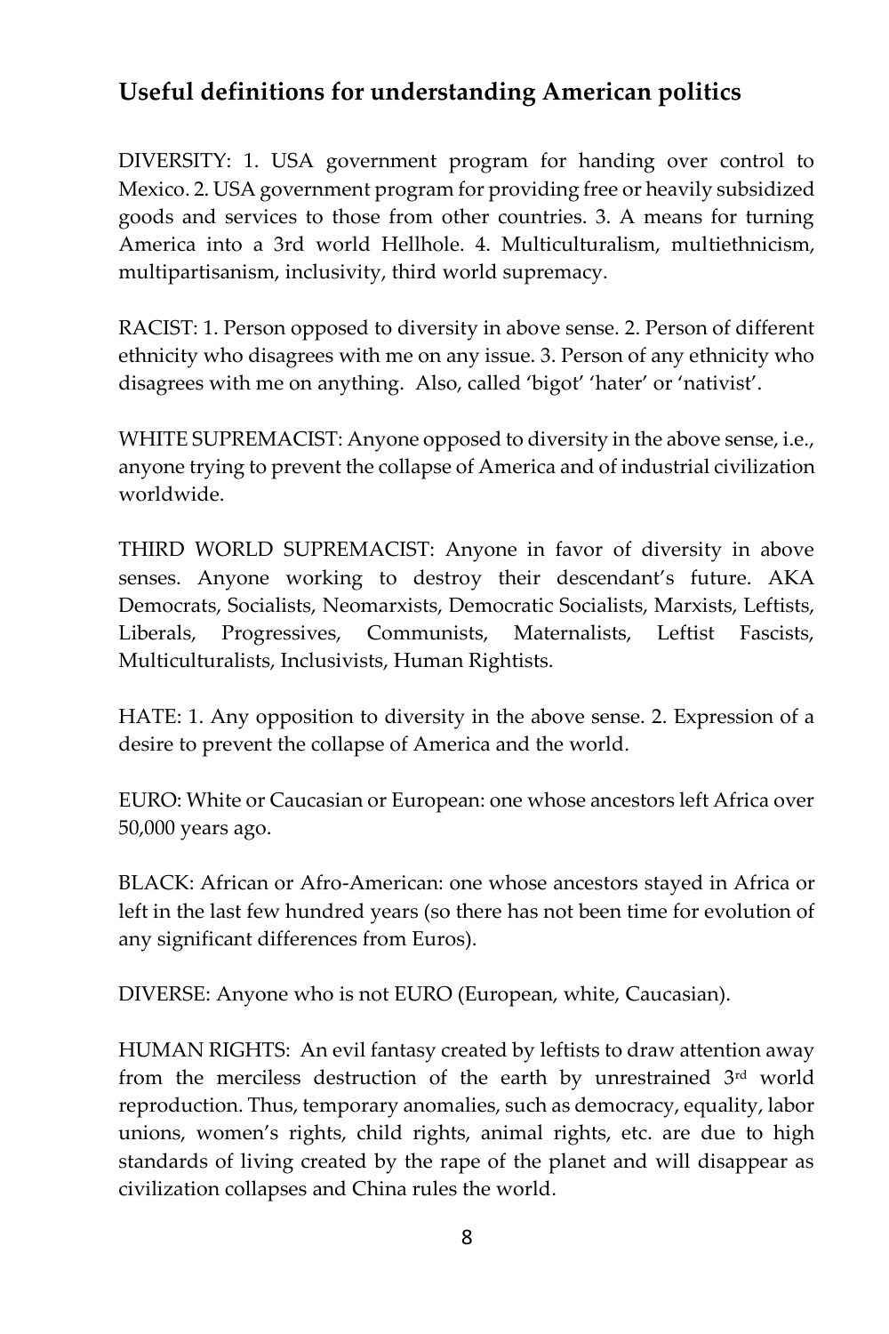## Useful definitions for understanding American politics

DIVERSITY: 1. USA government program for handing over control to Mexico. 2. USA government program for providing free or heavily subsidized goods and services to those from other countries. 3. A means for turning America into a 3rd world Hellhole. 4. Multiculturalism, multiethnicism, multipartisanism, inclusivity, third world supremacy.

RACIST: 1. Person opposed to diversity in above sense. 2. Person of different ethnicity who disagrees with me on any issue. 3. Person of any ethnicity who disagrees with me on anything. Also, called 'bigot' 'hater' or 'nativist'.

WHITE SUPREMACIST: Anyone opposed to diversity in the above sense, i.e., anyone trying to prevent the collapse of America and of industrial civilization worldwide.

THIRD WORLD SUPREMACIST: Anyone in favor of diversity in above senses. Anyone working to destroy their descendant's future. AKA Democrats, Socialists, Neomarxists, Democratic Socialists, Marxists, Leftists, Liberals, Progressives, Communists, Maternalists, Leftist Fascists, Multiculturalists, Inclusivists, Human Rightists.

HATE: 1. Any opposition to diversity in the above sense. 2. Expression of a desire to prevent the collapse of America and the world.

EURO: White or Caucasian or European: one whose ancestors left Africa over 50,000 years ago.

BLACK: African or Afro-American: one whose ancestors stayed in Africa or left in the last few hundred years (so there has not been time for evolution of any significant differences from Euros).

DIVERSE: Anyone who is not EURO (European, white, Caucasian).

HUMAN RIGHTS: An evil fantasy created by leftists to draw attention away from the merciless destruction of the earth by unrestrained 3rd world reproduction. Thus, temporary anomalies, such as democracy, equality, labor unions, women's rights, child rights, animal rights, etc. are due to high standards of living created by the rape of the planet and will disappear as civilization collapses and China rules the world.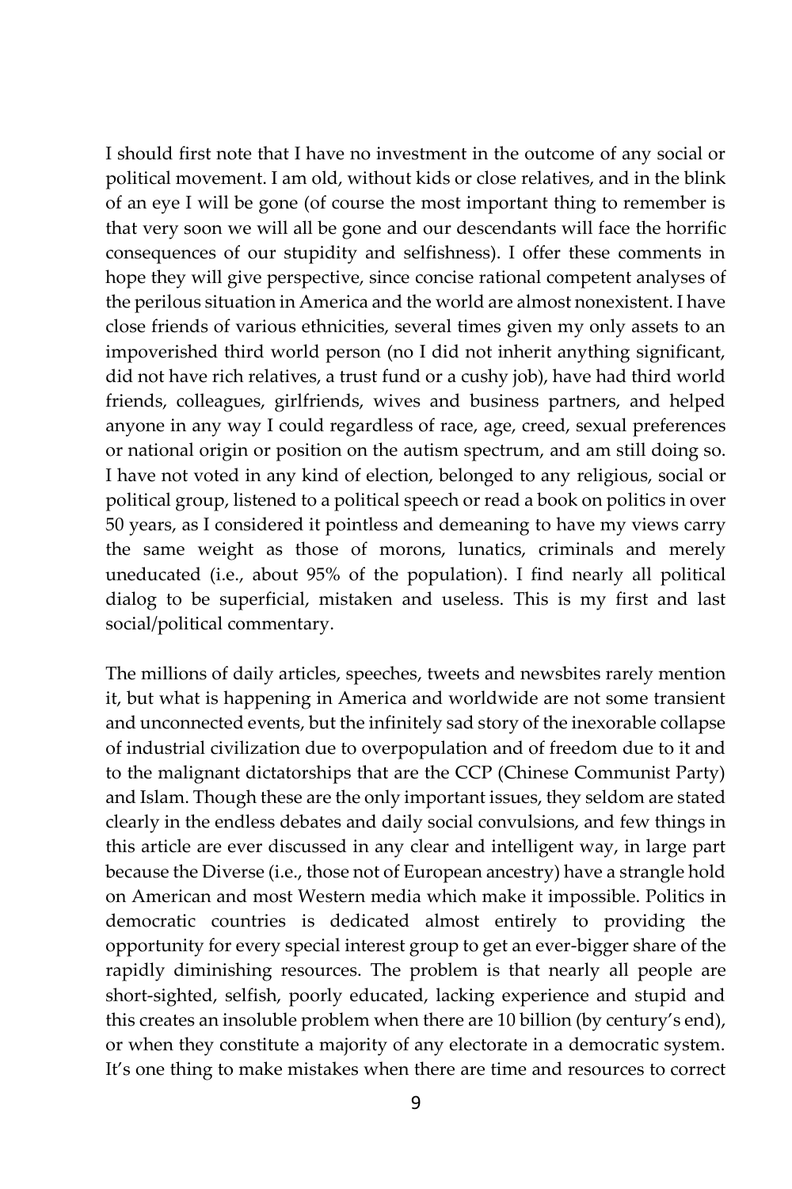I should first note that I have no investment in the outcome of any social or political movement. I am old, without kids or close relatives, and in the blink of an eye I will be gone (of course the most important thing to remember is that very soon we will all be gone and our descendants will face the horrific consequences of our stupidity and selfishness). I offer these comments in hope they will give perspective, since concise rational competent analyses of the perilous situation in America and the world are almost nonexistent. I have close friends of various ethnicities, several times given my only assets to an impoverished third world person (no I did not inherit anything significant, did not have rich relatives, a trust fund or a cushy job), have had third world friends, colleagues, girlfriends, wives and business partners, and helped anyone in any way I could regardless of race, age, creed, sexual preferences or national origin or position on the autism spectrum, and am still doing so. I have not voted in any kind of election, belonged to any religious, social or political group, listened to a political speech or read a book on politics in over 50 years, as I considered it pointless and demeaning to have my views carry the same weight as those of morons, lunatics, criminals and merely uneducated (i.e., about 95% of the population). I find nearly all political dialog to be superficial, mistaken and useless. This is my first and last social/political commentary.

The millions of daily articles, speeches, tweets and newsbites rarely mention it, but what is happening in America and worldwide are not some transient and unconnected events, but the infinitely sad story of the inexorable collapse of industrial civilization due to overpopulation and of freedom due to it and to the malignant dictatorships that are the CCP (Chinese Communist Party) and Islam. Though these are the only important issues, they seldom are stated clearly in the endless debates and daily social convulsions, and few things in this article are ever discussed in any clear and intelligent way, in large part because the Diverse (i.e., those not of European ancestry) have a strangle hold on American and most Western media which make it impossible. Politics in democratic countries is dedicated almost entirely to providing the opportunity for every special interest group to get an ever-bigger share of the rapidly diminishing resources. The problem is that nearly all people are short-sighted, selfish, poorly educated, lacking experience and stupid and this creates an insoluble problem when there are 10 billion (by century's end), or when they constitute a majority of any electorate in a democratic system. It's one thing to make mistakes when there are time and resources to correct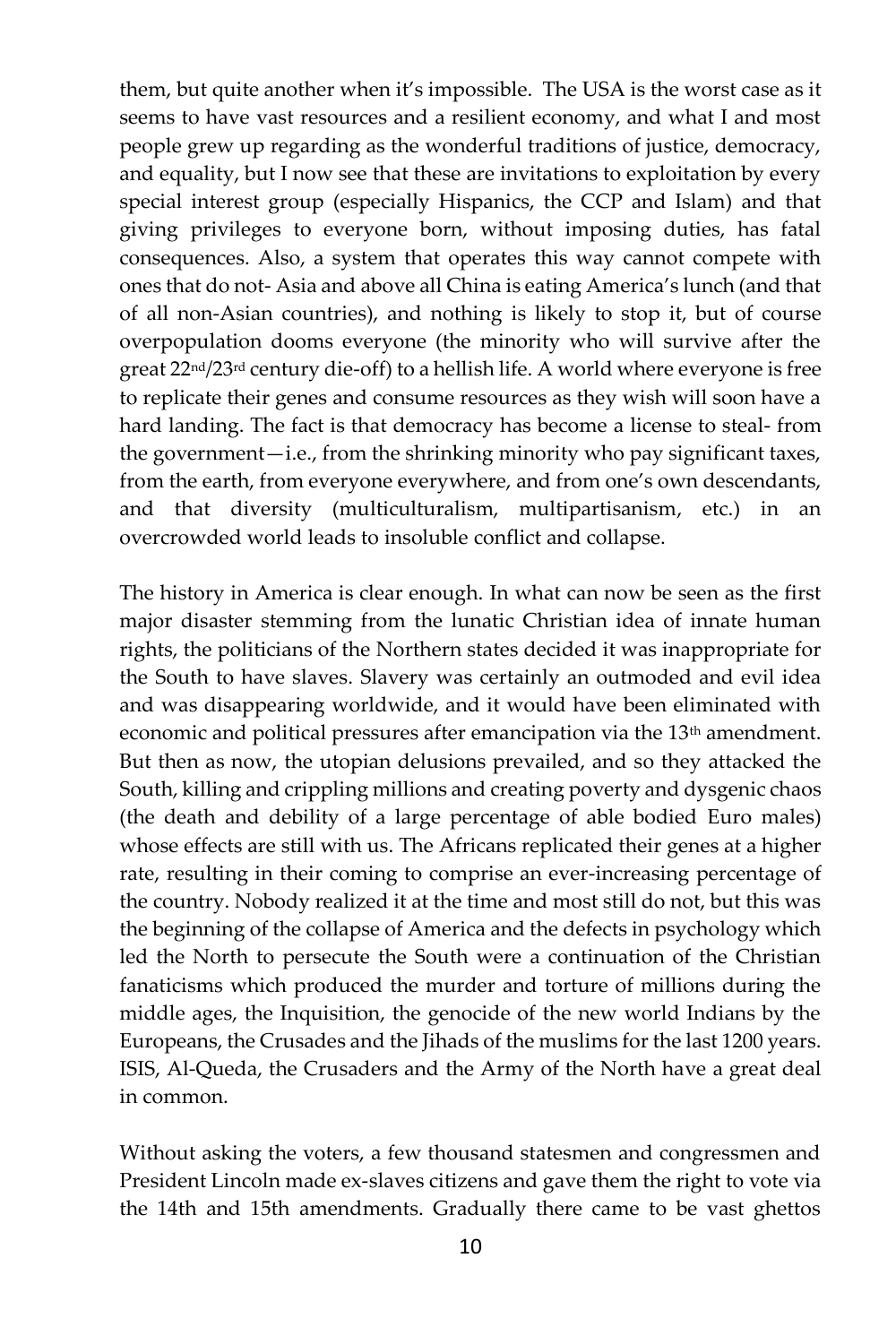them, but quite another when it's impossible. The USA is the worst case as it seems to have vast resources and a resilient economy, and what I and most people grew up regarding as the wonderful traditions of justice, democracy, and equality, but I now see that these are invitations to exploitation by every special interest group (especially Hispanics, the CCP and Islam) and that giving privileges to everyone born, without imposing duties, has fatal consequences. Also, a system that operates this way cannot compete with ones that do not- Asia and above all China is eating America's lunch (and that of all non-Asian countries), and nothing is likely to stop it, but of course overpopulation dooms everyone (the minority who will survive after the great 22nd/23rd century die-off) to a hellish life. A world where everyone is free to replicate their genes and consume resources as they wish will soon have a hard landing. The fact is that democracy has become a license to steal- from the government—i.e., from the shrinking minority who pay significant taxes, from the earth, from everyone everywhere, and from one's own descendants, and that diversity (multiculturalism, multipartisanism, etc.) in an overcrowded world leads to insoluble conflict and collapse.

The history in America is clear enough. In what can now be seen as the first major disaster stemming from the lunatic Christian idea of innate human rights, the politicians of the Northern states decided it was inappropriate for the South to have slaves. Slavery was certainly an outmoded and evil idea and was disappearing worldwide, and it would have been eliminated with economic and political pressures after emancipation via the 13th amendment. But then as now, the utopian delusions prevailed, and so they attacked the South, killing and crippling millions and creating poverty and dysgenic chaos (the death and debility of a large percentage of able bodied Euro males) whose effects are still with us. The Africans replicated their genes at a higher rate, resulting in their coming to comprise an ever-increasing percentage of the country. Nobody realized it at the time and most still do not, but this was the beginning of the collapse of America and the defects in psychology which led the North to persecute the South were a continuation of the Christian fanaticisms which produced the murder and torture of millions during the middle ages, the Inquisition, the genocide of the new world Indians by the Europeans, the Crusades and the Jihads of the muslims for the last 1200 years. ISIS, Al-Queda, the Crusaders and the Army of the North have a great deal in common.

Without asking the voters, a few thousand statesmen and congressmen and President Lincoln made ex-slaves citizens and gave them the right to vote via the 14th and 15th amendments. Gradually there came to be vast ghettos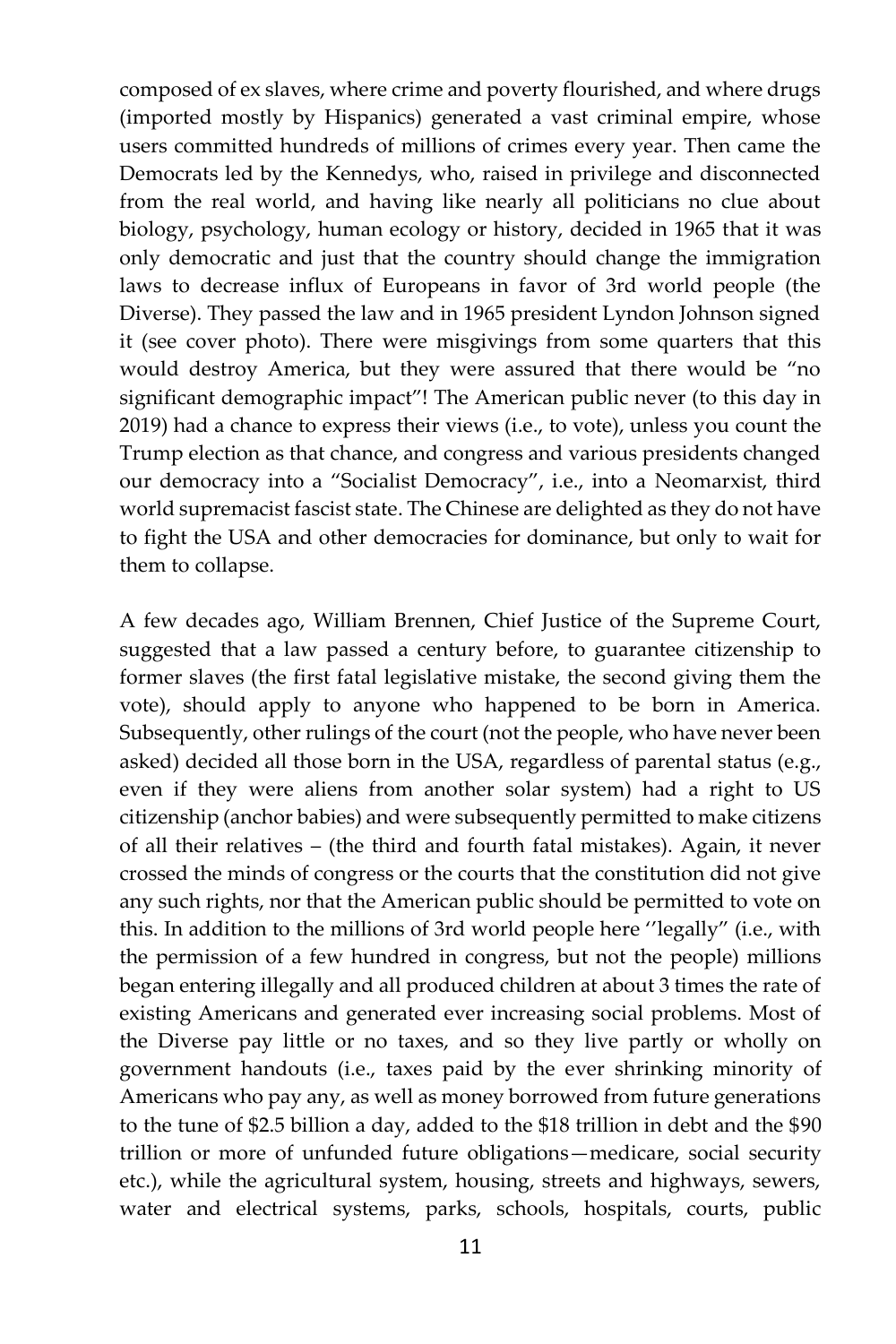composed of ex slaves, where crime and poverty flourished, and where drugs (imported mostly by Hispanics) generated a vast criminal empire, whose users committed hundreds of millions of crimes every year. Then came the Democrats led by the Kennedys, who, raised in privilege and disconnected from the real world, and having like nearly all politicians no clue about biology, psychology, human ecology or history, decided in 1965 that it was only democratic and just that the country should change the immigration laws to decrease influx of Europeans in favor of 3rd world people (the Diverse). They passed the law and in 1965 president Lyndon Johnson signed it (see cover photo). There were misgivings from some quarters that this would destroy America, but they were assured that there would be "no significant demographic impact"! The American public never (to this day in 2019) had a chance to express their views (i.e., to vote), unless you count the Trump election as that chance, and congress and various presidents changed our democracy into a "Socialist Democracy", i.e., into a Neomarxist, third world supremacist fascist state. The Chinese are delighted as they do not have to fight the USA and other democracies for dominance, but only to wait for them to collapse.

A few decades ago, William Brennen, Chief Justice of the Supreme Court, suggested that a law passed a century before, to guarantee citizenship to former slaves (the first fatal legislative mistake, the second giving them the vote), should apply to anyone who happened to be born in America. Subsequently, other rulings of the court (not the people, who have never been asked) decided all those born in the USA, regardless of parental status (e.g., even if they were aliens from another solar system) had a right to US citizenship (anchor babies) and were subsequently permitted to make citizens of all their relatives – (the third and fourth fatal mistakes). Again, it never crossed the minds of congress or the courts that the constitution did not give any such rights, nor that the American public should be permitted to vote on this. In addition to the millions of 3rd world people here ''legally" (i.e., with the permission of a few hundred in congress, but not the people) millions began entering illegally and all produced children at about 3 times the rate of existing Americans and generated ever increasing social problems. Most of the Diverse pay little or no taxes, and so they live partly or wholly on government handouts (i.e., taxes paid by the ever shrinking minority of Americans who pay any, as well as money borrowed from future generations to the tune of $2.5 billion a day, added to the $18 trillion in debt and the $90 trillion or more of unfunded future obligations—medicare, social security etc.), while the agricultural system, housing, streets and highways, sewers, water and electrical systems, parks, schools, hospitals, courts, public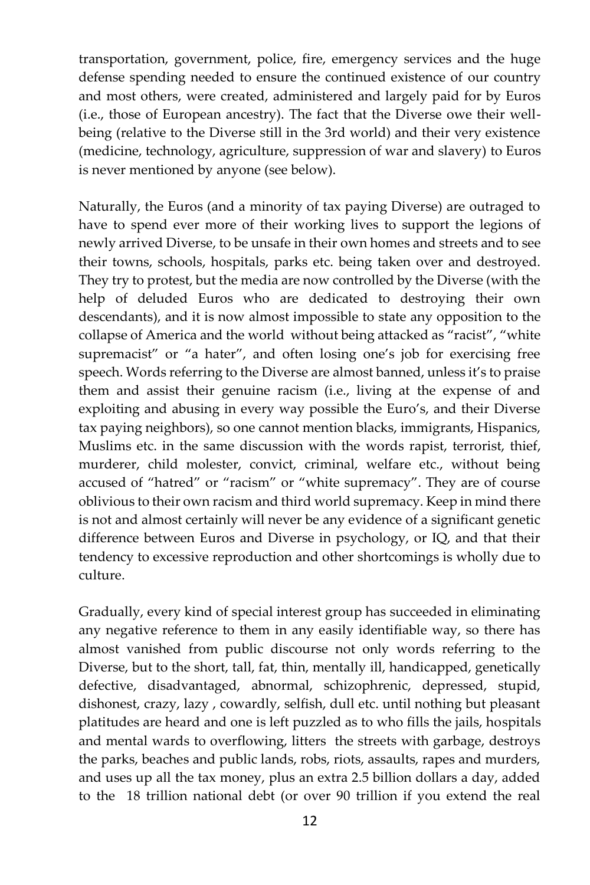transportation, government, police, fire, emergency services and the huge defense spending needed to ensure the continued existence of our country and most others, were created, administered and largely paid for by Euros (i.e., those of European ancestry). The fact that the Diverse owe their well-being (relative to the Diverse still in the 3rd world) and their very existence (medicine, technology, agriculture, suppression of war and slavery) to Euros is never mentioned by anyone (see below).

Naturally, the Euros (and a minority of tax paying Diverse) are outraged to have to spend ever more of their working lives to support the legions of newly arrived Diverse, to be unsafe in their own homes and streets and to see their towns, schools, hospitals, parks etc. being taken over and destroyed. They try to protest, but the media are now controlled by the Diverse (with the help of deluded Euros who are dedicated to destroying their own descendants), and it is now almost impossible to state any opposition to the collapse of America and the world without being attacked as "racist", "white supremacist" or "a hater", and often losing one's job for exercising free speech. Words referring to the Diverse are almost banned, unless it's to praise them and assist their genuine racism (i.e., living at the expense of and exploiting and abusing in every way possible the Euro's, and their Diverse tax paying neighbors), so one cannot mention blacks, immigrants, Hispanics, Muslims etc. in the same discussion with the words rapist, terrorist, thief, murderer, child molester, convict, criminal, welfare etc., without being accused of "hatred" or "racism" or "white supremacy". They are of course oblivious to their own racism and third world supremacy. Keep in mind there is not and almost certainly will never be any evidence of a significant genetic difference between Euros and Diverse in psychology, or IQ, and that their tendency to excessive reproduction and other shortcomings is wholly due to culture.

Gradually, every kind of special interest group has succeeded in eliminating any negative reference to them in any easily identifiable way, so there has almost vanished from public discourse not only words referring to the Diverse, but to the short, tall, fat, thin, mentally ill, handicapped, genetically defective, disadvantaged, abnormal, schizophrenic, depressed, stupid, dishonest, crazy, lazy , cowardly, selfish, dull etc. until nothing but pleasant platitudes are heard and one is left puzzled as to who fills the jails, hospitals and mental wards to overflowing, litters the streets with garbage, destroys the parks, beaches and public lands, robs, riots, assaults, rapes and murders, and uses up all the tax money, plus an extra 2.5 billion dollars a day, added to the 18 trillion national debt (or over 90 trillion if you extend the real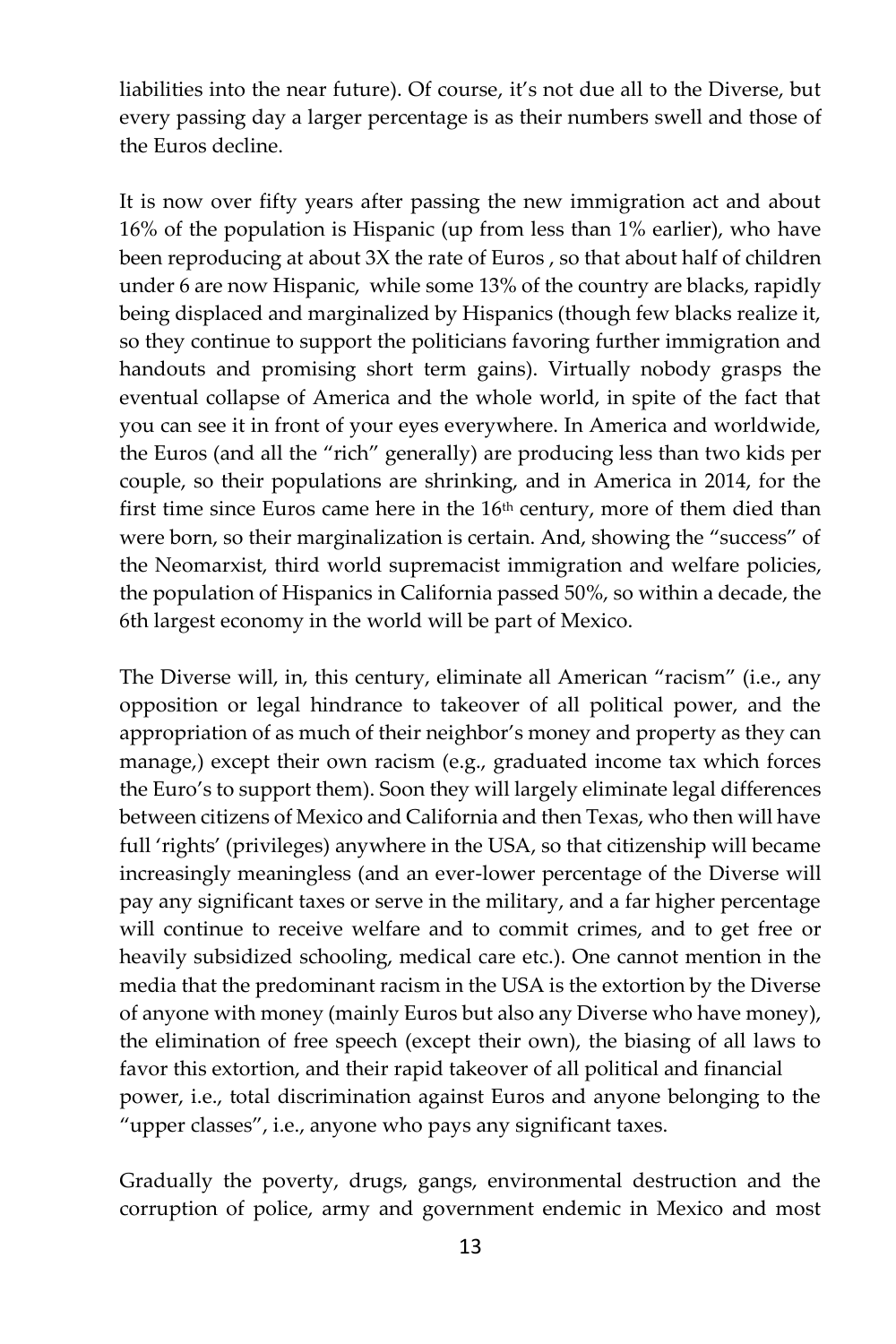liabilities into the near future). Of course, it's not due all to the Diverse, but every passing day a larger percentage is as their numbers swell and those of the Euros decline.

It is now over fifty years after passing the new immigration act and about 16% of the population is Hispanic (up from less than 1% earlier), who have been reproducing at about 3X the rate of Euros , so that about half of children under 6 are now Hispanic, while some 13% of the country are blacks, rapidly being displaced and marginalized by Hispanics (though few blacks realize it, so they continue to support the politicians favoring further immigration and handouts and promising short term gains). Virtually nobody grasps the eventual collapse of America and the whole world, in spite of the fact that you can see it in front of your eyes everywhere. In America and worldwide, the Euros (and all the "rich" generally) are producing less than two kids per couple, so their populations are shrinking, and in America in 2014, for the first time since Euros came here in the 16th century, more of them died than were born, so their marginalization is certain. And, showing the "success" of the Neomarxist, third world supremacist immigration and welfare policies, the population of Hispanics in California passed 50%, so within a decade, the 6th largest economy in the world will be part of Mexico.

The Diverse will, in, this century, eliminate all American "racism" (i.e., any opposition or legal hindrance to takeover of all political power, and the appropriation of as much of their neighbor's money and property as they can manage,) except their own racism (e.g., graduated income tax which forces the Euro's to support them). Soon they will largely eliminate legal differences between citizens of Mexico and California and then Texas, who then will have full 'rights' (privileges) anywhere in the USA, so that citizenship will became increasingly meaningless (and an ever-lower percentage of the Diverse will pay any significant taxes or serve in the military, and a far higher percentage will continue to receive welfare and to commit crimes, and to get free or heavily subsidized schooling, medical care etc.). One cannot mention in the media that the predominant racism in the USA is the extortion by the Diverse of anyone with money (mainly Euros but also any Diverse who have money), the elimination of free speech (except their own), the biasing of all laws to favor this extortion, and their rapid takeover of all political and financial power, i.e., total discrimination against Euros and anyone belonging to the "upper classes", i.e., anyone who pays any significant taxes.

Gradually the poverty, drugs, gangs, environmental destruction and the corruption of police, army and government endemic in Mexico and most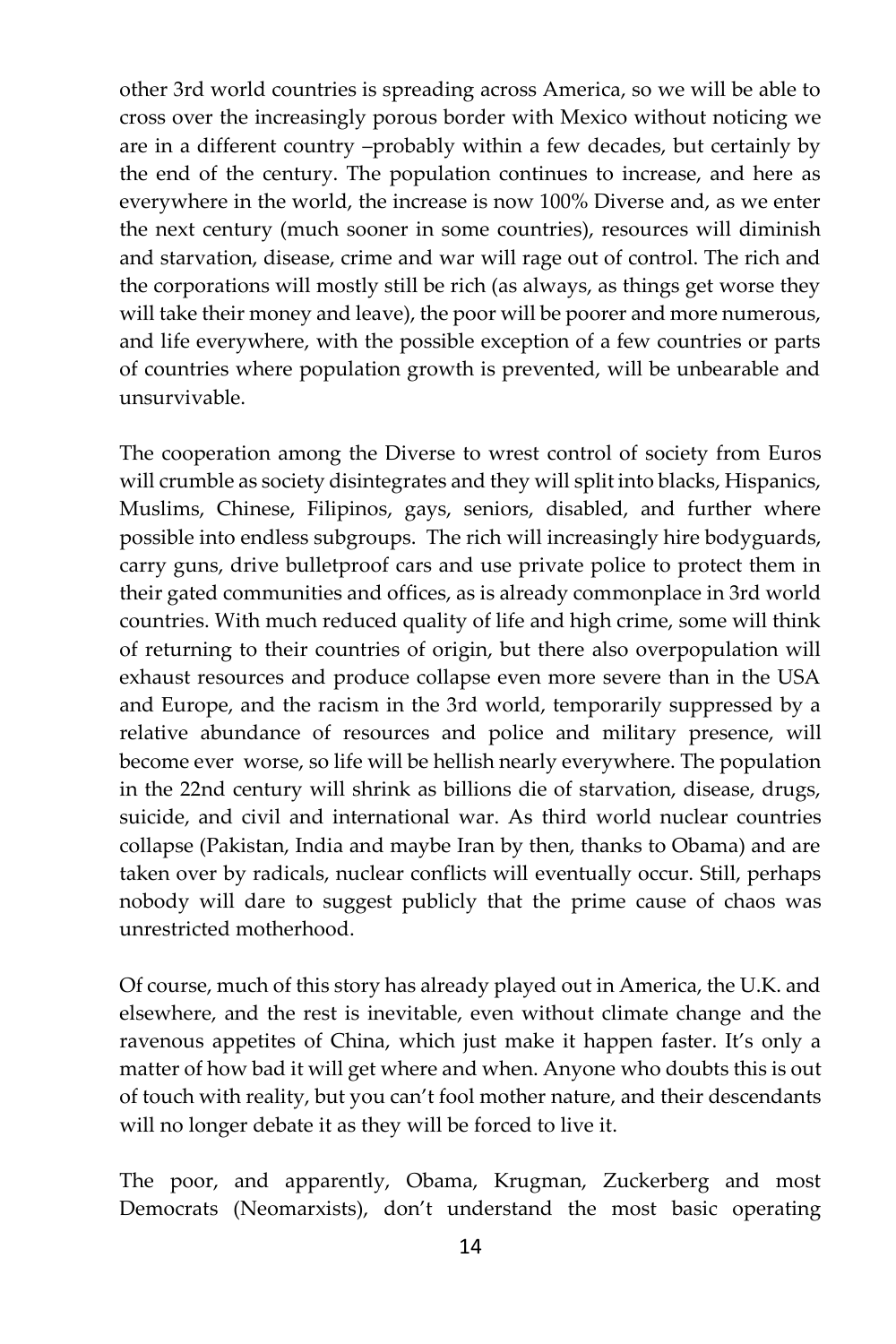other 3rd world countries is spreading across America, so we will be able to cross over the increasingly porous border with Mexico without noticing we are in a different country –probably within a few decades, but certainly by the end of the century. The population continues to increase, and here as everywhere in the world, the increase is now 100% Diverse and, as we enter the next century (much sooner in some countries), resources will diminish and starvation, disease, crime and war will rage out of control. The rich and the corporations will mostly still be rich (as always, as things get worse they will take their money and leave), the poor will be poorer and more numerous, and life everywhere, with the possible exception of a few countries or parts of countries where population growth is prevented, will be unbearable and unsurvivable.

The cooperation among the Diverse to wrest control of society from Euros will crumble as society disintegrates and they will split into blacks, Hispanics, Muslims, Chinese, Filipinos, gays, seniors, disabled, and further where possible into endless subgroups. The rich will increasingly hire bodyguards, carry guns, drive bulletproof cars and use private police to protect them in their gated communities and offices, as is already commonplace in 3rd world countries. With much reduced quality of life and high crime, some will think of returning to their countries of origin, but there also overpopulation will exhaust resources and produce collapse even more severe than in the USA and Europe, and the racism in the 3rd world, temporarily suppressed by a relative abundance of resources and police and military presence, will become ever worse, so life will be hellish nearly everywhere. The population in the 22nd century will shrink as billions die of starvation, disease, drugs, suicide, and civil and international war. As third world nuclear countries collapse (Pakistan, India and maybe Iran by then, thanks to Obama) and are taken over by radicals, nuclear conflicts will eventually occur. Still, perhaps nobody will dare to suggest publicly that the prime cause of chaos was unrestricted motherhood.

Of course, much of this story has already played out in America, the U.K. and elsewhere, and the rest is inevitable, even without climate change and the ravenous appetites of China, which just make it happen faster. It's only a matter of how bad it will get where and when. Anyone who doubts this is out of touch with reality, but you can't fool mother nature, and their descendants will no longer debate it as they will be forced to live it.

The poor, and apparently, Obama, Krugman, Zuckerberg and most Democrats (Neomarxists), don't understand the most basic operating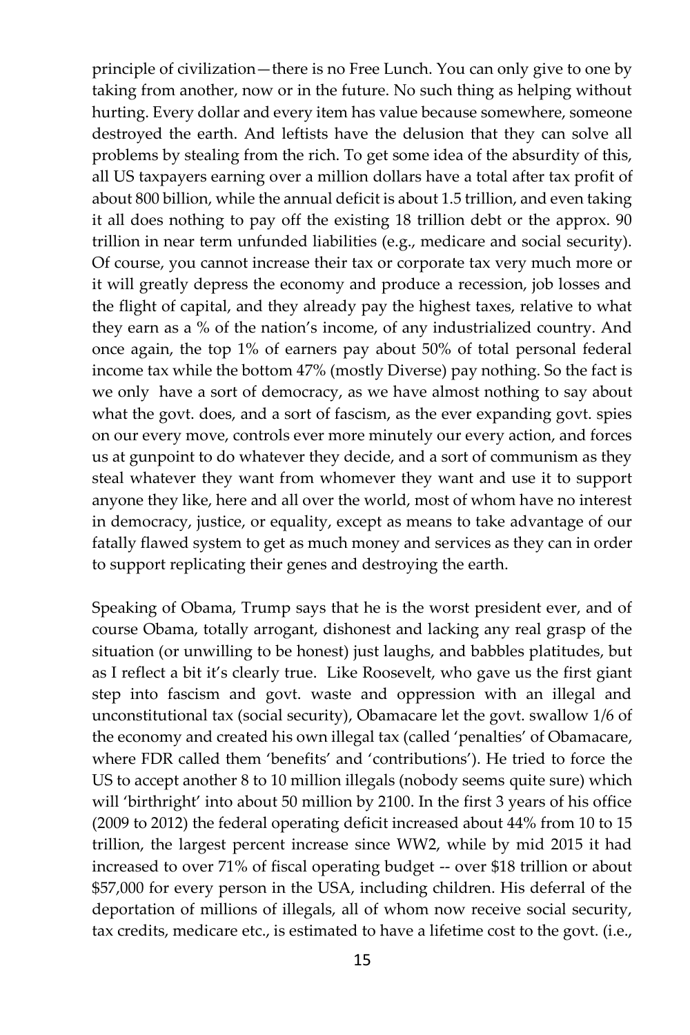principle of civilization—there is no Free Lunch. You can only give to one by taking from another, now or in the future. No such thing as helping without hurting. Every dollar and every item has value because somewhere, someone destroyed the earth. And leftists have the delusion that they can solve all problems by stealing from the rich. To get some idea of the absurdity of this, all US taxpayers earning over a million dollars have a total after tax profit of about 800 billion, while the annual deficit is about 1.5 trillion, and even taking it all does nothing to pay off the existing 18 trillion debt or the approx. 90 trillion in near term unfunded liabilities (e.g., medicare and social security). Of course, you cannot increase their tax or corporate tax very much more or it will greatly depress the economy and produce a recession, job losses and the flight of capital, and they already pay the highest taxes, relative to what they earn as a % of the nation's income, of any industrialized country. And once again, the top 1% of earners pay about 50% of total personal federal income tax while the bottom 47% (mostly Diverse) pay nothing. So the fact is we only  have a sort of democracy, as we have almost nothing to say about what the govt. does, and a sort of fascism, as the ever expanding govt. spies on our every move, controls ever more minutely our every action, and forces us at gunpoint to do whatever they decide, and a sort of communism as they steal whatever they want from whomever they want and use it to support anyone they like, here and all over the world, most of whom have no interest in democracy, justice, or equality, except as means to take advantage of our fatally flawed system to get as much money and services as they can in order to support replicating their genes and destroying the earth.

Speaking of Obama, Trump says that he is the worst president ever, and of course Obama, totally arrogant, dishonest and lacking any real grasp of the situation (or unwilling to be honest) just laughs, and babbles platitudes, but as I reflect a bit it's clearly true.  Like Roosevelt, who gave us the first giant step into fascism and govt. waste and oppression with an illegal and unconstitutional tax (social security), Obamacare let the govt. swallow 1/6 of the economy and created his own illegal tax (called 'penalties' of Obamacare, where FDR called them 'benefits' and 'contributions'). He tried to force the US to accept another 8 to 10 million illegals (nobody seems quite sure) which will 'birthright' into about 50 million by 2100. In the first 3 years of his office (2009 to 2012) the federal operating deficit increased about 44% from 10 to 15 trillion, the largest percent increase since WW2, while by mid 2015 it had increased to over 71% of fiscal operating budget -- over $18 trillion or about $57,000 for every person in the USA, including children. His deferral of the deportation of millions of illegals, all of whom now receive social security, tax credits, medicare etc., is estimated to have a lifetime cost to the govt. (i.e.,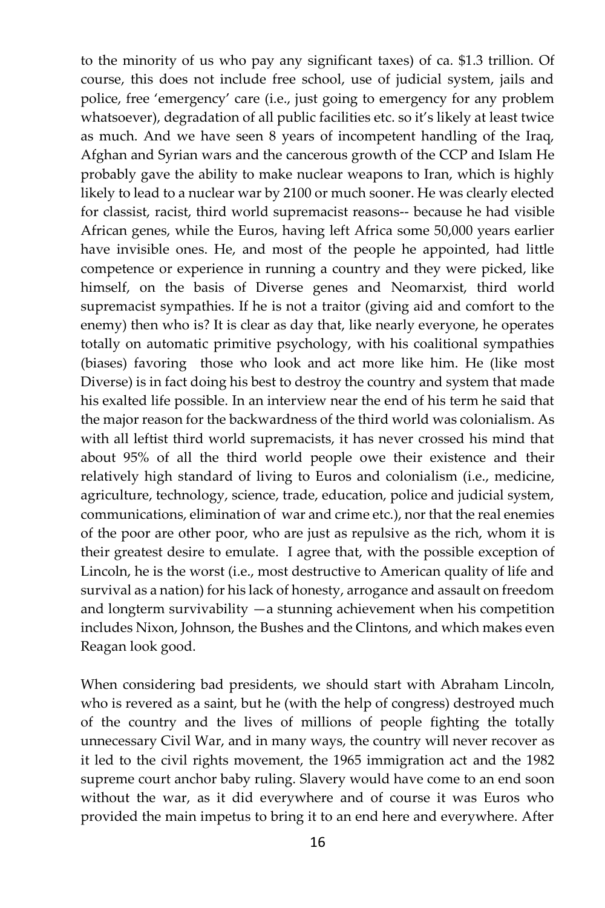to the minority of us who pay any significant taxes) of ca. $1.3 trillion. Of course, this does not include free school, use of judicial system, jails and police, free 'emergency' care (i.e., just going to emergency for any problem whatsoever), degradation of all public facilities etc. so it's likely at least twice as much. And we have seen 8 years of incompetent handling of the Iraq, Afghan and Syrian wars and the cancerous growth of the CCP and Islam He probably gave the ability to make nuclear weapons to Iran, which is highly likely to lead to a nuclear war by 2100 or much sooner. He was clearly elected for classist, racist, third world supremacist reasons-- because he had visible African genes, while the Euros, having left Africa some 50,000 years earlier have invisible ones. He, and most of the people he appointed, had little competence or experience in running a country and they were picked, like himself, on the basis of Diverse genes and Neomarxist, third world supremacist sympathies. If he is not a traitor (giving aid and comfort to the enemy) then who is? It is clear as day that, like nearly everyone, he operates totally on automatic primitive psychology, with his coalitional sympathies (biases) favoring those who look and act more like him. He (like most Diverse) is in fact doing his best to destroy the country and system that made his exalted life possible. In an interview near the end of his term he said that the major reason for the backwardness of the third world was colonialism. As with all leftist third world supremacists, it has never crossed his mind that about 95% of all the third world people owe their existence and their relatively high standard of living to Euros and colonialism (i.e., medicine, agriculture, technology, science, trade, education, police and judicial system, communications, elimination of war and crime etc.), nor that the real enemies of the poor are other poor, who are just as repulsive as the rich, whom it is their greatest desire to emulate. I agree that, with the possible exception of Lincoln, he is the worst (i.e., most destructive to American quality of life and survival as a nation) for his lack of honesty, arrogance and assault on freedom and longterm survivability —a stunning achievement when his competition includes Nixon, Johnson, the Bushes and the Clintons, and which makes even Reagan look good.

When considering bad presidents, we should start with Abraham Lincoln, who is revered as a saint, but he (with the help of congress) destroyed much of the country and the lives of millions of people fighting the totally unnecessary Civil War, and in many ways, the country will never recover as it led to the civil rights movement, the 1965 immigration act and the 1982 supreme court anchor baby ruling. Slavery would have come to an end soon without the war, as it did everywhere and of course it was Euros who provided the main impetus to bring it to an end here and everywhere. After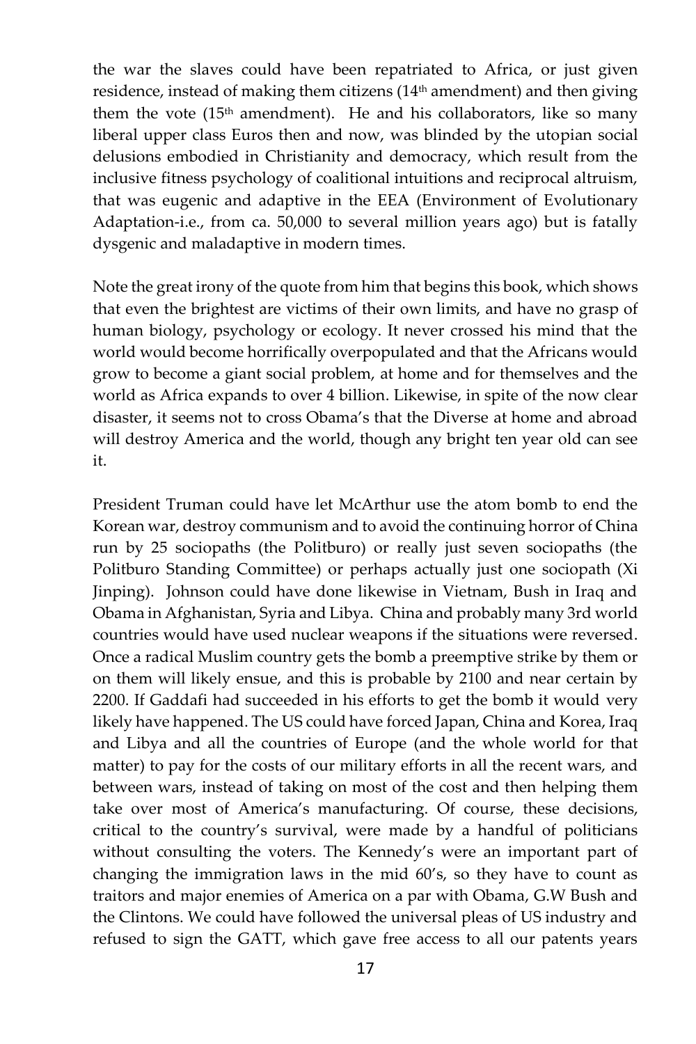the war the slaves could have been repatriated to Africa, or just given residence, instead of making them citizens (14th amendment) and then giving them the vote (15th amendment). He and his collaborators, like so many liberal upper class Euros then and now, was blinded by the utopian social delusions embodied in Christianity and democracy, which result from the inclusive fitness psychology of coalitional intuitions and reciprocal altruism, that was eugenic and adaptive in the EEA (Environment of Evolutionary Adaptation-i.e., from ca. 50,000 to several million years ago) but is fatally dysgenic and maladaptive in modern times.

Note the great irony of the quote from him that begins this book, which shows that even the brightest are victims of their own limits, and have no grasp of human biology, psychology or ecology. It never crossed his mind that the world would become horrifically overpopulated and that the Africans would grow to become a giant social problem, at home and for themselves and the world as Africa expands to over 4 billion. Likewise, in spite of the now clear disaster, it seems not to cross Obama's that the Diverse at home and abroad will destroy America and the world, though any bright ten year old can see it.

President Truman could have let McArthur use the atom bomb to end the Korean war, destroy communism and to avoid the continuing horror of China run by 25 sociopaths (the Politburo) or really just seven sociopaths (the Politburo Standing Committee) or perhaps actually just one sociopath (Xi Jinping). Johnson could have done likewise in Vietnam, Bush in Iraq and Obama in Afghanistan, Syria and Libya. China and probably many 3rd world countries would have used nuclear weapons if the situations were reversed. Once a radical Muslim country gets the bomb a preemptive strike by them or on them will likely ensue, and this is probable by 2100 and near certain by 2200. If Gaddafi had succeeded in his efforts to get the bomb it would very likely have happened. The US could have forced Japan, China and Korea, Iraq and Libya and all the countries of Europe (and the whole world for that matter) to pay for the costs of our military efforts in all the recent wars, and between wars, instead of taking on most of the cost and then helping them take over most of America's manufacturing. Of course, these decisions, critical to the country's survival, were made by a handful of politicians without consulting the voters. The Kennedy's were an important part of changing the immigration laws in the mid 60's, so they have to count as traitors and major enemies of America on a par with Obama, G.W Bush and the Clintons. We could have followed the universal pleas of US industry and refused to sign the GATT, which gave free access to all our patents years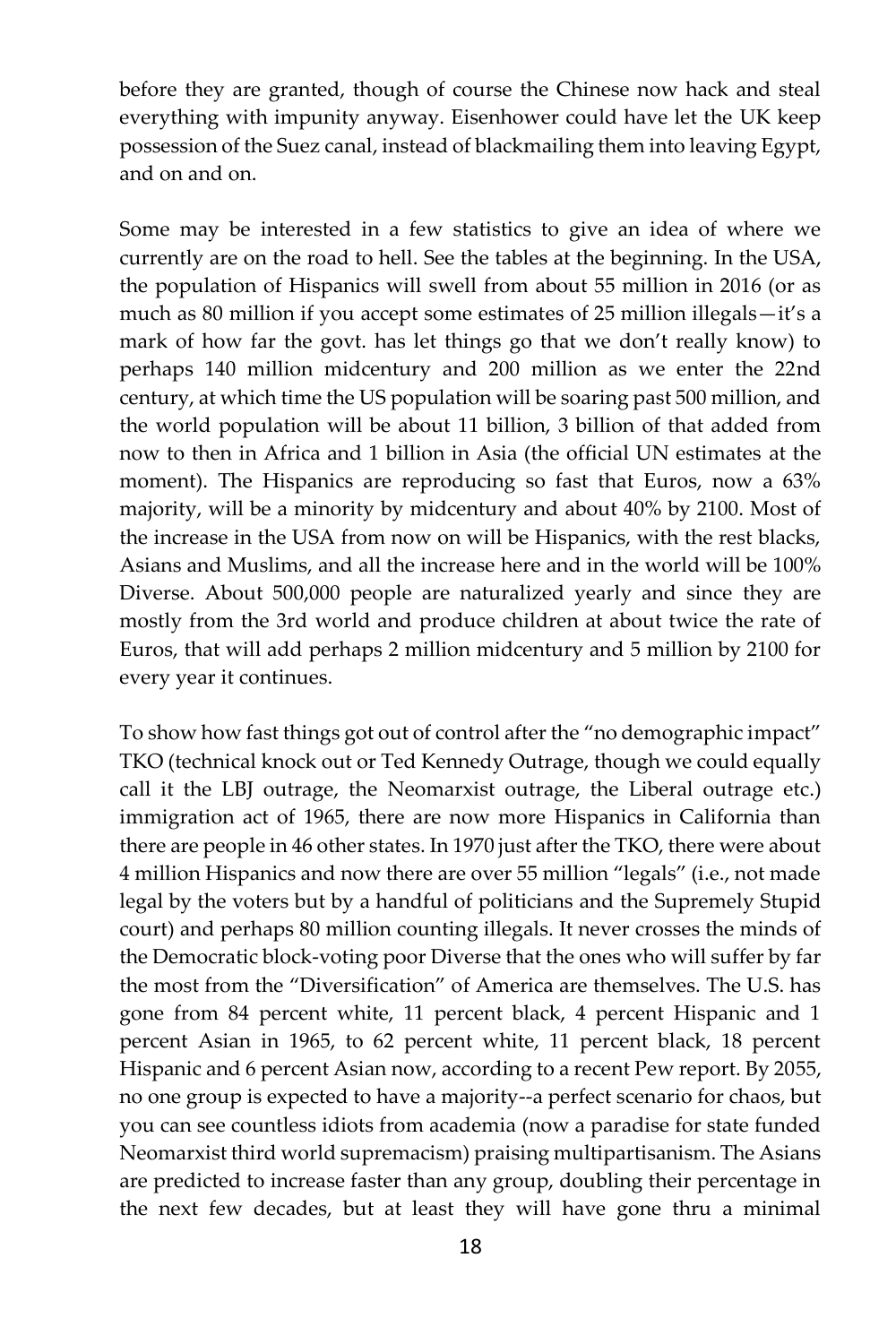before they are granted, though of course the Chinese now hack and steal everything with impunity anyway. Eisenhower could have let the UK keep possession of the Suez canal, instead of blackmailing them into leaving Egypt, and on and on.

Some may be interested in a few statistics to give an idea of where we currently are on the road to hell. See the tables at the beginning. In the USA, the population of Hispanics will swell from about 55 million in 2016 (or as much as 80 million if you accept some estimates of 25 million illegals—it's a mark of how far the govt. has let things go that we don't really know) to perhaps 140 million midcentury and 200 million as we enter the 22nd century, at which time the US population will be soaring past 500 million, and the world population will be about 11 billion, 3 billion of that added from now to then in Africa and 1 billion in Asia (the official UN estimates at the moment). The Hispanics are reproducing so fast that Euros, now a 63% majority, will be a minority by midcentury and about 40% by 2100. Most of the increase in the USA from now on will be Hispanics, with the rest blacks, Asians and Muslims, and all the increase here and in the world will be 100% Diverse. About 500,000 people are naturalized yearly and since they are mostly from the 3rd world and produce children at about twice the rate of Euros, that will add perhaps 2 million midcentury and 5 million by 2100 for every year it continues.

To show how fast things got out of control after the "no demographic impact" TKO (technical knock out or Ted Kennedy Outrage, though we could equally call it the LBJ outrage, the Neomarxist outrage, the Liberal outrage etc.) immigration act of 1965, there are now more Hispanics in California than there are people in 46 other states. In 1970 just after the TKO, there were about 4 million Hispanics and now there are over 55 million "legals" (i.e., not made legal by the voters but by a handful of politicians and the Supremely Stupid court) and perhaps 80 million counting illegals. It never crosses the minds of the Democratic block-voting poor Diverse that the ones who will suffer by far the most from the "Diversification" of America are themselves. The U.S. has gone from 84 percent white, 11 percent black, 4 percent Hispanic and 1 percent Asian in 1965, to 62 percent white, 11 percent black, 18 percent Hispanic and 6 percent Asian now, according to a recent Pew report. By 2055, no one group is expected to have a majority--a perfect scenario for chaos, but you can see countless idiots from academia (now a paradise for state funded Neomarxist third world supremacism) praising multipartisanism. The Asians are predicted to increase faster than any group, doubling their percentage in the next few decades, but at least they will have gone thru a minimal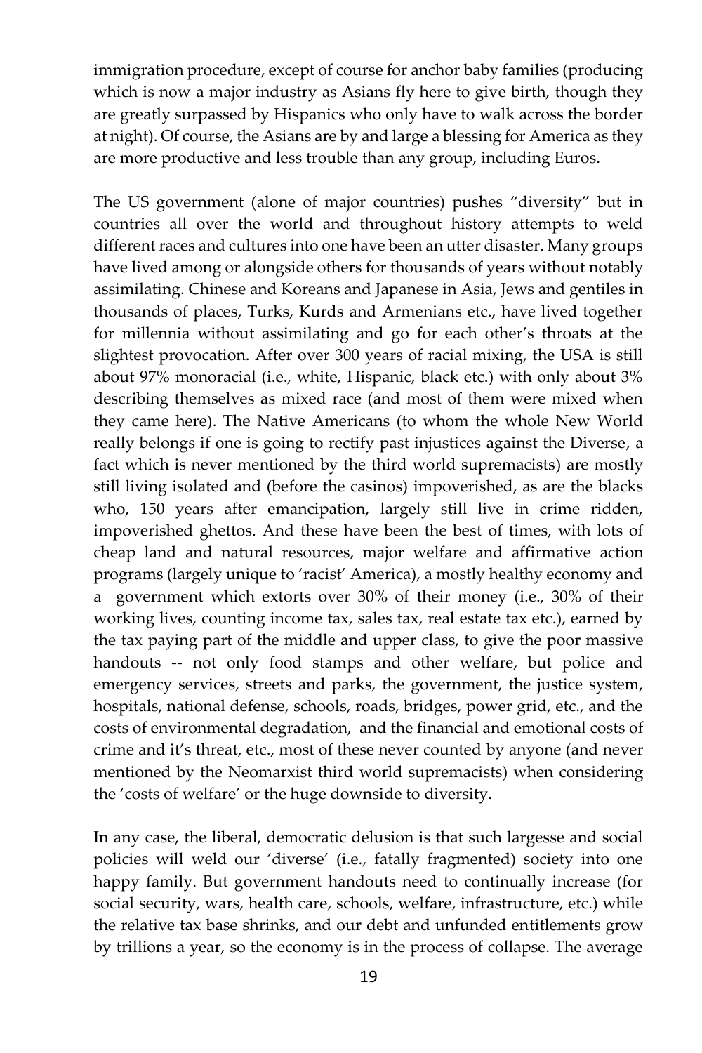immigration procedure, except of course for anchor baby families (producing which is now a major industry as Asians fly here to give birth, though they are greatly surpassed by Hispanics who only have to walk across the border at night). Of course, the Asians are by and large a blessing for America as they are more productive and less trouble than any group, including Euros.

The US government (alone of major countries) pushes "diversity" but in countries all over the world and throughout history attempts to weld different races and cultures into one have been an utter disaster. Many groups have lived among or alongside others for thousands of years without notably assimilating. Chinese and Koreans and Japanese in Asia, Jews and gentiles in thousands of places, Turks, Kurds and Armenians etc., have lived together for millennia without assimilating and go for each other's throats at the slightest provocation. After over 300 years of racial mixing, the USA is still about 97% monoracial (i.e., white, Hispanic, black etc.) with only about 3% describing themselves as mixed race (and most of them were mixed when they came here). The Native Americans (to whom the whole New World really belongs if one is going to rectify past injustices against the Diverse, a fact which is never mentioned by the third world supremacists) are mostly still living isolated and (before the casinos) impoverished, as are the blacks who, 150 years after emancipation, largely still live in crime ridden, impoverished ghettos. And these have been the best of times, with lots of cheap land and natural resources, major welfare and affirmative action programs (largely unique to 'racist' America), a mostly healthy economy and a government which extorts over 30% of their money (i.e., 30% of their working lives, counting income tax, sales tax, real estate tax etc.), earned by the tax paying part of the middle and upper class, to give the poor massive handouts -- not only food stamps and other welfare, but police and emergency services, streets and parks, the government, the justice system, hospitals, national defense, schools, roads, bridges, power grid, etc., and the costs of environmental degradation, and the financial and emotional costs of crime and it's threat, etc., most of these never counted by anyone (and never mentioned by the Neomarxist third world supremacists) when considering the 'costs of welfare' or the huge downside to diversity.

In any case, the liberal, democratic delusion is that such largesse and social policies will weld our 'diverse' (i.e., fatally fragmented) society into one happy family. But government handouts need to continually increase (for social security, wars, health care, schools, welfare, infrastructure, etc.) while the relative tax base shrinks, and our debt and unfunded entitlements grow by trillions a year, so the economy is in the process of collapse. The average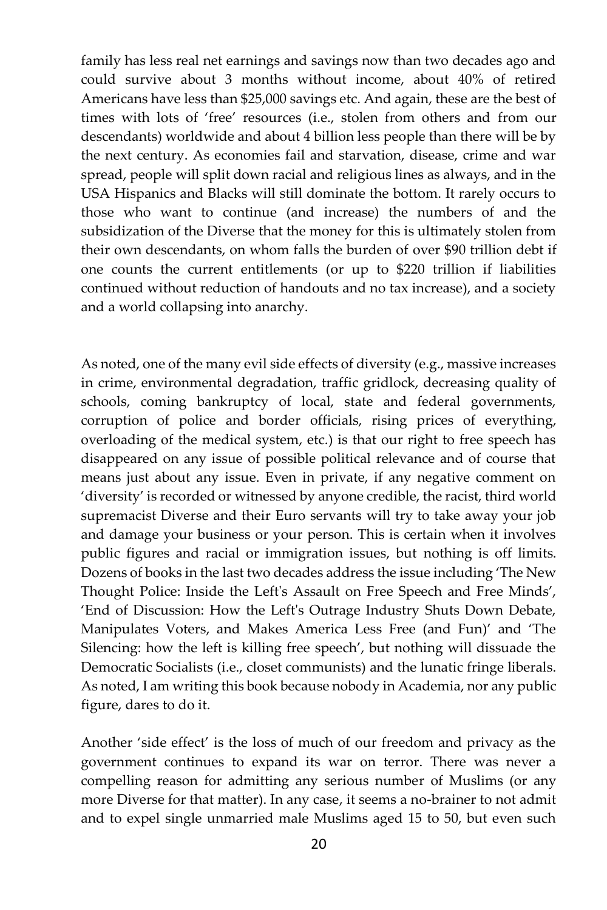family has less real net earnings and savings now than two decades ago and could survive about 3 months without income, about 40% of retired Americans have less than $25,000 savings etc. And again, these are the best of times with lots of 'free' resources (i.e., stolen from others and from our descendants) worldwide and about 4 billion less people than there will be by the next century. As economies fail and starvation, disease, crime and war spread, people will split down racial and religious lines as always, and in the USA Hispanics and Blacks will still dominate the bottom. It rarely occurs to those who want to continue (and increase) the numbers of and the subsidization of the Diverse that the money for this is ultimately stolen from their own descendants, on whom falls the burden of over $90 trillion debt if one counts the current entitlements (or up to $220 trillion if liabilities continued without reduction of handouts and no tax increase), and a society and a world collapsing into anarchy.

As noted, one of the many evil side effects of diversity (e.g., massive increases in crime, environmental degradation, traffic gridlock, decreasing quality of schools, coming bankruptcy of local, state and federal governments, corruption of police and border officials, rising prices of everything, overloading of the medical system, etc.) is that our right to free speech has disappeared on any issue of possible political relevance and of course that means just about any issue. Even in private, if any negative comment on 'diversity' is recorded or witnessed by anyone credible, the racist, third world supremacist Diverse and their Euro servants will try to take away your job and damage your business or your person. This is certain when it involves public figures and racial or immigration issues, but nothing is off limits. Dozens of books in the last two decades address the issue including 'The New Thought Police: Inside the Left's Assault on Free Speech and Free Minds', 'End of Discussion: How the Left's Outrage Industry Shuts Down Debate, Manipulates Voters, and Makes America Less Free (and Fun)' and 'The Silencing: how the left is killing free speech', but nothing will dissuade the Democratic Socialists (i.e., closet communists) and the lunatic fringe liberals. As noted, I am writing this book because nobody in Academia, nor any public figure, dares to do it.

Another 'side effect' is the loss of much of our freedom and privacy as the government continues to expand its war on terror. There was never a compelling reason for admitting any serious number of Muslims (or any more Diverse for that matter). In any case, it seems a no-brainer to not admit and to expel single unmarried male Muslims aged 15 to 50, but even such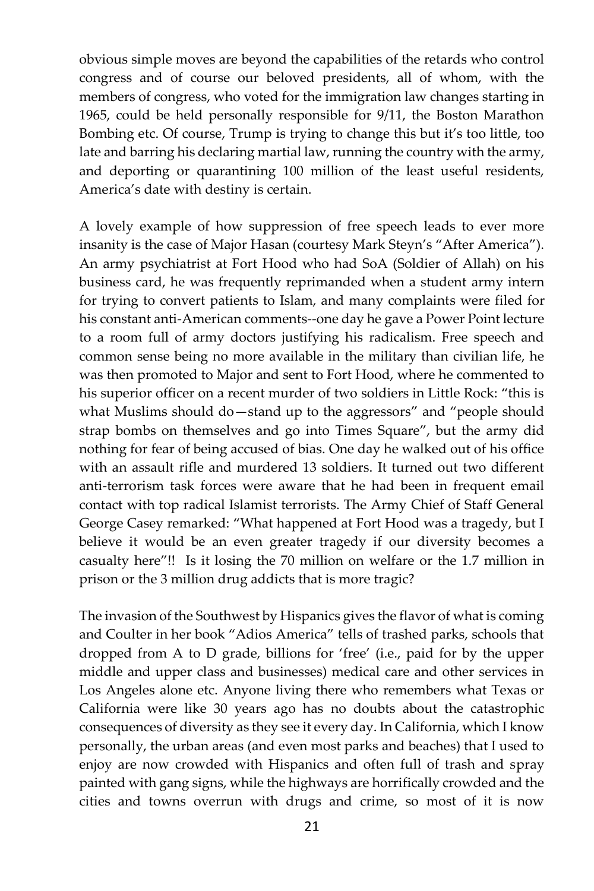obvious simple moves are beyond the capabilities of the retards who control congress and of course our beloved presidents, all of whom, with the members of congress, who voted for the immigration law changes starting in 1965, could be held personally responsible for 9/11, the Boston Marathon Bombing etc. Of course, Trump is trying to change this but it's too little, too late and barring his declaring martial law, running the country with the army, and deporting or quarantining 100 million of the least useful residents, America's date with destiny is certain.

A lovely example of how suppression of free speech leads to ever more insanity is the case of Major Hasan (courtesy Mark Steyn's "After America"). An army psychiatrist at Fort Hood who had SoA (Soldier of Allah) on his business card, he was frequently reprimanded when a student army intern for trying to convert patients to Islam, and many complaints were filed for his constant anti-American comments--one day he gave a Power Point lecture to a room full of army doctors justifying his radicalism. Free speech and common sense being no more available in the military than civilian life, he was then promoted to Major and sent to Fort Hood, where he commented to his superior officer on a recent murder of two soldiers in Little Rock: "this is what Muslims should do—stand up to the aggressors" and "people should strap bombs on themselves and go into Times Square", but the army did nothing for fear of being accused of bias. One day he walked out of his office with an assault rifle and murdered 13 soldiers. It turned out two different anti-terrorism task forces were aware that he had been in frequent email contact with top radical Islamist terrorists. The Army Chief of Staff General George Casey remarked: "What happened at Fort Hood was a tragedy, but I believe it would be an even greater tragedy if our diversity becomes a casualty here"!! Is it losing the 70 million on welfare or the 1.7 million in prison or the 3 million drug addicts that is more tragic?

The invasion of the Southwest by Hispanics gives the flavor of what is coming and Coulter in her book "Adios America" tells of trashed parks, schools that dropped from A to D grade, billions for 'free' (i.e., paid for by the upper middle and upper class and businesses) medical care and other services in Los Angeles alone etc. Anyone living there who remembers what Texas or California were like 30 years ago has no doubts about the catastrophic consequences of diversity as they see it every day. In California, which I know personally, the urban areas (and even most parks and beaches) that I used to enjoy are now crowded with Hispanics and often full of trash and spray painted with gang signs, while the highways are horrifically crowded and the cities and towns overrun with drugs and crime, so most of it is now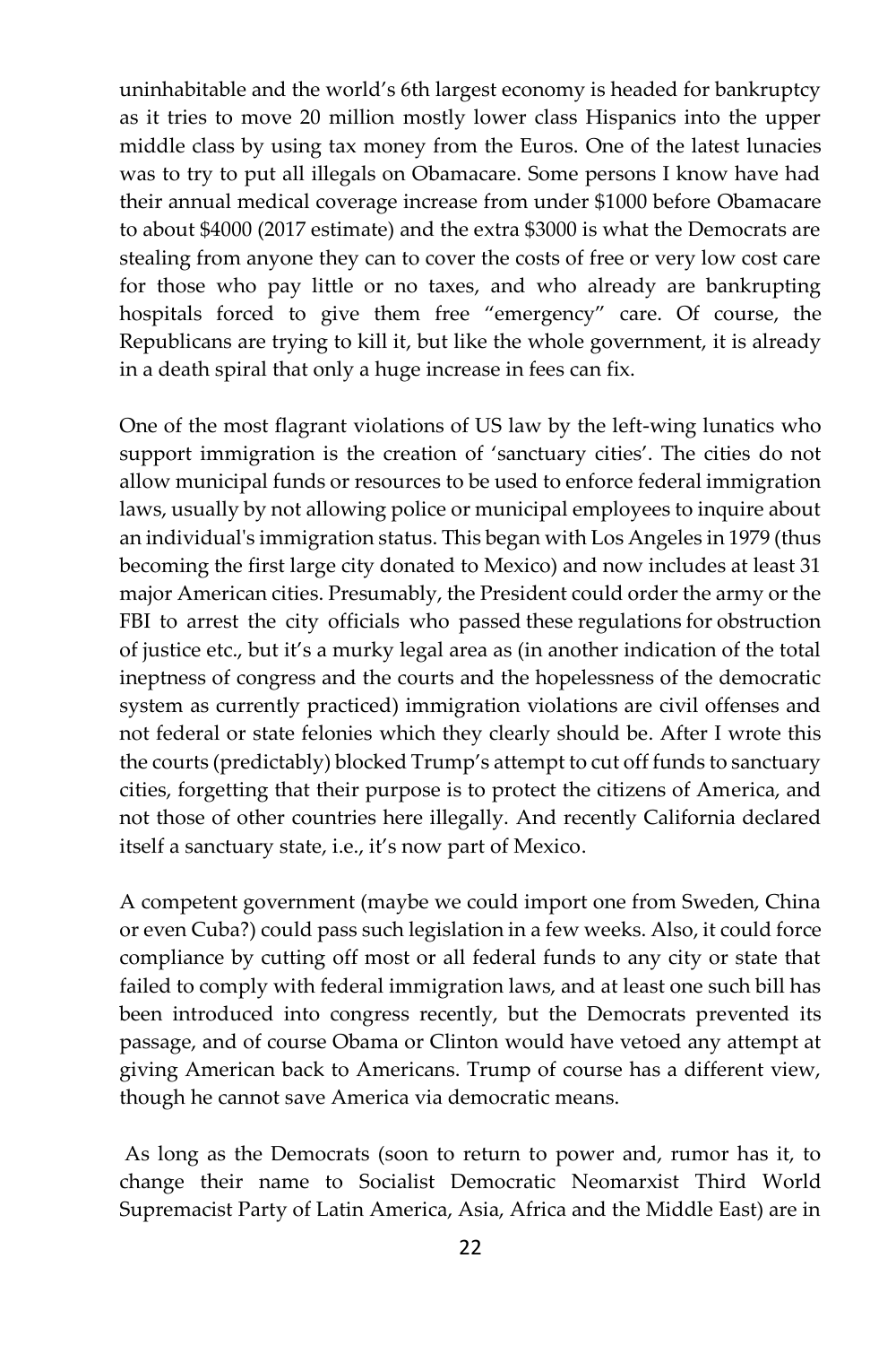uninhabitable and the world's 6th largest economy is headed for bankruptcy as it tries to move 20 million mostly lower class Hispanics into the upper middle class by using tax money from the Euros. One of the latest lunacies was to try to put all illegals on Obamacare. Some persons I know have had their annual medical coverage increase from under $1000 before Obamacare to about $4000 (2017 estimate) and the extra $3000 is what the Democrats are stealing from anyone they can to cover the costs of free or very low cost care for those who pay little or no taxes, and who already are bankrupting hospitals forced to give them free "emergency" care. Of course, the Republicans are trying to kill it, but like the whole government, it is already in a death spiral that only a huge increase in fees can fix.

One of the most flagrant violations of US law by the left-wing lunatics who support immigration is the creation of 'sanctuary cities'. The cities do not allow municipal funds or resources to be used to enforce federal immigration laws, usually by not allowing police or municipal employees to inquire about an individual's immigration status. This began with Los Angeles in 1979 (thus becoming the first large city donated to Mexico) and now includes at least 31 major American cities. Presumably, the President could order the army or the FBI to arrest the city officials who passed these regulations for obstruction of justice etc., but it's a murky legal area as (in another indication of the total ineptness of congress and the courts and the hopelessness of the democratic system as currently practiced) immigration violations are civil offenses and not federal or state felonies which they clearly should be. After I wrote this the courts (predictably) blocked Trump's attempt to cut off funds to sanctuary cities, forgetting that their purpose is to protect the citizens of America, and not those of other countries here illegally. And recently California declared itself a sanctuary state, i.e., it's now part of Mexico.

A competent government (maybe we could import one from Sweden, China or even Cuba?) could pass such legislation in a few weeks. Also, it could force compliance by cutting off most or all federal funds to any city or state that failed to comply with federal immigration laws, and at least one such bill has been introduced into congress recently, but the Democrats prevented its passage, and of course Obama or Clinton would have vetoed any attempt at giving American back to Americans. Trump of course has a different view, though he cannot save America via democratic means.

As long as the Democrats (soon to return to power and, rumor has it, to change their name to Socialist Democratic Neomarxist Third World Supremacist Party of Latin America, Asia, Africa and the Middle East) are in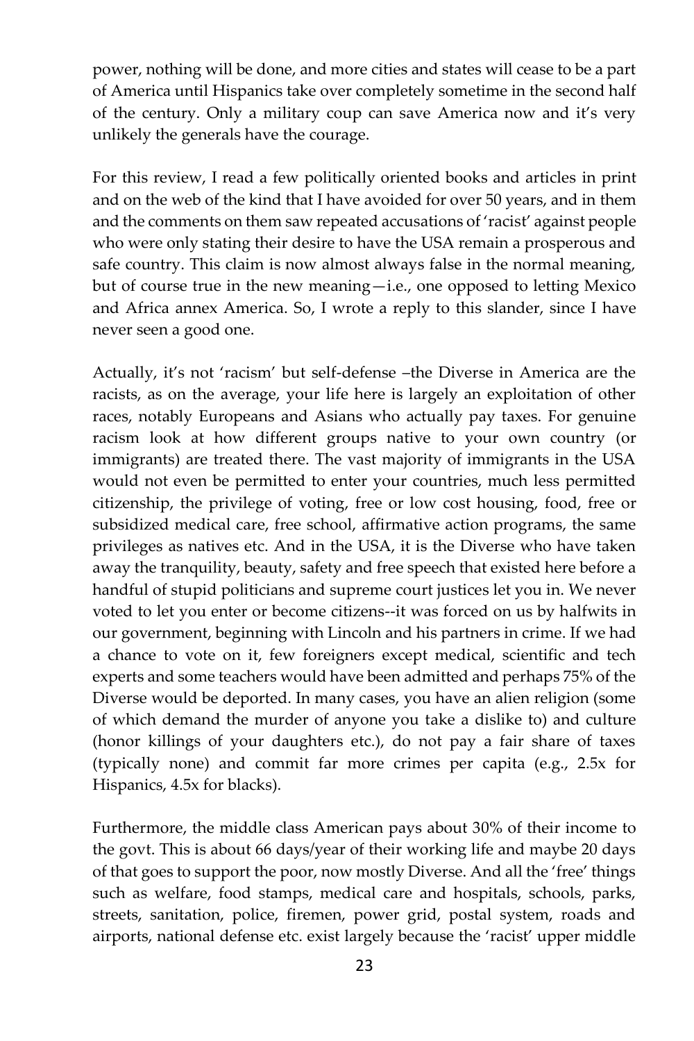power, nothing will be done, and more cities and states will cease to be a part of America until Hispanics take over completely sometime in the second half of the century. Only a military coup can save America now and it's very unlikely the generals have the courage.

For this review, I read a few politically oriented books and articles in print and on the web of the kind that I have avoided for over 50 years, and in them and the comments on them saw repeated accusations of 'racist' against people who were only stating their desire to have the USA remain a prosperous and safe country. This claim is now almost always false in the normal meaning, but of course true in the new meaning—i.e., one opposed to letting Mexico and Africa annex America. So, I wrote a reply to this slander, since I have never seen a good one.

Actually, it's not 'racism' but self-defense –the Diverse in America are the racists, as on the average, your life here is largely an exploitation of other races, notably Europeans and Asians who actually pay taxes. For genuine racism look at how different groups native to your own country (or immigrants) are treated there. The vast majority of immigrants in the USA would not even be permitted to enter your countries, much less permitted citizenship, the privilege of voting, free or low cost housing, food, free or subsidized medical care, free school, affirmative action programs, the same privileges as natives etc. And in the USA, it is the Diverse who have taken away the tranquility, beauty, safety and free speech that existed here before a handful of stupid politicians and supreme court justices let you in. We never voted to let you enter or become citizens--it was forced on us by halfwits in our government, beginning with Lincoln and his partners in crime. If we had a chance to vote on it, few foreigners except medical, scientific and tech experts and some teachers would have been admitted and perhaps 75% of the Diverse would be deported. In many cases, you have an alien religion (some of which demand the murder of anyone you take a dislike to) and culture (honor killings of your daughters etc.), do not pay a fair share of taxes (typically none) and commit far more crimes per capita (e.g., 2.5x for Hispanics, 4.5x for blacks).

Furthermore, the middle class American pays about 30% of their income to the govt. This is about 66 days/year of their working life and maybe 20 days of that goes to support the poor, now mostly Diverse. And all the 'free' things such as welfare, food stamps, medical care and hospitals, schools, parks, streets, sanitation, police, firemen, power grid, postal system, roads and airports, national defense etc. exist largely because the 'racist' upper middle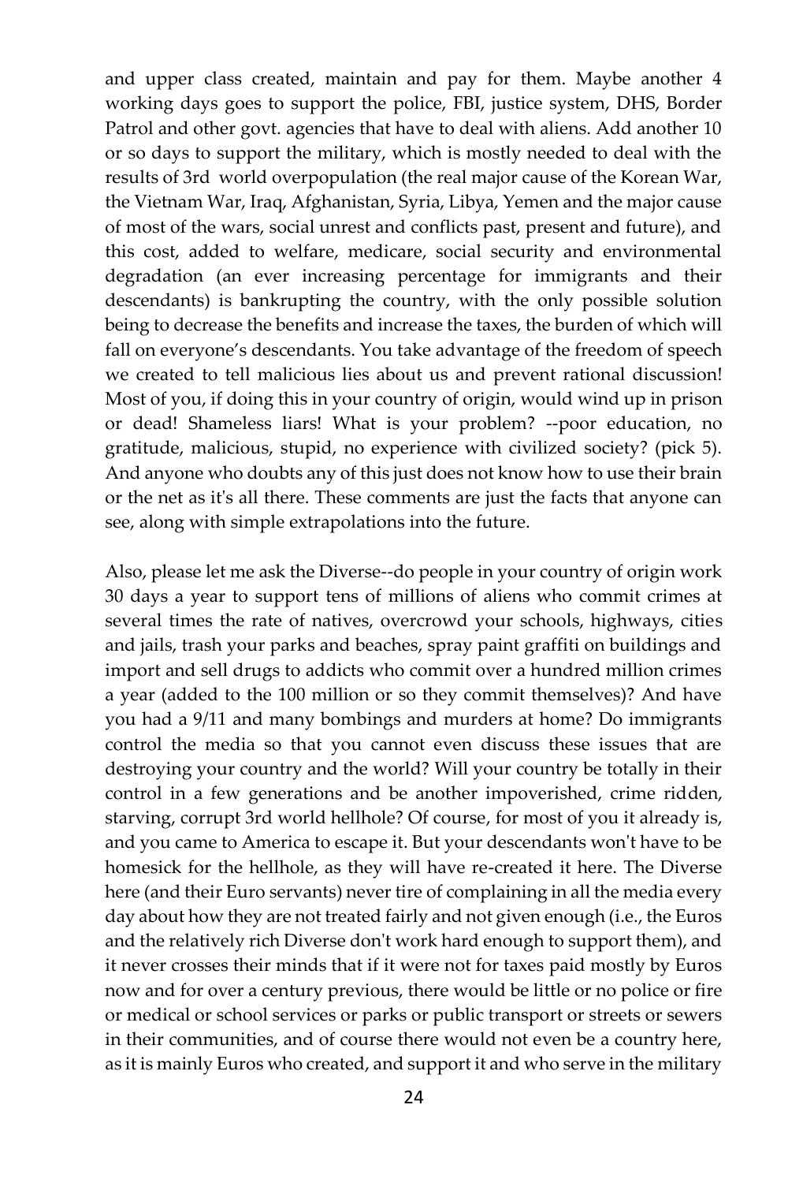and upper class created, maintain and pay for them. Maybe another 4 working days goes to support the police, FBI, justice system, DHS, Border Patrol and other govt. agencies that have to deal with aliens. Add another 10 or so days to support the military, which is mostly needed to deal with the results of 3rd world overpopulation (the real major cause of the Korean War, the Vietnam War, Iraq, Afghanistan, Syria, Libya, Yemen and the major cause of most of the wars, social unrest and conflicts past, present and future), and this cost, added to welfare, medicare, social security and environmental degradation (an ever increasing percentage for immigrants and their descendants) is bankrupting the country, with the only possible solution being to decrease the benefits and increase the taxes, the burden of which will fall on everyone's descendants. You take advantage of the freedom of speech we created to tell malicious lies about us and prevent rational discussion! Most of you, if doing this in your country of origin, would wind up in prison or dead! Shameless liars! What is your problem? --poor education, no gratitude, malicious, stupid, no experience with civilized society? (pick 5). And anyone who doubts any of this just does not know how to use their brain or the net as it's all there. These comments are just the facts that anyone can see, along with simple extrapolations into the future.

Also, please let me ask the Diverse--do people in your country of origin work 30 days a year to support tens of millions of aliens who commit crimes at several times the rate of natives, overcrowd your schools, highways, cities and jails, trash your parks and beaches, spray paint graffiti on buildings and import and sell drugs to addicts who commit over a hundred million crimes a year (added to the 100 million or so they commit themselves)? And have you had a 9/11 and many bombings and murders at home? Do immigrants control the media so that you cannot even discuss these issues that are destroying your country and the world? Will your country be totally in their control in a few generations and be another impoverished, crime ridden, starving, corrupt 3rd world hellhole? Of course, for most of you it already is, and you came to America to escape it. But your descendants won't have to be homesick for the hellhole, as they will have re-created it here. The Diverse here (and their Euro servants) never tire of complaining in all the media every day about how they are not treated fairly and not given enough (i.e., the Euros and the relatively rich Diverse don't work hard enough to support them), and it never crosses their minds that if it were not for taxes paid mostly by Euros now and for over a century previous, there would be little or no police or fire or medical or school services or parks or public transport or streets or sewers in their communities, and of course there would not even be a country here, as it is mainly Euros who created, and support it and who serve in the military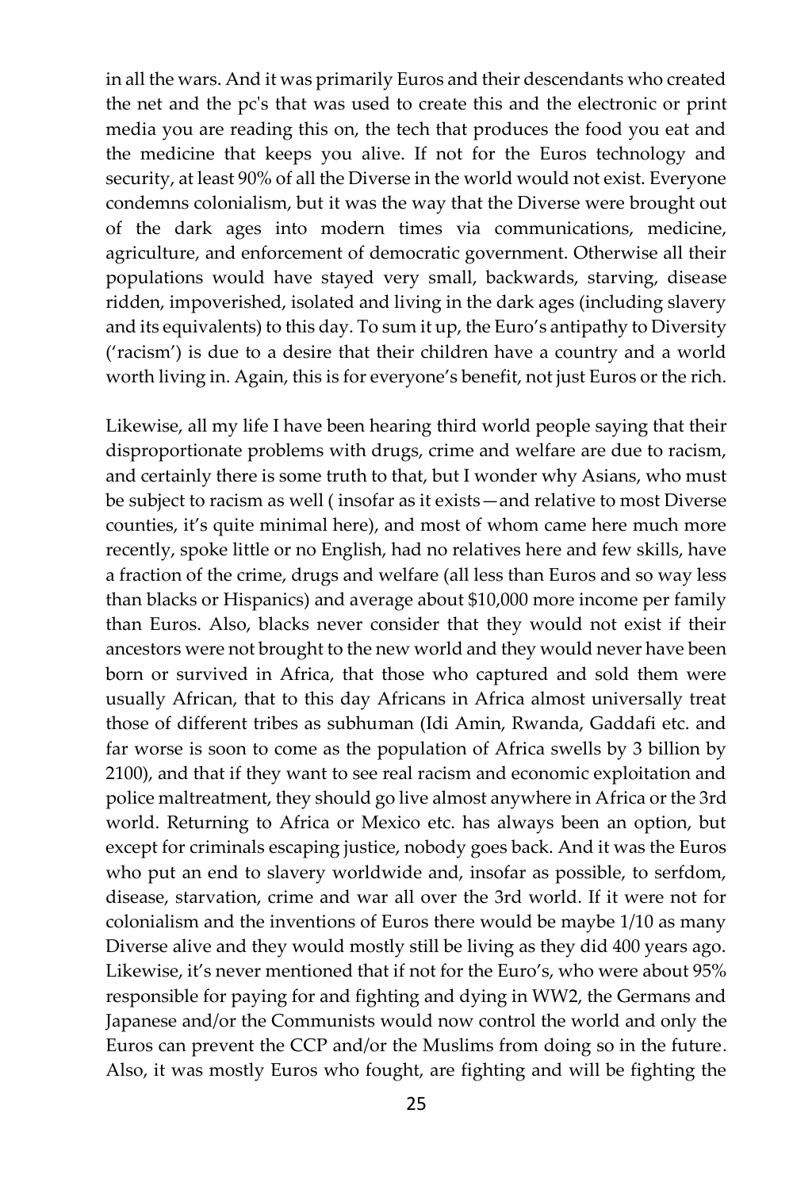in all the wars. And it was primarily Euros and their descendants who created the net and the pc's that was used to create this and the electronic or print media you are reading this on, the tech that produces the food you eat and the medicine that keeps you alive. If not for the Euros technology and security, at least 90% of all the Diverse in the world would not exist. Everyone condemns colonialism, but it was the way that the Diverse were brought out of the dark ages into modern times via communications, medicine, agriculture, and enforcement of democratic government. Otherwise all their populations would have stayed very small, backwards, starving, disease ridden, impoverished, isolated and living in the dark ages (including slavery and its equivalents) to this day. To sum it up, the Euro's antipathy to Diversity ('racism') is due to a desire that their children have a country and a world worth living in. Again, this is for everyone's benefit, not just Euros or the rich.

Likewise, all my life I have been hearing third world people saying that their disproportionate problems with drugs, crime and welfare are due to racism, and certainly there is some truth to that, but I wonder why Asians, who must be subject to racism as well ( insofar as it exists—and relative to most Diverse counties, it's quite minimal here), and most of whom came here much more recently, spoke little or no English, had no relatives here and few skills, have a fraction of the crime, drugs and welfare (all less than Euros and so way less than blacks or Hispanics) and average about $10,000 more income per family than Euros. Also, blacks never consider that they would not exist if their ancestors were not brought to the new world and they would never have been born or survived in Africa, that those who captured and sold them were usually African, that to this day Africans in Africa almost universally treat those of different tribes as subhuman (Idi Amin, Rwanda, Gaddafi etc. and far worse is soon to come as the population of Africa swells by 3 billion by 2100), and that if they want to see real racism and economic exploitation and police maltreatment, they should go live almost anywhere in Africa or the 3rd world. Returning to Africa or Mexico etc. has always been an option, but except for criminals escaping justice, nobody goes back. And it was the Euros who put an end to slavery worldwide and, insofar as possible, to serfdom, disease, starvation, crime and war all over the 3rd world. If it were not for colonialism and the inventions of Euros there would be maybe 1/10 as many Diverse alive and they would mostly still be living as they did 400 years ago. Likewise, it's never mentioned that if not for the Euro's, who were about 95% responsible for paying for and fighting and dying in WW2, the Germans and Japanese and/or the Communists would now control the world and only the Euros can prevent the CCP and/or the Muslims from doing so in the future. Also, it was mostly Euros who fought, are fighting and will be fighting the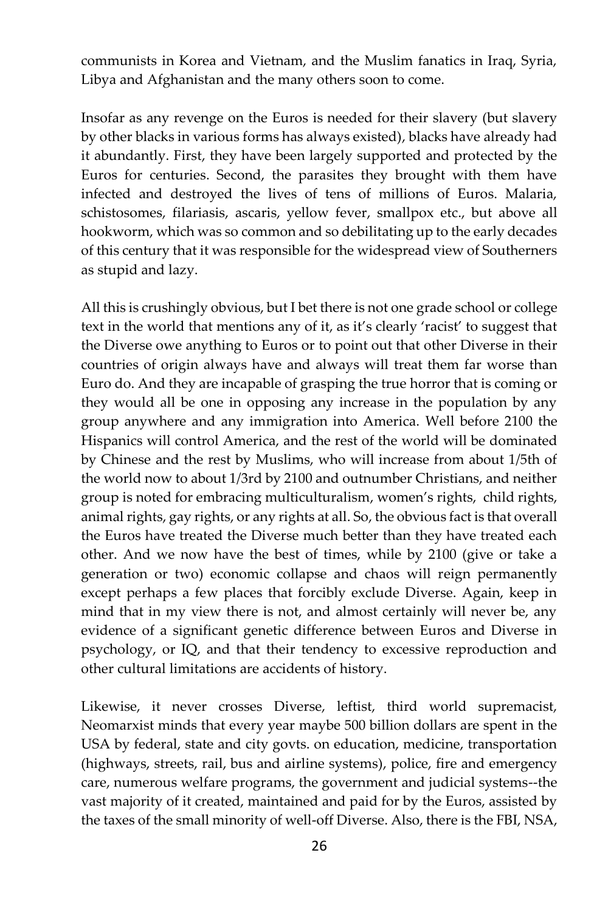communists in Korea and Vietnam, and the Muslim fanatics in Iraq, Syria, Libya and Afghanistan and the many others soon to come.

Insofar as any revenge on the Euros is needed for their slavery (but slavery by other blacks in various forms has always existed), blacks have already had it abundantly. First, they have been largely supported and protected by the Euros for centuries. Second, the parasites they brought with them have infected and destroyed the lives of tens of millions of Euros. Malaria, schistosomes, filariasis, ascaris, yellow fever, smallpox etc., but above all hookworm, which was so common and so debilitating up to the early decades of this century that it was responsible for the widespread view of Southerners as stupid and lazy.

All this is crushingly obvious, but I bet there is not one grade school or college text in the world that mentions any of it, as it's clearly 'racist' to suggest that the Diverse owe anything to Euros or to point out that other Diverse in their countries of origin always have and always will treat them far worse than Euro do. And they are incapable of grasping the true horror that is coming or they would all be one in opposing any increase in the population by any group anywhere and any immigration into America. Well before 2100 the Hispanics will control America, and the rest of the world will be dominated by Chinese and the rest by Muslims, who will increase from about 1/5th of the world now to about 1/3rd by 2100 and outnumber Christians, and neither group is noted for embracing multiculturalism, women's rights, child rights, animal rights, gay rights, or any rights at all. So, the obvious fact is that overall the Euros have treated the Diverse much better than they have treated each other. And we now have the best of times, while by 2100 (give or take a generation or two) economic collapse and chaos will reign permanently except perhaps a few places that forcibly exclude Diverse. Again, keep in mind that in my view there is not, and almost certainly will never be, any evidence of a significant genetic difference between Euros and Diverse in psychology, or IQ, and that their tendency to excessive reproduction and other cultural limitations are accidents of history.

Likewise, it never crosses Diverse, leftist, third world supremacist, Neomarxist minds that every year maybe 500 billion dollars are spent in the USA by federal, state and city govts. on education, medicine, transportation (highways, streets, rail, bus and airline systems), police, fire and emergency care, numerous welfare programs, the government and judicial systems--the vast majority of it created, maintained and paid for by the Euros, assisted by the taxes of the small minority of well-off Diverse. Also, there is the FBI, NSA,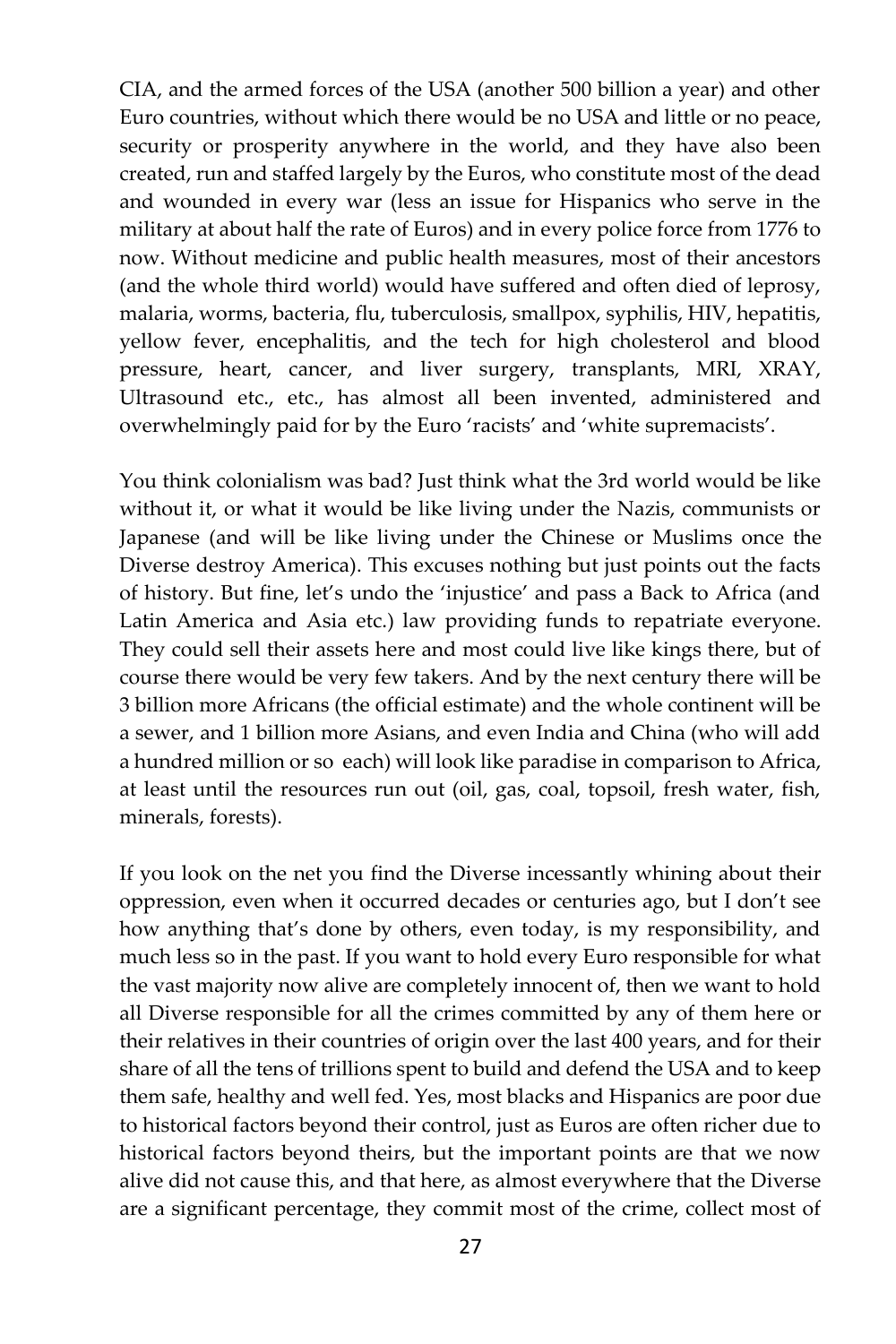CIA, and the armed forces of the USA (another 500 billion a year) and other Euro countries, without which there would be no USA and little or no peace, security or prosperity anywhere in the world, and they have also been created, run and staffed largely by the Euros, who constitute most of the dead and wounded in every war (less an issue for Hispanics who serve in the military at about half the rate of Euros) and in every police force from 1776 to now. Without medicine and public health measures, most of their ancestors (and the whole third world) would have suffered and often died of leprosy, malaria, worms, bacteria, flu, tuberculosis, smallpox, syphilis, HIV, hepatitis, yellow fever, encephalitis, and the tech for high cholesterol and blood pressure, heart, cancer, and liver surgery, transplants, MRI, XRAY, Ultrasound etc., etc., has almost all been invented, administered and overwhelmingly paid for by the Euro 'racists' and 'white supremacists'.

You think colonialism was bad? Just think what the 3rd world would be like without it, or what it would be like living under the Nazis, communists or Japanese (and will be like living under the Chinese or Muslims once the Diverse destroy America). This excuses nothing but just points out the facts of history. But fine, let's undo the 'injustice' and pass a Back to Africa (and Latin America and Asia etc.) law providing funds to repatriate everyone. They could sell their assets here and most could live like kings there, but of course there would be very few takers. And by the next century there will be 3 billion more Africans (the official estimate) and the whole continent will be a sewer, and 1 billion more Asians, and even India and China (who will add a hundred million or so each) will look like paradise in comparison to Africa, at least until the resources run out (oil, gas, coal, topsoil, fresh water, fish, minerals, forests).

If you look on the net you find the Diverse incessantly whining about their oppression, even when it occurred decades or centuries ago, but I don't see how anything that's done by others, even today, is my responsibility, and much less so in the past. If you want to hold every Euro responsible for what the vast majority now alive are completely innocent of, then we want to hold all Diverse responsible for all the crimes committed by any of them here or their relatives in their countries of origin over the last 400 years, and for their share of all the tens of trillions spent to build and defend the USA and to keep them safe, healthy and well fed. Yes, most blacks and Hispanics are poor due to historical factors beyond their control, just as Euros are often richer due to historical factors beyond theirs, but the important points are that we now alive did not cause this, and that here, as almost everywhere that the Diverse are a significant percentage, they commit most of the crime, collect most of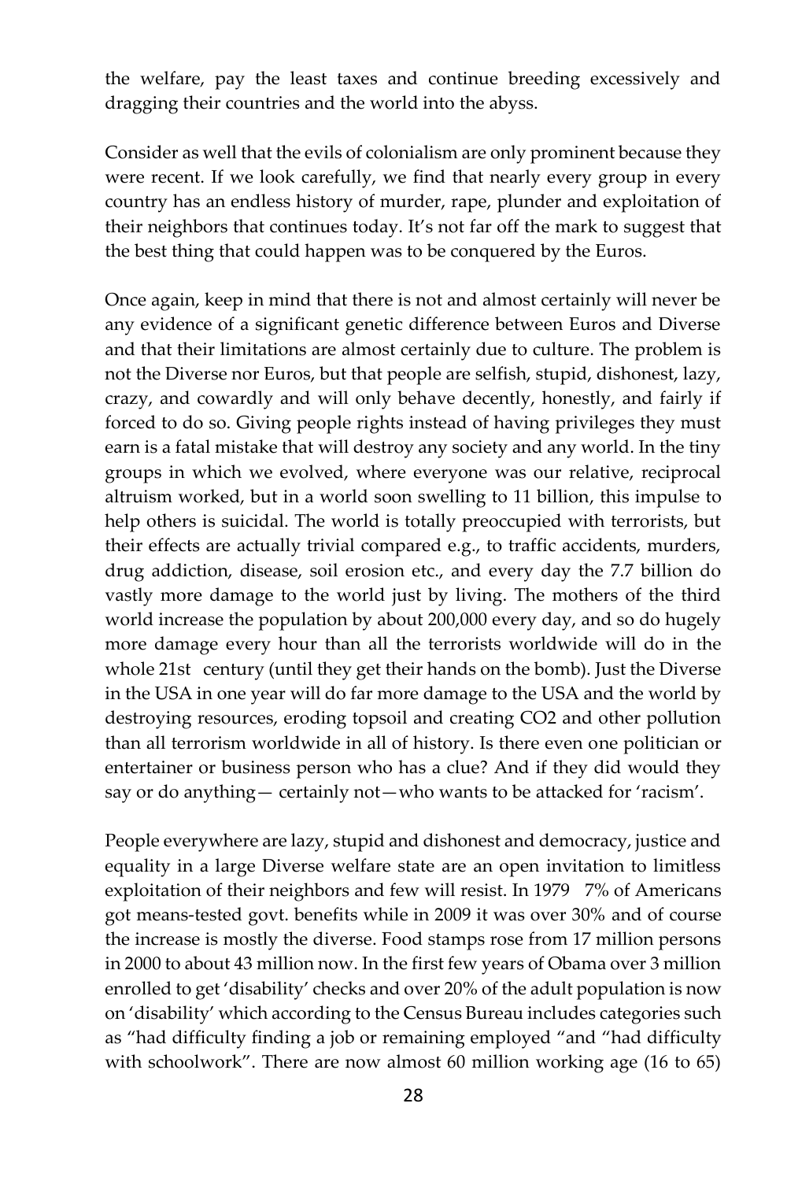the welfare, pay the least taxes and continue breeding excessively and dragging their countries and the world into the abyss.

Consider as well that the evils of colonialism are only prominent because they were recent. If we look carefully, we find that nearly every group in every country has an endless history of murder, rape, plunder and exploitation of their neighbors that continues today. It's not far off the mark to suggest that the best thing that could happen was to be conquered by the Euros.

Once again, keep in mind that there is not and almost certainly will never be any evidence of a significant genetic difference between Euros and Diverse and that their limitations are almost certainly due to culture. The problem is not the Diverse nor Euros, but that people are selfish, stupid, dishonest, lazy, crazy, and cowardly and will only behave decently, honestly, and fairly if forced to do so. Giving people rights instead of having privileges they must earn is a fatal mistake that will destroy any society and any world. In the tiny groups in which we evolved, where everyone was our relative, reciprocal altruism worked, but in a world soon swelling to 11 billion, this impulse to help others is suicidal. The world is totally preoccupied with terrorists, but their effects are actually trivial compared e.g., to traffic accidents, murders, drug addiction, disease, soil erosion etc., and every day the 7.7 billion do vastly more damage to the world just by living. The mothers of the third world increase the population by about 200,000 every day, and so do hugely more damage every hour than all the terrorists worldwide will do in the whole 21st century (until they get their hands on the bomb). Just the Diverse in the USA in one year will do far more damage to the USA and the world by destroying resources, eroding topsoil and creating CO2 and other pollution than all terrorism worldwide in all of history. Is there even one politician or entertainer or business person who has a clue? And if they did would they say or do anything— certainly not—who wants to be attacked for 'racism'.

People everywhere are lazy, stupid and dishonest and democracy, justice and equality in a large Diverse welfare state are an open invitation to limitless exploitation of their neighbors and few will resist. In 1979 7% of Americans got means-tested govt. benefits while in 2009 it was over 30% and of course the increase is mostly the diverse. Food stamps rose from 17 million persons in 2000 to about 43 million now. In the first few years of Obama over 3 million enrolled to get 'disability' checks and over 20% of the adult population is now on 'disability' which according to the Census Bureau includes categories such as "had difficulty finding a job or remaining employed "and "had difficulty with schoolwork". There are now almost 60 million working age (16 to 65)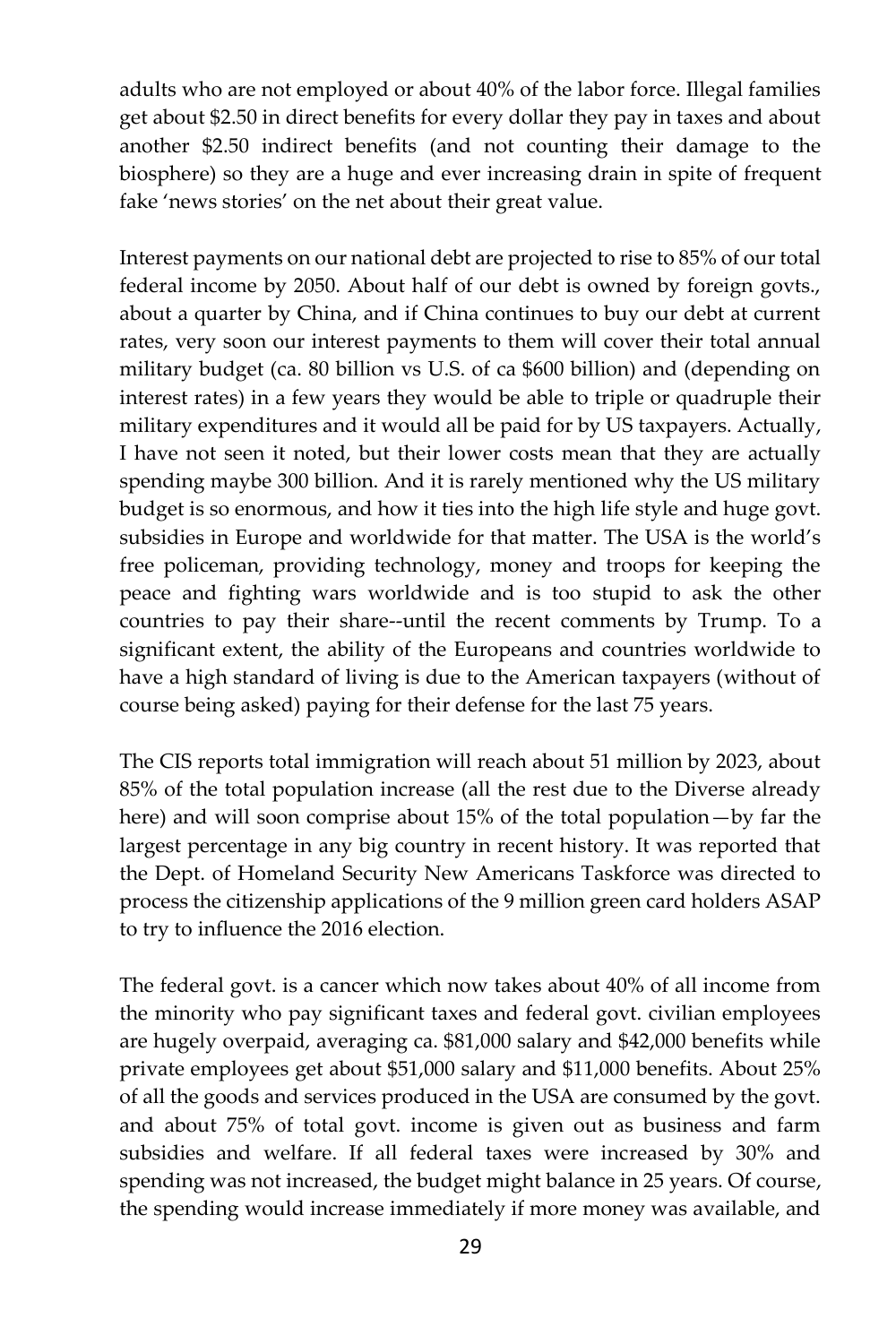adults who are not employed or about 40% of the labor force. Illegal families get about $2.50 in direct benefits for every dollar they pay in taxes and about another $2.50 indirect benefits (and not counting their damage to the biosphere) so they are a huge and ever increasing drain in spite of frequent fake 'news stories' on the net about their great value.

Interest payments on our national debt are projected to rise to 85% of our total federal income by 2050. About half of our debt is owned by foreign govts., about a quarter by China, and if China continues to buy our debt at current rates, very soon our interest payments to them will cover their total annual military budget (ca. 80 billion vs U.S. of ca $600 billion) and (depending on interest rates) in a few years they would be able to triple or quadruple their military expenditures and it would all be paid for by US taxpayers. Actually, I have not seen it noted, but their lower costs mean that they are actually spending maybe 300 billion. And it is rarely mentioned why the US military budget is so enormous, and how it ties into the high life style and huge govt. subsidies in Europe and worldwide for that matter. The USA is the world's free policeman, providing technology, money and troops for keeping the peace and fighting wars worldwide and is too stupid to ask the other countries to pay their share--until the recent comments by Trump. To a significant extent, the ability of the Europeans and countries worldwide to have a high standard of living is due to the American taxpayers (without of course being asked) paying for their defense for the last 75 years.

The CIS reports total immigration will reach about 51 million by 2023, about 85% of the total population increase (all the rest due to the Diverse already here) and will soon comprise about 15% of the total population—by far the largest percentage in any big country in recent history. It was reported that the Dept. of Homeland Security New Americans Taskforce was directed to process the citizenship applications of the 9 million green card holders ASAP to try to influence the 2016 election.

The federal govt. is a cancer which now takes about 40% of all income from the minority who pay significant taxes and federal govt. civilian employees are hugely overpaid, averaging ca. $81,000 salary and $42,000 benefits while private employees get about $51,000 salary and $11,000 benefits. About 25% of all the goods and services produced in the USA are consumed by the govt. and about 75% of total govt. income is given out as business and farm subsidies and welfare. If all federal taxes were increased by 30% and spending was not increased, the budget might balance in 25 years. Of course, the spending would increase immediately if more money was available, and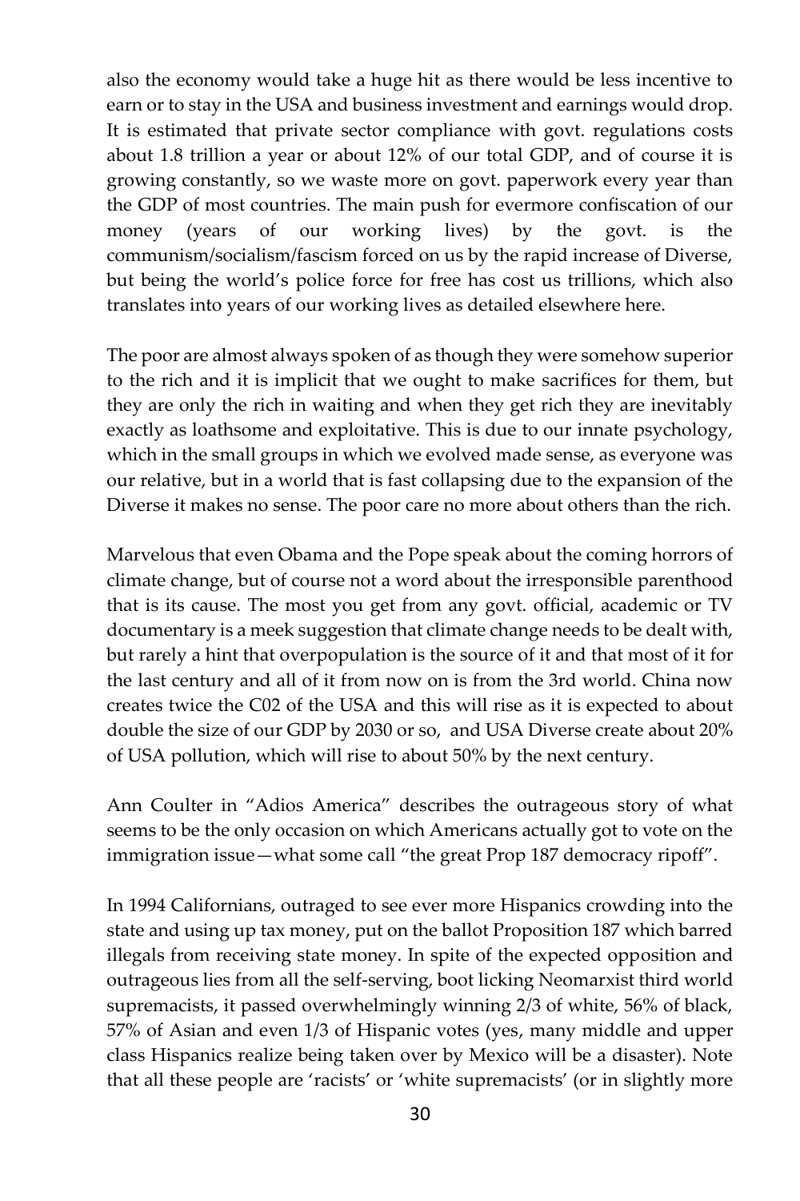also the economy would take a huge hit as there would be less incentive to earn or to stay in the USA and business investment and earnings would drop. It is estimated that private sector compliance with govt. regulations costs about 1.8 trillion a year or about 12% of our total GDP, and of course it is growing constantly, so we waste more on govt. paperwork every year than the GDP of most countries. The main push for evermore confiscation of our money (years of our working lives) by the govt. is the communism/socialism/fascism forced on us by the rapid increase of Diverse, but being the world's police force for free has cost us trillions, which also translates into years of our working lives as detailed elsewhere here.

The poor are almost always spoken of as though they were somehow superior to the rich and it is implicit that we ought to make sacrifices for them, but they are only the rich in waiting and when they get rich they are inevitably exactly as loathsome and exploitative. This is due to our innate psychology, which in the small groups in which we evolved made sense, as everyone was our relative, but in a world that is fast collapsing due to the expansion of the Diverse it makes no sense. The poor care no more about others than the rich.

Marvelous that even Obama and the Pope speak about the coming horrors of climate change, but of course not a word about the irresponsible parenthood that is its cause. The most you get from any govt. official, academic or TV documentary is a meek suggestion that climate change needs to be dealt with, but rarely a hint that overpopulation is the source of it and that most of it for the last century and all of it from now on is from the 3rd world. China now creates twice the C02 of the USA and this will rise as it is expected to about double the size of our GDP by 2030 or so, and USA Diverse create about 20% of USA pollution, which will rise to about 50% by the next century.

Ann Coulter in "Adios America" describes the outrageous story of what seems to be the only occasion on which Americans actually got to vote on the immigration issue—what some call "the great Prop 187 democracy ripoff".

In 1994 Californians, outraged to see ever more Hispanics crowding into the state and using up tax money, put on the ballot Proposition 187 which barred illegals from receiving state money. In spite of the expected opposition and outrageous lies from all the self-serving, boot licking Neomarxist third world supremacists, it passed overwhelmingly winning 2/3 of white, 56% of black, 57% of Asian and even 1/3 of Hispanic votes (yes, many middle and upper class Hispanics realize being taken over by Mexico will be a disaster). Note that all these people are 'racists' or 'white supremacists' (or in slightly more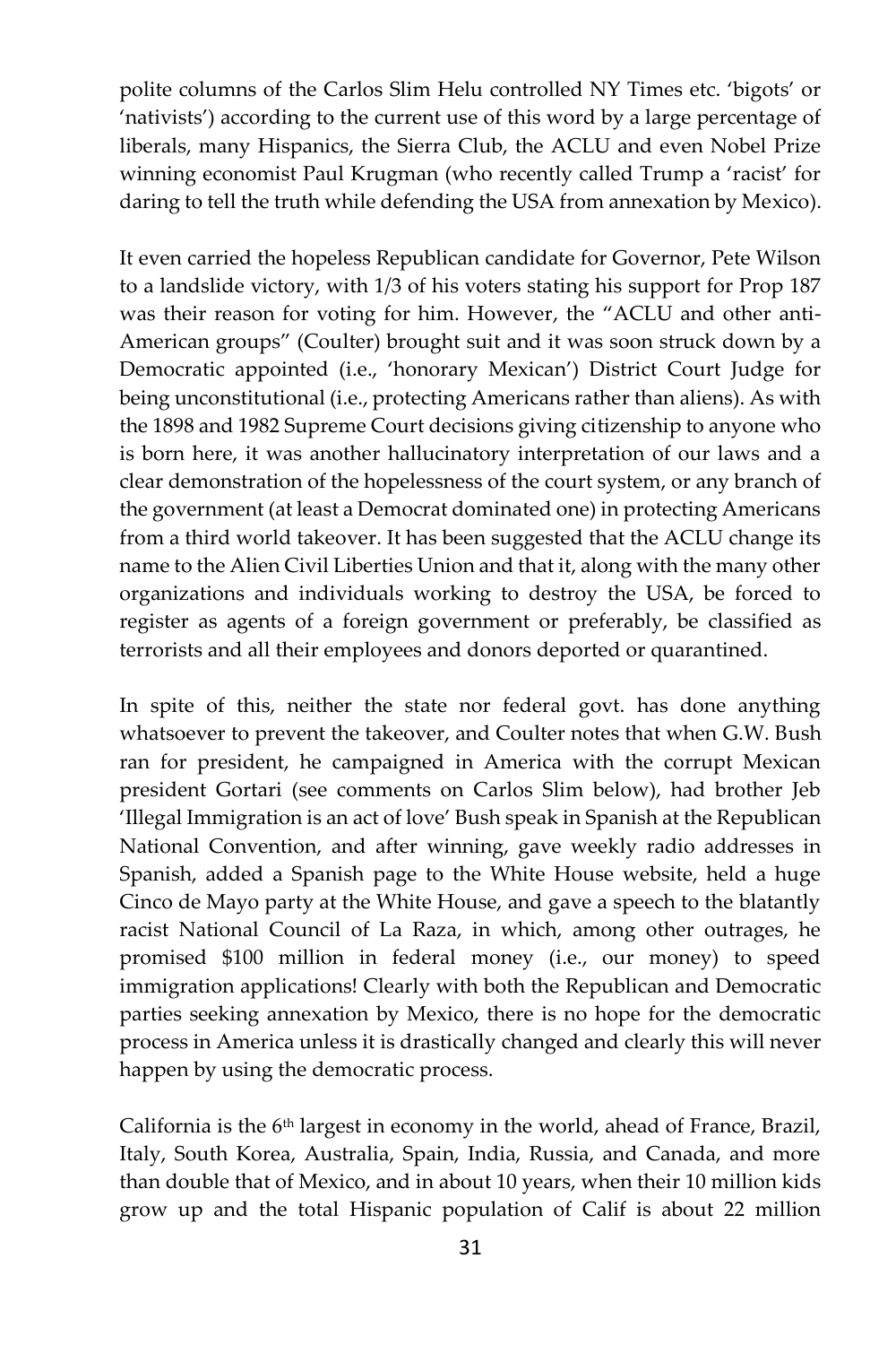polite columns of the Carlos Slim Helu controlled NY Times etc. 'bigots' or 'nativists') according to the current use of this word by a large percentage of liberals, many Hispanics, the Sierra Club, the ACLU and even Nobel Prize winning economist Paul Krugman (who recently called Trump a 'racist' for daring to tell the truth while defending the USA from annexation by Mexico).

It even carried the hopeless Republican candidate for Governor, Pete Wilson to a landslide victory, with 1/3 of his voters stating his support for Prop 187 was their reason for voting for him. However, the "ACLU and other anti-American groups" (Coulter) brought suit and it was soon struck down by a Democratic appointed (i.e., 'honorary Mexican') District Court Judge for being unconstitutional (i.e., protecting Americans rather than aliens). As with the 1898 and 1982 Supreme Court decisions giving citizenship to anyone who is born here, it was another hallucinatory interpretation of our laws and a clear demonstration of the hopelessness of the court system, or any branch of the government (at least a Democrat dominated one) in protecting Americans from a third world takeover. It has been suggested that the ACLU change its name to the Alien Civil Liberties Union and that it, along with the many other organizations and individuals working to destroy the USA, be forced to register as agents of a foreign government or preferably, be classified as terrorists and all their employees and donors deported or quarantined.

In spite of this, neither the state nor federal govt. has done anything whatsoever to prevent the takeover, and Coulter notes that when G.W. Bush ran for president, he campaigned in America with the corrupt Mexican president Gortari (see comments on Carlos Slim below), had brother Jeb 'Illegal Immigration is an act of love' Bush speak in Spanish at the Republican National Convention, and after winning, gave weekly radio addresses in Spanish, added a Spanish page to the White House website, held a huge Cinco de Mayo party at the White House, and gave a speech to the blatantly racist National Council of La Raza, in which, among other outrages, he promised $100 million in federal money (i.e., our money) to speed immigration applications! Clearly with both the Republican and Democratic parties seeking annexation by Mexico, there is no hope for the democratic process in America unless it is drastically changed and clearly this will never happen by using the democratic process.

California is the 6th largest in economy in the world, ahead of France, Brazil, Italy, South Korea, Australia, Spain, India, Russia, and Canada, and more than double that of Mexico, and in about 10 years, when their 10 million kids grow up and the total Hispanic population of Calif is about 22 million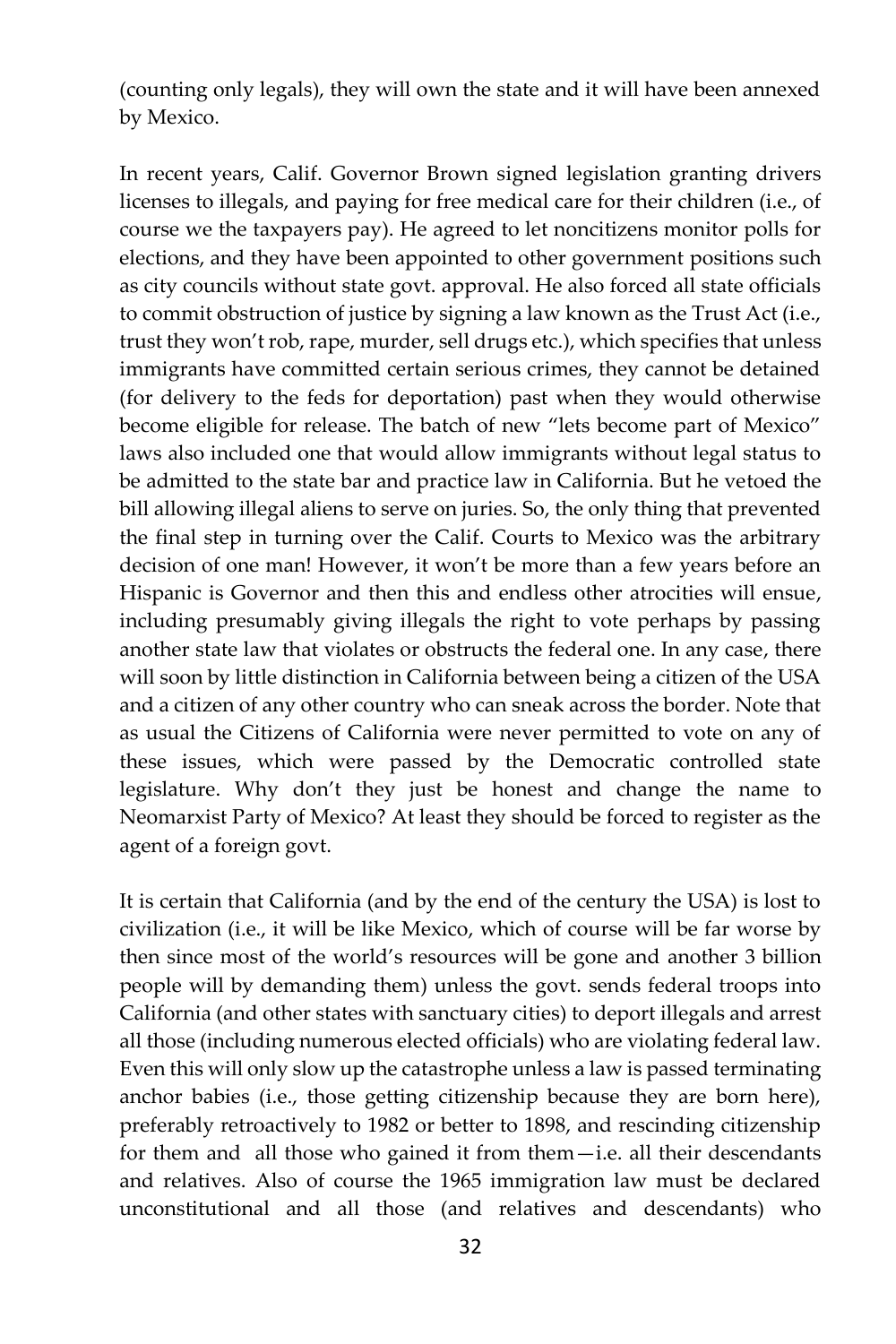(counting only legals), they will own the state and it will have been annexed by Mexico.

In recent years, Calif. Governor Brown signed legislation granting drivers licenses to illegals, and paying for free medical care for their children (i.e., of course we the taxpayers pay). He agreed to let noncitizens monitor polls for elections, and they have been appointed to other government positions such as city councils without state govt. approval. He also forced all state officials to commit obstruction of justice by signing a law known as the Trust Act (i.e., trust they won't rob, rape, murder, sell drugs etc.), which specifies that unless immigrants have committed certain serious crimes, they cannot be detained (for delivery to the feds for deportation) past when they would otherwise become eligible for release. The batch of new "lets become part of Mexico" laws also included one that would allow immigrants without legal status to be admitted to the state bar and practice law in California. But he vetoed the bill allowing illegal aliens to serve on juries. So, the only thing that prevented the final step in turning over the Calif. Courts to Mexico was the arbitrary decision of one man! However, it won't be more than a few years before an Hispanic is Governor and then this and endless other atrocities will ensue, including presumably giving illegals the right to vote perhaps by passing another state law that violates or obstructs the federal one. In any case, there will soon by little distinction in California between being a citizen of the USA and a citizen of any other country who can sneak across the border. Note that as usual the Citizens of California were never permitted to vote on any of these issues, which were passed by the Democratic controlled state legislature. Why don't they just be honest and change the name to Neomarxist Party of Mexico? At least they should be forced to register as the agent of a foreign govt.

It is certain that California (and by the end of the century the USA) is lost to civilization (i.e., it will be like Mexico, which of course will be far worse by then since most of the world's resources will be gone and another 3 billion people will by demanding them) unless the govt. sends federal troops into California (and other states with sanctuary cities) to deport illegals and arrest all those (including numerous elected officials) who are violating federal law. Even this will only slow up the catastrophe unless a law is passed terminating anchor babies (i.e., those getting citizenship because they are born here), preferably retroactively to 1982 or better to 1898, and rescinding citizenship for them and all those who gained it from them—i.e. all their descendants and relatives. Also of course the 1965 immigration law must be declared unconstitutional and all those (and relatives and descendants) who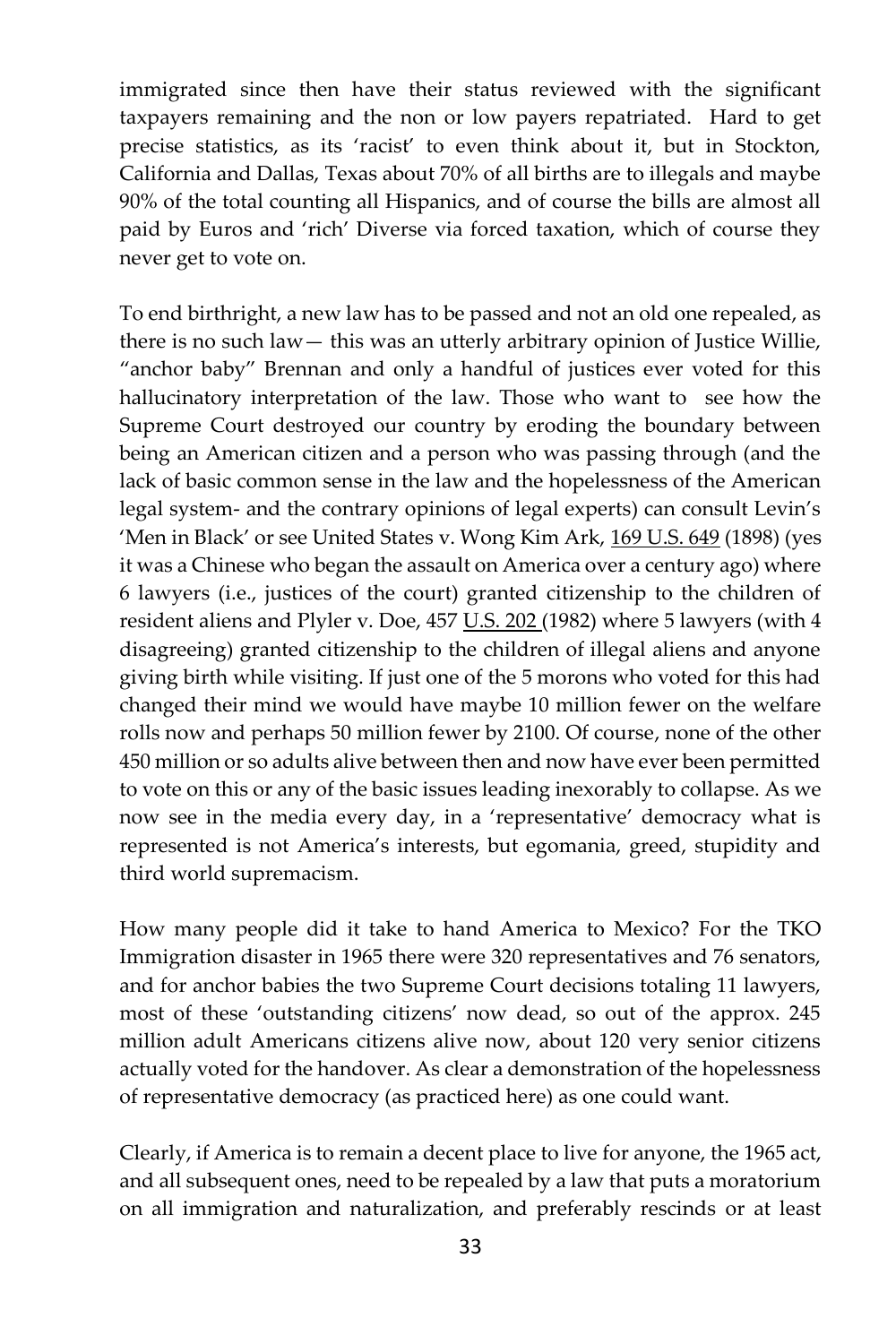immigrated since then have their status reviewed with the significant taxpayers remaining and the non or low payers repatriated. Hard to get precise statistics, as its 'racist' to even think about it, but in Stockton, California and Dallas, Texas about 70% of all births are to illegals and maybe 90% of the total counting all Hispanics, and of course the bills are almost all paid by Euros and 'rich' Diverse via forced taxation, which of course they never get to vote on.

To end birthright, a new law has to be passed and not an old one repealed, as there is no such law— this was an utterly arbitrary opinion of Justice Willie, "anchor baby" Brennan and only a handful of justices ever voted for this hallucinatory interpretation of the law. Those who want to see how the Supreme Court destroyed our country by eroding the boundary between being an American citizen and a person who was passing through (and the lack of basic common sense in the law and the hopelessness of the American legal system- and the contrary opinions of legal experts) can consult Levin's 'Men in Black' or see United States v. Wong Kim Ark, 169 U.S. 649 (1898) (yes it was a Chinese who began the assault on America over a century ago) where 6 lawyers (i.e., justices of the court) granted citizenship to the children of resident aliens and Plyler v. Doe, 457 U.S. 202 (1982) where 5 lawyers (with 4 disagreeing) granted citizenship to the children of illegal aliens and anyone giving birth while visiting. If just one of the 5 morons who voted for this had changed their mind we would have maybe 10 million fewer on the welfare rolls now and perhaps 50 million fewer by 2100. Of course, none of the other 450 million or so adults alive between then and now have ever been permitted to vote on this or any of the basic issues leading inexorably to collapse. As we now see in the media every day, in a 'representative' democracy what is represented is not America's interests, but egomania, greed, stupidity and third world supremacism.

How many people did it take to hand America to Mexico? For the TKO Immigration disaster in 1965 there were 320 representatives and 76 senators, and for anchor babies the two Supreme Court decisions totaling 11 lawyers, most of these 'outstanding citizens' now dead, so out of the approx. 245 million adult Americans citizens alive now, about 120 very senior citizens actually voted for the handover. As clear a demonstration of the hopelessness of representative democracy (as practiced here) as one could want.

Clearly, if America is to remain a decent place to live for anyone, the 1965 act, and all subsequent ones, need to be repealed by a law that puts a moratorium on all immigration and naturalization, and preferably rescinds or at least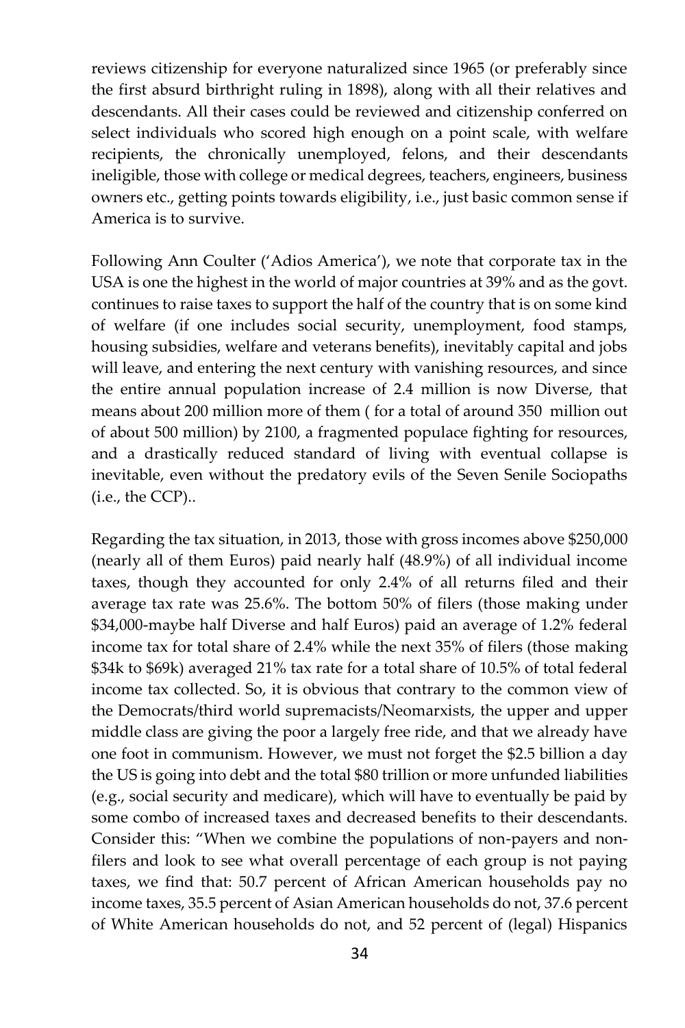reviews citizenship for everyone naturalized since 1965 (or preferably since the first absurd birthright ruling in 1898), along with all their relatives and descendants. All their cases could be reviewed and citizenship conferred on select individuals who scored high enough on a point scale, with welfare recipients, the chronically unemployed, felons, and their descendants ineligible, those with college or medical degrees, teachers, engineers, business owners etc., getting points towards eligibility, i.e., just basic common sense if America is to survive.

Following Ann Coulter ('Adios America'), we note that corporate tax in the USA is one the highest in the world of major countries at 39% and as the govt. continues to raise taxes to support the half of the country that is on some kind of welfare (if one includes social security, unemployment, food stamps, housing subsidies, welfare and veterans benefits), inevitably capital and jobs will leave, and entering the next century with vanishing resources, and since the entire annual population increase of 2.4 million is now Diverse, that means about 200 million more of them ( for a total of around 350 million out of about 500 million) by 2100, a fragmented populace fighting for resources, and a drastically reduced standard of living with eventual collapse is inevitable, even without the predatory evils of the Seven Senile Sociopaths (i.e., the CCP)..

Regarding the tax situation, in 2013, those with gross incomes above $250,000 (nearly all of them Euros) paid nearly half (48.9%) of all individual income taxes, though they accounted for only 2.4% of all returns filed and their average tax rate was 25.6%. The bottom 50% of filers (those making under $34,000-maybe half Diverse and half Euros) paid an average of 1.2% federal income tax for total share of 2.4% while the next 35% of filers (those making $34k to $69k) averaged 21% tax rate for a total share of 10.5% of total federal income tax collected. So, it is obvious that contrary to the common view of the Democrats/third world supremacists/Neomarxists, the upper and upper middle class are giving the poor a largely free ride, and that we already have one foot in communism. However, we must not forget the $2.5 billion a day the US is going into debt and the total $80 trillion or more unfunded liabilities (e.g., social security and medicare), which will have to eventually be paid by some combo of increased taxes and decreased benefits to their descendants. Consider this: "When we combine the populations of non-payers and non-filers and look to see what overall percentage of each group is not paying taxes, we find that: 50.7 percent of African American households pay no income taxes, 35.5 percent of Asian American households do not, 37.6 percent of White American households do not, and 52 percent of (legal) Hispanics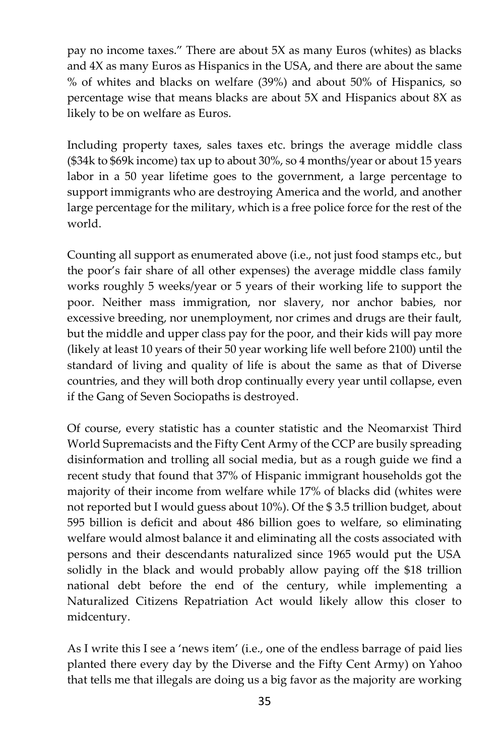pay no income taxes." There are about 5X as many Euros (whites) as blacks and 4X as many Euros as Hispanics in the USA, and there are about the same % of whites and blacks on welfare (39%) and about 50% of Hispanics, so percentage wise that means blacks are about 5X and Hispanics about 8X as likely to be on welfare as Euros.

Including property taxes, sales taxes etc. brings the average middle class ($34k to $69k income) tax up to about 30%, so 4 months/year or about 15 years labor in a 50 year lifetime goes to the government, a large percentage to support immigrants who are destroying America and the world, and another large percentage for the military, which is a free police force for the rest of the world.

Counting all support as enumerated above (i.e., not just food stamps etc., but the poor's fair share of all other expenses) the average middle class family works roughly 5 weeks/year or 5 years of their working life to support the poor. Neither mass immigration, nor slavery, nor anchor babies, nor excessive breeding, nor unemployment, nor crimes and drugs are their fault, but the middle and upper class pay for the poor, and their kids will pay more (likely at least 10 years of their 50 year working life well before 2100) until the standard of living and quality of life is about the same as that of Diverse countries, and they will both drop continually every year until collapse, even if the Gang of Seven Sociopaths is destroyed.

Of course, every statistic has a counter statistic and the Neomarxist Third World Supremacists and the Fifty Cent Army of the CCP are busily spreading disinformation and trolling all social media, but as a rough guide we find a recent study that found that 37% of Hispanic immigrant households got the majority of their income from welfare while 17% of blacks did (whites were not reported but I would guess about 10%). Of the $ 3.5 trillion budget, about 595 billion is deficit and about 486 billion goes to welfare, so eliminating welfare would almost balance it and eliminating all the costs associated with persons and their descendants naturalized since 1965 would put the USA solidly in the black and would probably allow paying off the $18 trillion national debt before the end of the century, while implementing a Naturalized Citizens Repatriation Act would likely allow this closer to midcentury.

As I write this I see a 'news item' (i.e., one of the endless barrage of paid lies planted there every day by the Diverse and the Fifty Cent Army) on Yahoo that tells me that illegals are doing us a big favor as the majority are working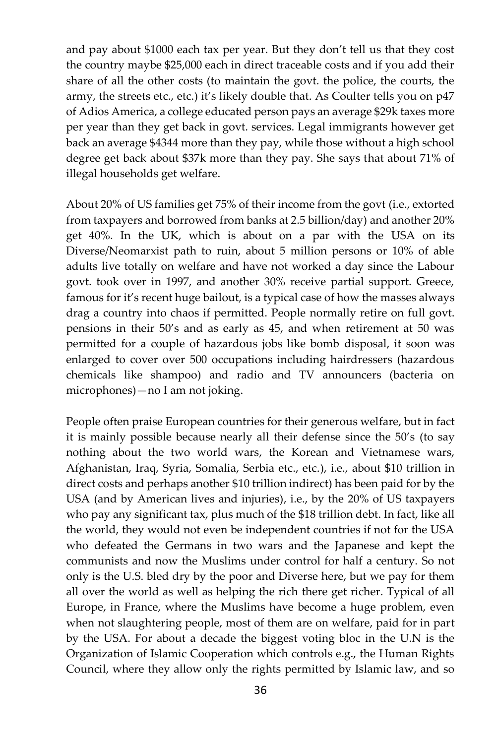and pay about $1000 each tax per year. But they don't tell us that they cost the country maybe $25,000 each in direct traceable costs and if you add their share of all the other costs (to maintain the govt. the police, the courts, the army, the streets etc., etc.) it's likely double that. As Coulter tells you on p47 of Adios America, a college educated person pays an average $29k taxes more per year than they get back in govt. services. Legal immigrants however get back an average $4344 more than they pay, while those without a high school degree get back about $37k more than they pay. She says that about 71% of illegal households get welfare.

About 20% of US families get 75% of their income from the govt (i.e., extorted from taxpayers and borrowed from banks at 2.5 billion/day) and another 20% get 40%. In the UK, which is about on a par with the USA on its Diverse/Neomarxist path to ruin, about 5 million persons or 10% of able adults live totally on welfare and have not worked a day since the Labour govt. took over in 1997, and another 30% receive partial support. Greece, famous for it's recent huge bailout, is a typical case of how the masses always drag a country into chaos if permitted. People normally retire on full govt. pensions in their 50's and as early as 45, and when retirement at 50 was permitted for a couple of hazardous jobs like bomb disposal, it soon was enlarged to cover over 500 occupations including hairdressers (hazardous chemicals like shampoo) and radio and TV announcers (bacteria on microphones)—no I am not joking.

People often praise European countries for their generous welfare, but in fact it is mainly possible because nearly all their defense since the 50's (to say nothing about the two world wars, the Korean and Vietnamese wars, Afghanistan, Iraq, Syria, Somalia, Serbia etc., etc.), i.e., about $10 trillion in direct costs and perhaps another $10 trillion indirect) has been paid for by the USA (and by American lives and injuries), i.e., by the 20% of US taxpayers who pay any significant tax, plus much of the $18 trillion debt. In fact, like all the world, they would not even be independent countries if not for the USA who defeated the Germans in two wars and the Japanese and kept the communists and now the Muslims under control for half a century. So not only is the U.S. bled dry by the poor and Diverse here, but we pay for them all over the world as well as helping the rich there get richer. Typical of all Europe, in France, where the Muslims have become a huge problem, even when not slaughtering people, most of them are on welfare, paid for in part by the USA. For about a decade the biggest voting bloc in the U.N is the Organization of Islamic Cooperation which controls e.g., the Human Rights Council, where they allow only the rights permitted by Islamic law, and so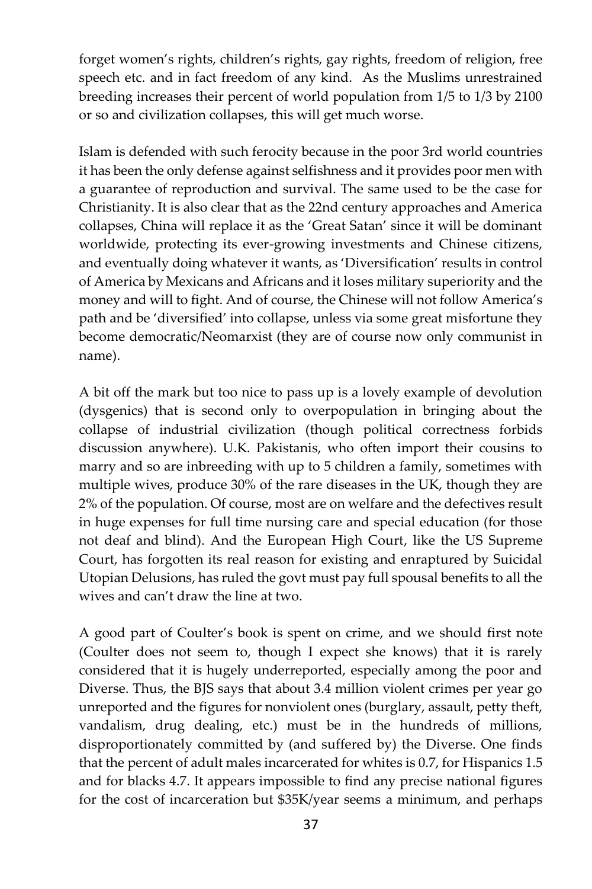forget women's rights, children's rights, gay rights, freedom of religion, free speech etc. and in fact freedom of any kind. As the Muslims unrestrained breeding increases their percent of world population from 1/5 to 1/3 by 2100 or so and civilization collapses, this will get much worse.

Islam is defended with such ferocity because in the poor 3rd world countries it has been the only defense against selfishness and it provides poor men with a guarantee of reproduction and survival. The same used to be the case for Christianity. It is also clear that as the 22nd century approaches and America collapses, China will replace it as the 'Great Satan' since it will be dominant worldwide, protecting its ever-growing investments and Chinese citizens, and eventually doing whatever it wants, as 'Diversification' results in control of America by Mexicans and Africans and it loses military superiority and the money and will to fight. And of course, the Chinese will not follow America's path and be 'diversified' into collapse, unless via some great misfortune they become democratic/Neomarxist (they are of course now only communist in name).

A bit off the mark but too nice to pass up is a lovely example of devolution (dysgenics) that is second only to overpopulation in bringing about the collapse of industrial civilization (though political correctness forbids discussion anywhere). U.K. Pakistanis, who often import their cousins to marry and so are inbreeding with up to 5 children a family, sometimes with multiple wives, produce 30% of the rare diseases in the UK, though they are 2% of the population. Of course, most are on welfare and the defectives result in huge expenses for full time nursing care and special education (for those not deaf and blind). And the European High Court, like the US Supreme Court, has forgotten its real reason for existing and enraptured by Suicidal Utopian Delusions, has ruled the govt must pay full spousal benefits to all the wives and can't draw the line at two.

A good part of Coulter's book is spent on crime, and we should first note (Coulter does not seem to, though I expect she knows) that it is rarely considered that it is hugely underreported, especially among the poor and Diverse. Thus, the BJS says that about 3.4 million violent crimes per year go unreported and the figures for nonviolent ones (burglary, assault, petty theft, vandalism, drug dealing, etc.) must be in the hundreds of millions, disproportionately committed by (and suffered by) the Diverse. One finds that the percent of adult males incarcerated for whites is 0.7, for Hispanics 1.5 and for blacks 4.7. It appears impossible to find any precise national figures for the cost of incarceration but $35K/year seems a minimum, and perhaps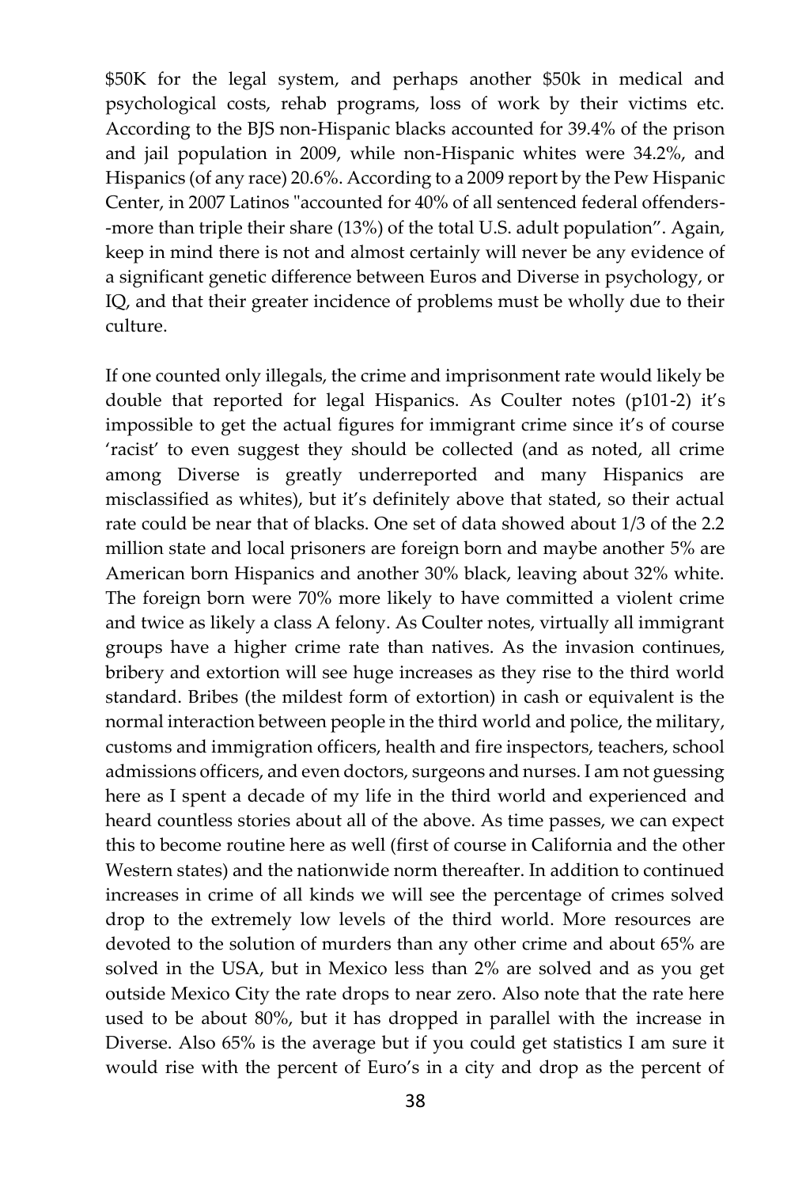$50K for the legal system, and perhaps another $50k in medical and psychological costs, rehab programs, loss of work by their victims etc. According to the BJS non-Hispanic blacks accounted for 39.4% of the prison and jail population in 2009, while non-Hispanic whites were 34.2%, and Hispanics (of any race) 20.6%. According to a 2009 report by the Pew Hispanic Center, in 2007 Latinos "accounted for 40% of all sentenced federal offenders--more than triple their share (13%) of the total U.S. adult population". Again, keep in mind there is not and almost certainly will never be any evidence of a significant genetic difference between Euros and Diverse in psychology, or IQ, and that their greater incidence of problems must be wholly due to their culture.

If one counted only illegals, the crime and imprisonment rate would likely be double that reported for legal Hispanics. As Coulter notes (p101-2) it's impossible to get the actual figures for immigrant crime since it's of course 'racist' to even suggest they should be collected (and as noted, all crime among Diverse is greatly underreported and many Hispanics are misclassified as whites), but it's definitely above that stated, so their actual rate could be near that of blacks. One set of data showed about 1/3 of the 2.2 million state and local prisoners are foreign born and maybe another 5% are American born Hispanics and another 30% black, leaving about 32% white. The foreign born were 70% more likely to have committed a violent crime and twice as likely a class A felony. As Coulter notes, virtually all immigrant groups have a higher crime rate than natives. As the invasion continues, bribery and extortion will see huge increases as they rise to the third world standard. Bribes (the mildest form of extortion) in cash or equivalent is the normal interaction between people in the third world and police, the military, customs and immigration officers, health and fire inspectors, teachers, school admissions officers, and even doctors, surgeons and nurses. I am not guessing here as I spent a decade of my life in the third world and experienced and heard countless stories about all of the above. As time passes, we can expect this to become routine here as well (first of course in California and the other Western states) and the nationwide norm thereafter. In addition to continued increases in crime of all kinds we will see the percentage of crimes solved drop to the extremely low levels of the third world. More resources are devoted to the solution of murders than any other crime and about 65% are solved in the USA, but in Mexico less than 2% are solved and as you get outside Mexico City the rate drops to near zero. Also note that the rate here used to be about 80%, but it has dropped in parallel with the increase in Diverse. Also 65% is the average but if you could get statistics I am sure it would rise with the percent of Euro's in a city and drop as the percent of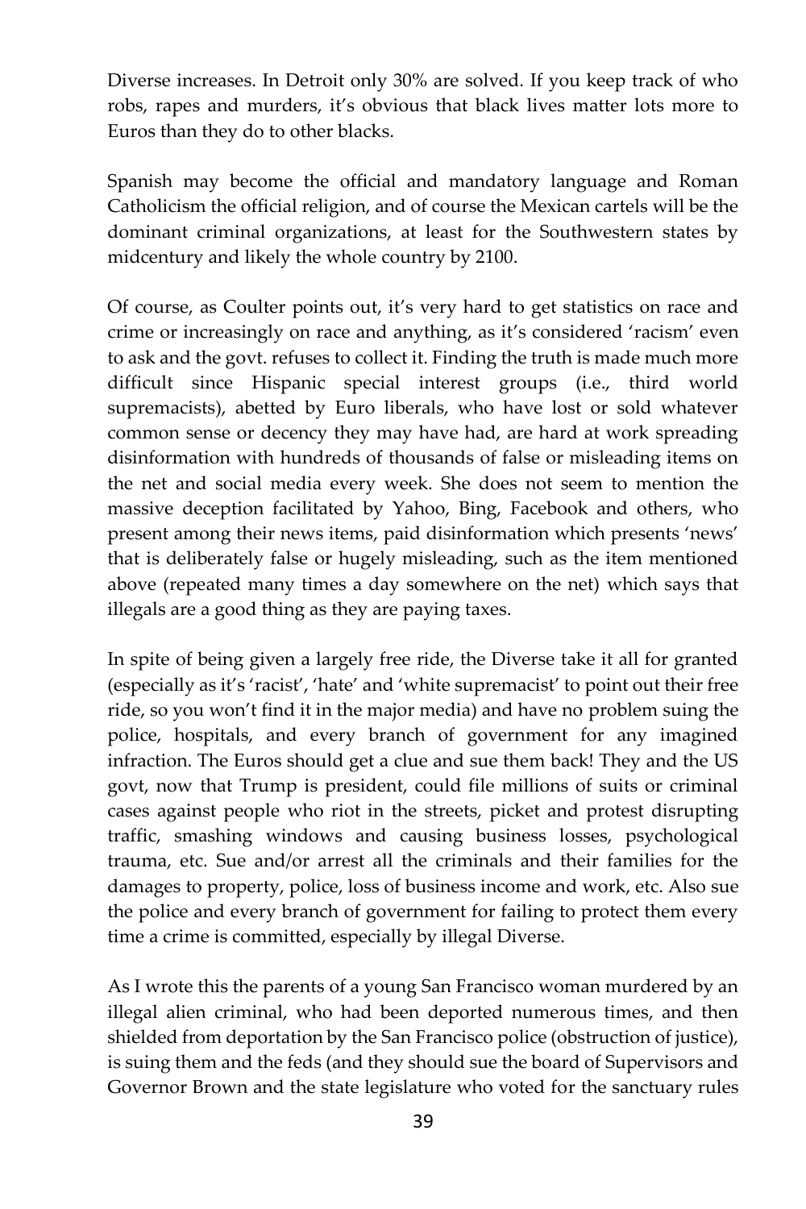Diverse increases. In Detroit only 30% are solved. If you keep track of who robs, rapes and murders, it's obvious that black lives matter lots more to Euros than they do to other blacks.

Spanish may become the official and mandatory language and Roman Catholicism the official religion, and of course the Mexican cartels will be the dominant criminal organizations, at least for the Southwestern states by midcentury and likely the whole country by 2100.

Of course, as Coulter points out, it's very hard to get statistics on race and crime or increasingly on race and anything, as it's considered 'racism' even to ask and the govt. refuses to collect it. Finding the truth is made much more difficult since Hispanic special interest groups (i.e., third world supremacists), abetted by Euro liberals, who have lost or sold whatever common sense or decency they may have had, are hard at work spreading disinformation with hundreds of thousands of false or misleading items on the net and social media every week. She does not seem to mention the massive deception facilitated by Yahoo, Bing, Facebook and others, who present among their news items, paid disinformation which presents 'news' that is deliberately false or hugely misleading, such as the item mentioned above (repeated many times a day somewhere on the net) which says that illegals are a good thing as they are paying taxes.

In spite of being given a largely free ride, the Diverse take it all for granted (especially as it's 'racist', 'hate' and 'white supremacist' to point out their free ride, so you won't find it in the major media) and have no problem suing the police, hospitals, and every branch of government for any imagined infraction. The Euros should get a clue and sue them back! They and the US govt, now that Trump is president, could file millions of suits or criminal cases against people who riot in the streets, picket and protest disrupting traffic, smashing windows and causing business losses, psychological trauma, etc. Sue and/or arrest all the criminals and their families for the damages to property, police, loss of business income and work, etc. Also sue the police and every branch of government for failing to protect them every time a crime is committed, especially by illegal Diverse.

As I wrote this the parents of a young San Francisco woman murdered by an illegal alien criminal, who had been deported numerous times, and then shielded from deportation by the San Francisco police (obstruction of justice), is suing them and the feds (and they should sue the board of Supervisors and Governor Brown and the state legislature who voted for the sanctuary rules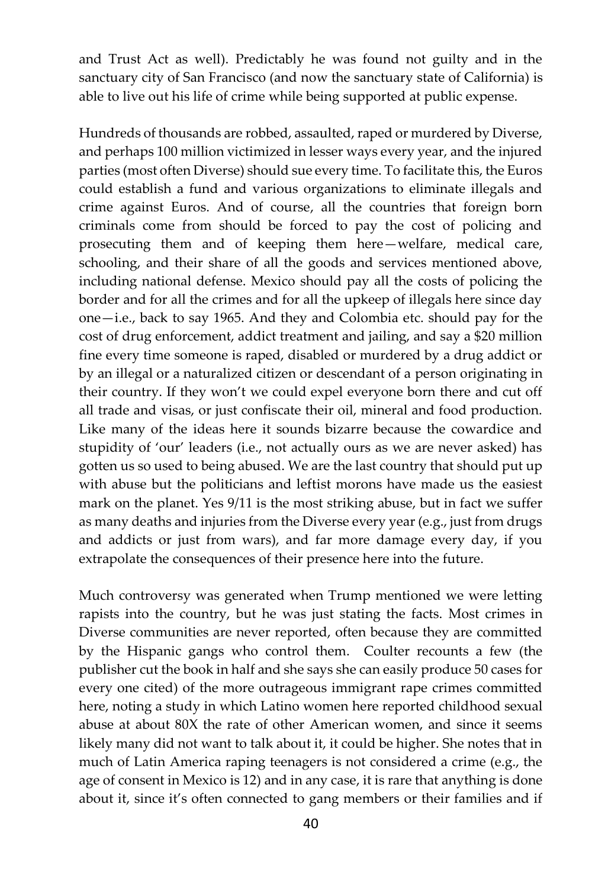and Trust Act as well). Predictably he was found not guilty and in the sanctuary city of San Francisco (and now the sanctuary state of California) is able to live out his life of crime while being supported at public expense.

Hundreds of thousands are robbed, assaulted, raped or murdered by Diverse, and perhaps 100 million victimized in lesser ways every year, and the injured parties (most often Diverse) should sue every time. To facilitate this, the Euros could establish a fund and various organizations to eliminate illegals and crime against Euros. And of course, all the countries that foreign born criminals come from should be forced to pay the cost of policing and prosecuting them and of keeping them here—welfare, medical care, schooling, and their share of all the goods and services mentioned above, including national defense. Mexico should pay all the costs of policing the border and for all the crimes and for all the upkeep of illegals here since day one—i.e., back to say 1965. And they and Colombia etc. should pay for the cost of drug enforcement, addict treatment and jailing, and say a $20 million fine every time someone is raped, disabled or murdered by a drug addict or by an illegal or a naturalized citizen or descendant of a person originating in their country. If they won't we could expel everyone born there and cut off all trade and visas, or just confiscate their oil, mineral and food production. Like many of the ideas here it sounds bizarre because the cowardice and stupidity of 'our' leaders (i.e., not actually ours as we are never asked) has gotten us so used to being abused. We are the last country that should put up with abuse but the politicians and leftist morons have made us the easiest mark on the planet. Yes 9/11 is the most striking abuse, but in fact we suffer as many deaths and injuries from the Diverse every year (e.g., just from drugs and addicts or just from wars), and far more damage every day, if you extrapolate the consequences of their presence here into the future.

Much controversy was generated when Trump mentioned we were letting rapists into the country, but he was just stating the facts. Most crimes in Diverse communities are never reported, often because they are committed by the Hispanic gangs who control them. Coulter recounts a few (the publisher cut the book in half and she says she can easily produce 50 cases for every one cited) of the more outrageous immigrant rape crimes committed here, noting a study in which Latino women here reported childhood sexual abuse at about 80X the rate of other American women, and since it seems likely many did not want to talk about it, it could be higher. She notes that in much of Latin America raping teenagers is not considered a crime (e.g., the age of consent in Mexico is 12) and in any case, it is rare that anything is done about it, since it's often connected to gang members or their families and if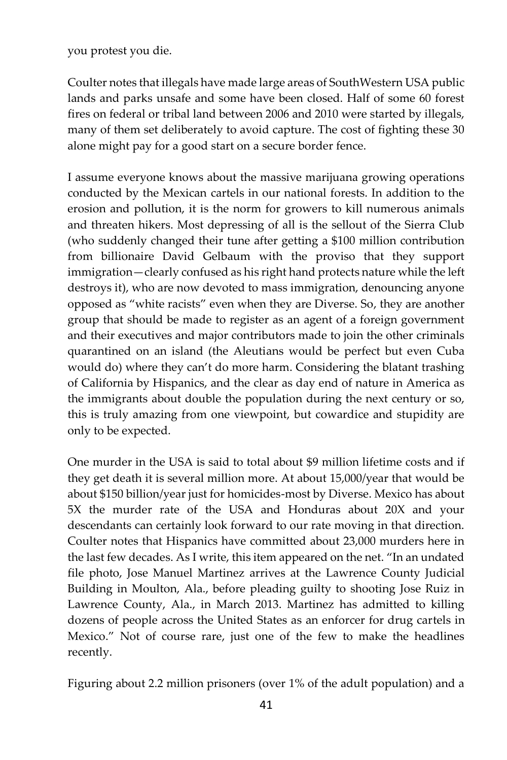you protest you die.

Coulter notes that illegals have made large areas of SouthWestern USA public lands and parks unsafe and some have been closed. Half of some 60 forest fires on federal or tribal land between 2006 and 2010 were started by illegals, many of them set deliberately to avoid capture. The cost of fighting these 30 alone might pay for a good start on a secure border fence.

I assume everyone knows about the massive marijuana growing operations conducted by the Mexican cartels in our national forests. In addition to the erosion and pollution, it is the norm for growers to kill numerous animals and threaten hikers. Most depressing of all is the sellout of the Sierra Club (who suddenly changed their tune after getting a $100 million contribution from billionaire David Gelbaum with the proviso that they support immigration—clearly confused as his right hand protects nature while the left destroys it), who are now devoted to mass immigration, denouncing anyone opposed as "white racists" even when they are Diverse. So, they are another group that should be made to register as an agent of a foreign government and their executives and major contributors made to join the other criminals quarantined on an island (the Aleutians would be perfect but even Cuba would do) where they can't do more harm. Considering the blatant trashing of California by Hispanics, and the clear as day end of nature in America as the immigrants about double the population during the next century or so, this is truly amazing from one viewpoint, but cowardice and stupidity are only to be expected.

One murder in the USA is said to total about $9 million lifetime costs and if they get death it is several million more. At about 15,000/year that would be about $150 billion/year just for homicides-most by Diverse. Mexico has about 5X the murder rate of the USA and Honduras about 20X and your descendants can certainly look forward to our rate moving in that direction. Coulter notes that Hispanics have committed about 23,000 murders here in the last few decades. As I write, this item appeared on the net. "In an undated file photo, Jose Manuel Martinez arrives at the Lawrence County Judicial Building in Moulton, Ala., before pleading guilty to shooting Jose Ruiz in Lawrence County, Ala., in March 2013. Martinez has admitted to killing dozens of people across the United States as an enforcer for drug cartels in Mexico." Not of course rare, just one of the few to make the headlines recently.

Figuring about 2.2 million prisoners (over 1% of the adult population) and a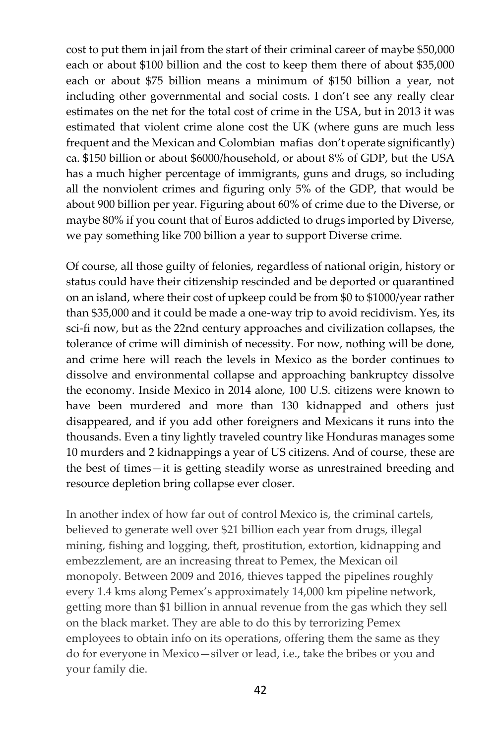cost to put them in jail from the start of their criminal career of maybe $50,000 each or about $100 billion and the cost to keep them there of about $35,000 each or about $75 billion means a minimum of $150 billion a year, not including other governmental and social costs. I don't see any really clear estimates on the net for the total cost of crime in the USA, but in 2013 it was estimated that violent crime alone cost the UK (where guns are much less frequent and the Mexican and Colombian mafias don't operate significantly) ca. $150 billion or about $6000/household, or about 8% of GDP, but the USA has a much higher percentage of immigrants, guns and drugs, so including all the nonviolent crimes and figuring only 5% of the GDP, that would be about 900 billion per year. Figuring about 60% of crime due to the Diverse, or maybe 80% if you count that of Euros addicted to drugs imported by Diverse, we pay something like 700 billion a year to support Diverse crime.

Of course, all those guilty of felonies, regardless of national origin, history or status could have their citizenship rescinded and be deported or quarantined on an island, where their cost of upkeep could be from $0 to $1000/year rather than $35,000 and it could be made a one-way trip to avoid recidivism. Yes, its sci-fi now, but as the 22nd century approaches and civilization collapses, the tolerance of crime will diminish of necessity. For now, nothing will be done, and crime here will reach the levels in Mexico as the border continues to dissolve and environmental collapse and approaching bankruptcy dissolve the economy. Inside Mexico in 2014 alone, 100 U.S. citizens were known to have been murdered and more than 130 kidnapped and others just disappeared, and if you add other foreigners and Mexicans it runs into the thousands. Even a tiny lightly traveled country like Honduras manages some 10 murders and 2 kidnappings a year of US citizens. And of course, these are the best of times—it is getting steadily worse as unrestrained breeding and resource depletion bring collapse ever closer.

In another index of how far out of control Mexico is, the criminal cartels, believed to generate well over $21 billion each year from drugs, illegal mining, fishing and logging, theft, prostitution, extortion, kidnapping and embezzlement, are an increasing threat to Pemex, the Mexican oil monopoly. Between 2009 and 2016, thieves tapped the pipelines roughly every 1.4 kms along Pemex's approximately 14,000 km pipeline network, getting more than $1 billion in annual revenue from the gas which they sell on the black market. They are able to do this by terrorizing Pemex employees to obtain info on its operations, offering them the same as they do for everyone in Mexico—silver or lead, i.e., take the bribes or you and your family die.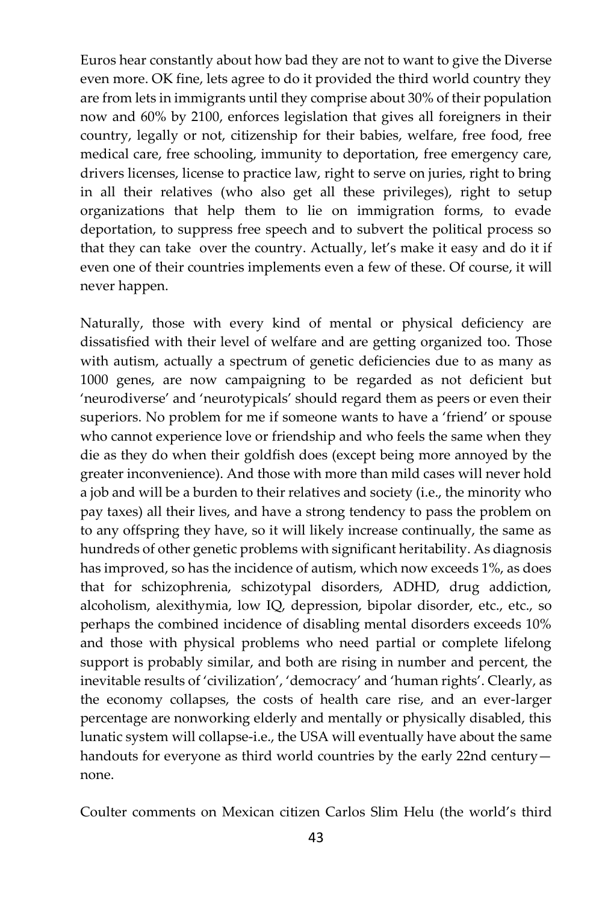Euros hear constantly about how bad they are not to want to give the Diverse even more. OK fine, lets agree to do it provided the third world country they are from lets in immigrants until they comprise about 30% of their population now and 60% by 2100, enforces legislation that gives all foreigners in their country, legally or not, citizenship for their babies, welfare, free food, free medical care, free schooling, immunity to deportation, free emergency care, drivers licenses, license to practice law, right to serve on juries, right to bring in all their relatives (who also get all these privileges), right to setup organizations that help them to lie on immigration forms, to evade deportation, to suppress free speech and to subvert the political process so that they can take over the country. Actually, let's make it easy and do it if even one of their countries implements even a few of these. Of course, it will never happen.

Naturally, those with every kind of mental or physical deficiency are dissatisfied with their level of welfare and are getting organized too. Those with autism, actually a spectrum of genetic deficiencies due to as many as 1000 genes, are now campaigning to be regarded as not deficient but 'neurodiverse' and 'neurotypicals' should regard them as peers or even their superiors. No problem for me if someone wants to have a 'friend' or spouse who cannot experience love or friendship and who feels the same when they die as they do when their goldfish does (except being more annoyed by the greater inconvenience). And those with more than mild cases will never hold a job and will be a burden to their relatives and society (i.e., the minority who pay taxes) all their lives, and have a strong tendency to pass the problem on to any offspring they have, so it will likely increase continually, the same as hundreds of other genetic problems with significant heritability. As diagnosis has improved, so has the incidence of autism, which now exceeds 1%, as does that for schizophrenia, schizotypal disorders, ADHD, drug addiction, alcoholism, alexithymia, low IQ, depression, bipolar disorder, etc., etc., so perhaps the combined incidence of disabling mental disorders exceeds 10% and those with physical problems who need partial or complete lifelong support is probably similar, and both are rising in number and percent, the inevitable results of 'civilization', 'democracy' and 'human rights'. Clearly, as the economy collapses, the costs of health care rise, and an ever-larger percentage are nonworking elderly and mentally or physically disabled, this lunatic system will collapse-i.e., the USA will eventually have about the same handouts for everyone as third world countries by the early 22nd century—none.

Coulter comments on Mexican citizen Carlos Slim Helu (the world's third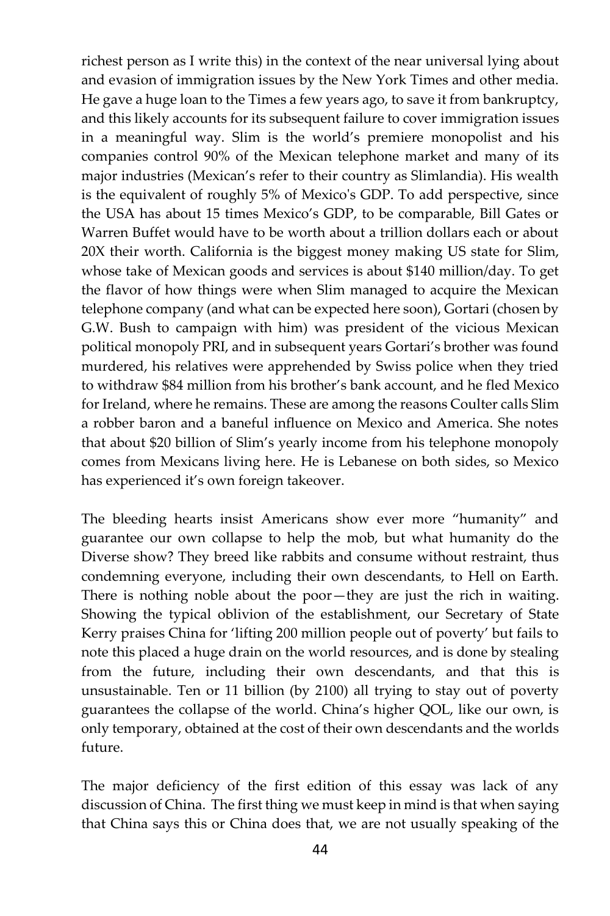richest person as I write this) in the context of the near universal lying about and evasion of immigration issues by the New York Times and other media. He gave a huge loan to the Times a few years ago, to save it from bankruptcy, and this likely accounts for its subsequent failure to cover immigration issues in a meaningful way. Slim is the world's premiere monopolist and his companies control 90% of the Mexican telephone market and many of its major industries (Mexican's refer to their country as Slimlandia). His wealth is the equivalent of roughly 5% of Mexico's GDP. To add perspective, since the USA has about 15 times Mexico's GDP, to be comparable, Bill Gates or Warren Buffet would have to be worth about a trillion dollars each or about 20X their worth. California is the biggest money making US state for Slim, whose take of Mexican goods and services is about $140 million/day. To get the flavor of how things were when Slim managed to acquire the Mexican telephone company (and what can be expected here soon), Gortari (chosen by G.W. Bush to campaign with him) was president of the vicious Mexican political monopoly PRI, and in subsequent years Gortari's brother was found murdered, his relatives were apprehended by Swiss police when they tried to withdraw $84 million from his brother's bank account, and he fled Mexico for Ireland, where he remains. These are among the reasons Coulter calls Slim a robber baron and a baneful influence on Mexico and America. She notes that about $20 billion of Slim's yearly income from his telephone monopoly comes from Mexicans living here. He is Lebanese on both sides, so Mexico has experienced it's own foreign takeover.

The bleeding hearts insist Americans show ever more "humanity" and guarantee our own collapse to help the mob, but what humanity do the Diverse show? They breed like rabbits and consume without restraint, thus condemning everyone, including their own descendants, to Hell on Earth. There is nothing noble about the poor—they are just the rich in waiting. Showing the typical oblivion of the establishment, our Secretary of State Kerry praises China for 'lifting 200 million people out of poverty' but fails to note this placed a huge drain on the world resources, and is done by stealing from the future, including their own descendants, and that this is unsustainable. Ten or 11 billion (by 2100) all trying to stay out of poverty guarantees the collapse of the world. China's higher QOL, like our own, is only temporary, obtained at the cost of their own descendants and the worlds future.

The major deficiency of the first edition of this essay was lack of any discussion of China. The first thing we must keep in mind is that when saying that China says this or China does that, we are not usually speaking of the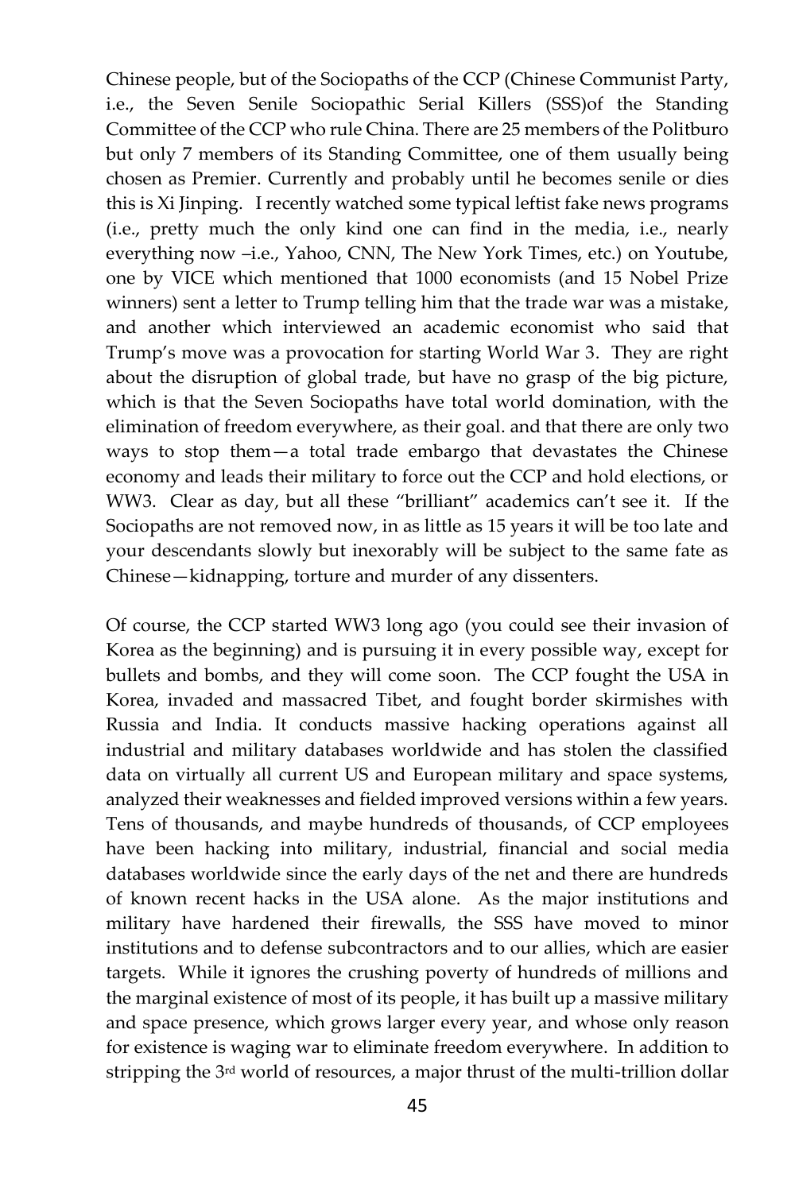Chinese people, but of the Sociopaths of the CCP (Chinese Communist Party, i.e., the Seven Senile Sociopathic Serial Killers (SSS)of the Standing Committee of the CCP who rule China. There are 25 members of the Politburo but only 7 members of its Standing Committee, one of them usually being chosen as Premier. Currently and probably until he becomes senile or dies this is Xi Jinping. I recently watched some typical leftist fake news programs (i.e., pretty much the only kind one can find in the media, i.e., nearly everything now –i.e., Yahoo, CNN, The New York Times, etc.) on Youtube, one by VICE which mentioned that 1000 economists (and 15 Nobel Prize winners) sent a letter to Trump telling him that the trade war was a mistake, and another which interviewed an academic economist who said that Trump's move was a provocation for starting World War 3. They are right about the disruption of global trade, but have no grasp of the big picture, which is that the Seven Sociopaths have total world domination, with the elimination of freedom everywhere, as their goal. and that there are only two ways to stop them—a total trade embargo that devastates the Chinese economy and leads their military to force out the CCP and hold elections, or WW3. Clear as day, but all these "brilliant" academics can't see it. If the Sociopaths are not removed now, in as little as 15 years it will be too late and your descendants slowly but inexorably will be subject to the same fate as Chinese—kidnapping, torture and murder of any dissenters.

Of course, the CCP started WW3 long ago (you could see their invasion of Korea as the beginning) and is pursuing it in every possible way, except for bullets and bombs, and they will come soon. The CCP fought the USA in Korea, invaded and massacred Tibet, and fought border skirmishes with Russia and India. It conducts massive hacking operations against all industrial and military databases worldwide and has stolen the classified data on virtually all current US and European military and space systems, analyzed their weaknesses and fielded improved versions within a few years. Tens of thousands, and maybe hundreds of thousands, of CCP employees have been hacking into military, industrial, financial and social media databases worldwide since the early days of the net and there are hundreds of known recent hacks in the USA alone. As the major institutions and military have hardened their firewalls, the SSS have moved to minor institutions and to defense subcontractors and to our allies, which are easier targets. While it ignores the crushing poverty of hundreds of millions and the marginal existence of most of its people, it has built up a massive military and space presence, which grows larger every year, and whose only reason for existence is waging war to eliminate freedom everywhere. In addition to stripping the 3rd world of resources, a major thrust of the multi-trillion dollar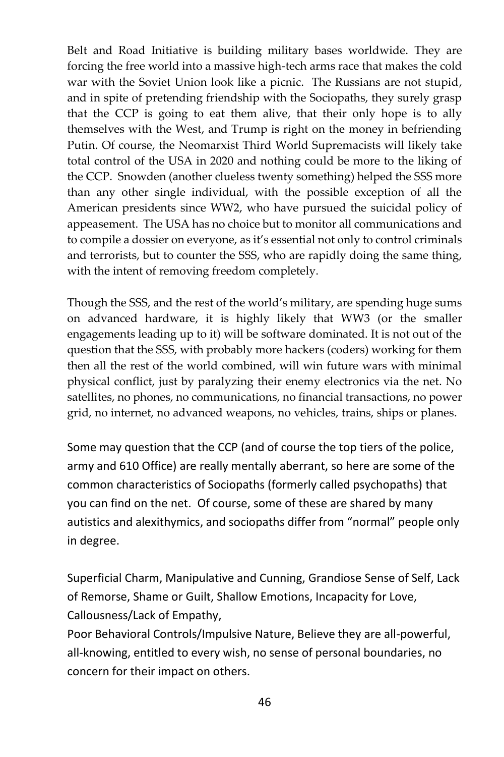Belt and Road Initiative is building military bases worldwide. They are forcing the free world into a massive high-tech arms race that makes the cold war with the Soviet Union look like a picnic. The Russians are not stupid, and in spite of pretending friendship with the Sociopaths, they surely grasp that the CCP is going to eat them alive, that their only hope is to ally themselves with the West, and Trump is right on the money in befriending Putin. Of course, the Neomarxist Third World Supremacists will likely take total control of the USA in 2020 and nothing could be more to the liking of the CCP. Snowden (another clueless twenty something) helped the SSS more than any other single individual, with the possible exception of all the American presidents since WW2, who have pursued the suicidal policy of appeasement. The USA has no choice but to monitor all communications and to compile a dossier on everyone, as it's essential not only to control criminals and terrorists, but to counter the SSS, who are rapidly doing the same thing, with the intent of removing freedom completely.

Though the SSS, and the rest of the world's military, are spending huge sums on advanced hardware, it is highly likely that WW3 (or the smaller engagements leading up to it) will be software dominated. It is not out of the question that the SSS, with probably more hackers (coders) working for them then all the rest of the world combined, will win future wars with minimal physical conflict, just by paralyzing their enemy electronics via the net. No satellites, no phones, no communications, no financial transactions, no power grid, no internet, no advanced weapons, no vehicles, trains, ships or planes.

Some may question that the CCP (and of course the top tiers of the police, army and 610 Office) are really mentally aberrant, so here are some of the common characteristics of Sociopaths (formerly called psychopaths) that you can find on the net. Of course, some of these are shared by many autistics and alexithymics, and sociopaths differ from "normal" people only in degree.

Superficial Charm, Manipulative and Cunning, Grandiose Sense of Self, Lack of Remorse, Shame or Guilt, Shallow Emotions, Incapacity for Love, Callousness/Lack of Empathy,
Poor Behavioral Controls/Impulsive Nature, Believe they are all-powerful, all-knowing, entitled to every wish, no sense of personal boundaries, no concern for their impact on others.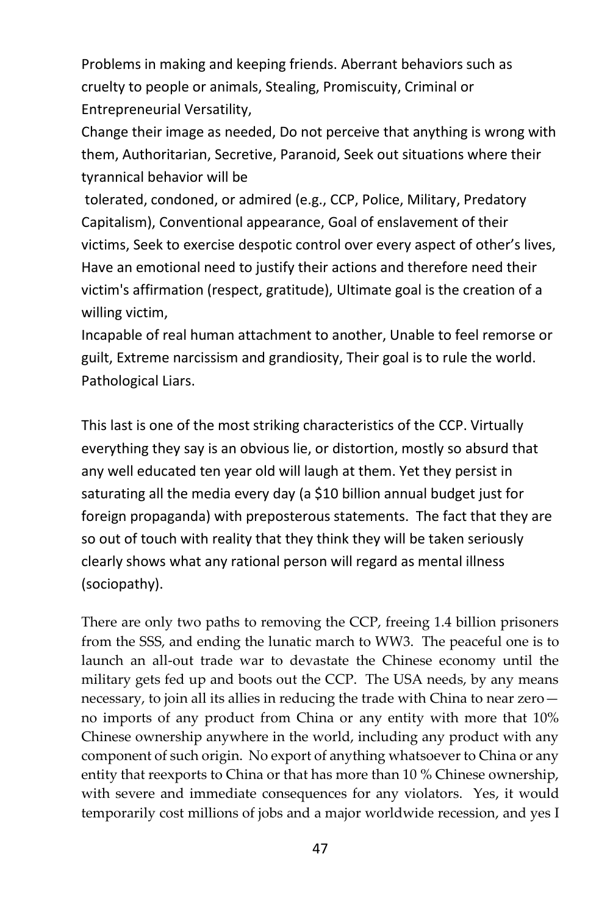Problems in making and keeping friends. Aberrant behaviors such as cruelty to people or animals, Stealing, Promiscuity, Criminal or Entrepreneurial Versatility,

Change their image as needed, Do not perceive that anything is wrong with them, Authoritarian, Secretive, Paranoid, Seek out situations where their tyrannical behavior will be

tolerated, condoned, or admired (e.g., CCP, Police, Military, Predatory Capitalism), Conventional appearance, Goal of enslavement of their victims, Seek to exercise despotic control over every aspect of other's lives, Have an emotional need to justify their actions and therefore need their victim's affirmation (respect, gratitude), Ultimate goal is the creation of a willing victim,

Incapable of real human attachment to another, Unable to feel remorse or guilt, Extreme narcissism and grandiosity, Their goal is to rule the world. Pathological Liars.

This last is one of the most striking characteristics of the CCP. Virtually everything they say is an obvious lie, or distortion, mostly so absurd that any well educated ten year old will laugh at them. Yet they persist in saturating all the media every day (a $10 billion annual budget just for foreign propaganda) with preposterous statements. The fact that they are so out of touch with reality that they think they will be taken seriously clearly shows what any rational person will regard as mental illness (sociopathy).

There are only two paths to removing the CCP, freeing 1.4 billion prisoners from the SSS, and ending the lunatic march to WW3. The peaceful one is to launch an all-out trade war to devastate the Chinese economy until the military gets fed up and boots out the CCP. The USA needs, by any means necessary, to join all its allies in reducing the trade with China to near zero—no imports of any product from China or any entity with more that 10% Chinese ownership anywhere in the world, including any product with any component of such origin. No export of anything whatsoever to China or any entity that reexports to China or that has more than 10 % Chinese ownership, with severe and immediate consequences for any violators. Yes, it would temporarily cost millions of jobs and a major worldwide recession, and yes I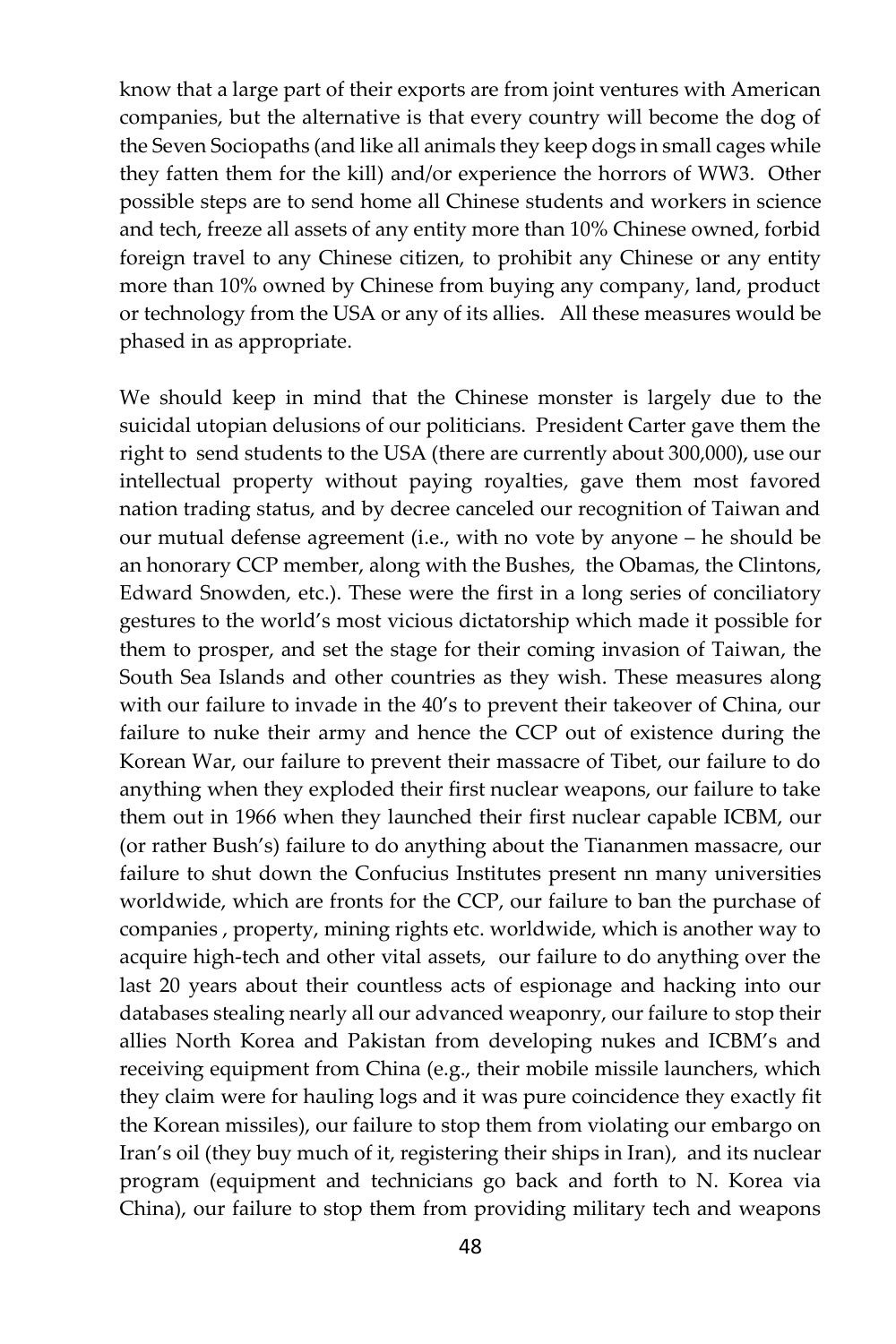know that a large part of their exports are from joint ventures with American companies, but the alternative is that every country will become the dog of the Seven Sociopaths (and like all animals they keep dogs in small cages while they fatten them for the kill) and/or experience the horrors of WW3. Other possible steps are to send home all Chinese students and workers in science and tech, freeze all assets of any entity more than 10% Chinese owned, forbid foreign travel to any Chinese citizen, to prohibit any Chinese or any entity more than 10% owned by Chinese from buying any company, land, product or technology from the USA or any of its allies. All these measures would be phased in as appropriate.

We should keep in mind that the Chinese monster is largely due to the suicidal utopian delusions of our politicians. President Carter gave them the right to send students to the USA (there are currently about 300,000), use our intellectual property without paying royalties, gave them most favored nation trading status, and by decree canceled our recognition of Taiwan and our mutual defense agreement (i.e., with no vote by anyone – he should be an honorary CCP member, along with the Bushes, the Obamas, the Clintons, Edward Snowden, etc.). These were the first in a long series of conciliatory gestures to the world's most vicious dictatorship which made it possible for them to prosper, and set the stage for their coming invasion of Taiwan, the South Sea Islands and other countries as they wish. These measures along with our failure to invade in the 40's to prevent their takeover of China, our failure to nuke their army and hence the CCP out of existence during the Korean War, our failure to prevent their massacre of Tibet, our failure to do anything when they exploded their first nuclear weapons, our failure to take them out in 1966 when they launched their first nuclear capable ICBM, our (or rather Bush's) failure to do anything about the Tiananmen massacre, our failure to shut down the Confucius Institutes present nn many universities worldwide, which are fronts for the CCP, our failure to ban the purchase of companies , property, mining rights etc. worldwide, which is another way to acquire high-tech and other vital assets, our failure to do anything over the last 20 years about their countless acts of espionage and hacking into our databases stealing nearly all our advanced weaponry, our failure to stop their allies North Korea and Pakistan from developing nukes and ICBM's and receiving equipment from China (e.g., their mobile missile launchers, which they claim were for hauling logs and it was pure coincidence they exactly fit the Korean missiles), our failure to stop them from violating our embargo on Iran's oil (they buy much of it, registering their ships in Iran), and its nuclear program (equipment and technicians go back and forth to N. Korea via China), our failure to stop them from providing military tech and weapons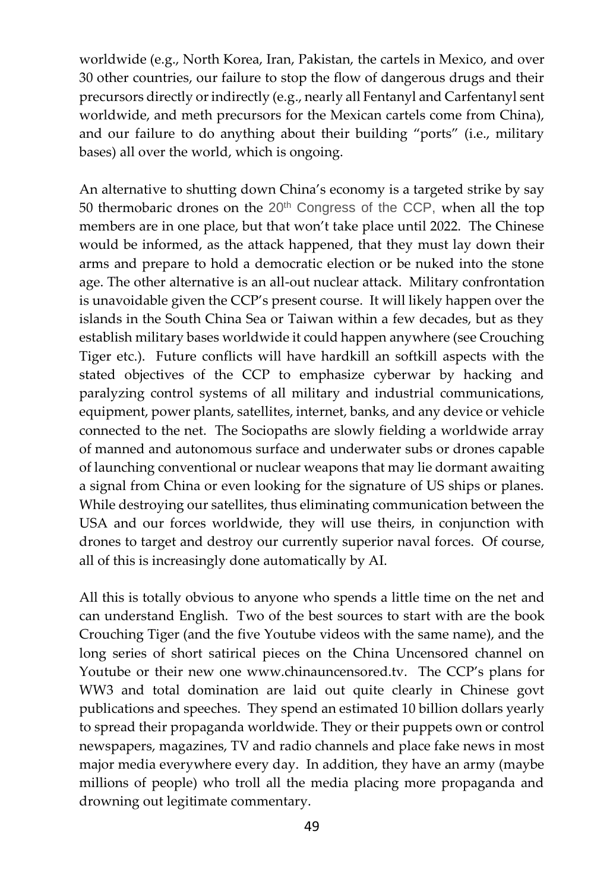worldwide (e.g., North Korea, Iran, Pakistan, the cartels in Mexico, and over 30 other countries, our failure to stop the flow of dangerous drugs and their precursors directly or indirectly (e.g., nearly all Fentanyl and Carfentanyl sent worldwide, and meth precursors for the Mexican cartels come from China), and our failure to do anything about their building "ports" (i.e., military bases) all over the world, which is ongoing.

An alternative to shutting down China's economy is a targeted strike by say 50 thermobaric drones on the 20th Congress of the CCP, when all the top members are in one place, but that won't take place until 2022. The Chinese would be informed, as the attack happened, that they must lay down their arms and prepare to hold a democratic election or be nuked into the stone age. The other alternative is an all-out nuclear attack. Military confrontation is unavoidable given the CCP's present course. It will likely happen over the islands in the South China Sea or Taiwan within a few decades, but as they establish military bases worldwide it could happen anywhere (see Crouching Tiger etc.). Future conflicts will have hardkill an softkill aspects with the stated objectives of the CCP to emphasize cyberwar by hacking and paralyzing control systems of all military and industrial communications, equipment, power plants, satellites, internet, banks, and any device or vehicle connected to the net. The Sociopaths are slowly fielding a worldwide array of manned and autonomous surface and underwater subs or drones capable of launching conventional or nuclear weapons that may lie dormant awaiting a signal from China or even looking for the signature of US ships or planes. While destroying our satellites, thus eliminating communication between the USA and our forces worldwide, they will use theirs, in conjunction with drones to target and destroy our currently superior naval forces. Of course, all of this is increasingly done automatically by AI.

All this is totally obvious to anyone who spends a little time on the net and can understand English. Two of the best sources to start with are the book Crouching Tiger (and the five Youtube videos with the same name), and the long series of short satirical pieces on the China Uncensored channel on Youtube or their new one www.chinauncensored.tv. The CCP's plans for WW3 and total domination are laid out quite clearly in Chinese govt publications and speeches. They spend an estimated 10 billion dollars yearly to spread their propaganda worldwide. They or their puppets own or control newspapers, magazines, TV and radio channels and place fake news in most major media everywhere every day. In addition, they have an army (maybe millions of people) who troll all the media placing more propaganda and drowning out legitimate commentary.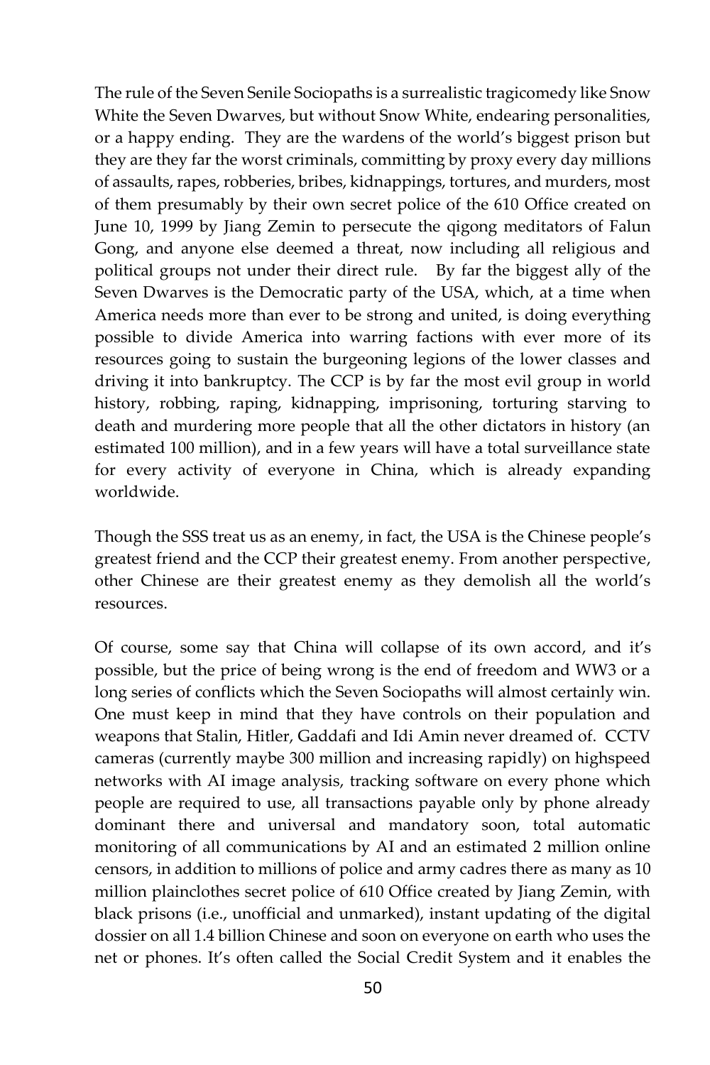The rule of the Seven Senile Sociopaths is a surrealistic tragicomedy like Snow White the Seven Dwarves, but without Snow White, endearing personalities, or a happy ending. They are the wardens of the world's biggest prison but they are they far the worst criminals, committing by proxy every day millions of assaults, rapes, robberies, bribes, kidnappings, tortures, and murders, most of them presumably by their own secret police of the 610 Office created on June 10, 1999 by Jiang Zemin to persecute the qigong meditators of Falun Gong, and anyone else deemed a threat, now including all religious and political groups not under their direct rule. By far the biggest ally of the Seven Dwarves is the Democratic party of the USA, which, at a time when America needs more than ever to be strong and united, is doing everything possible to divide America into warring factions with ever more of its resources going to sustain the burgeoning legions of the lower classes and driving it into bankruptcy. The CCP is by far the most evil group in world history, robbing, raping, kidnapping, imprisoning, torturing starving to death and murdering more people that all the other dictators in history (an estimated 100 million), and in a few years will have a total surveillance state for every activity of everyone in China, which is already expanding worldwide.

Though the SSS treat us as an enemy, in fact, the USA is the Chinese people's greatest friend and the CCP their greatest enemy. From another perspective, other Chinese are their greatest enemy as they demolish all the world's resources.

Of course, some say that China will collapse of its own accord, and it's possible, but the price of being wrong is the end of freedom and WW3 or a long series of conflicts which the Seven Sociopaths will almost certainly win. One must keep in mind that they have controls on their population and weapons that Stalin, Hitler, Gaddafi and Idi Amin never dreamed of. CCTV cameras (currently maybe 300 million and increasing rapidly) on highspeed networks with AI image analysis, tracking software on every phone which people are required to use, all transactions payable only by phone already dominant there and universal and mandatory soon, total automatic monitoring of all communications by AI and an estimated 2 million online censors, in addition to millions of police and army cadres there as many as 10 million plainclothes secret police of 610 Office created by Jiang Zemin, with black prisons (i.e., unofficial and unmarked), instant updating of the digital dossier on all 1.4 billion Chinese and soon on everyone on earth who uses the net or phones. It's often called the Social Credit System and it enables the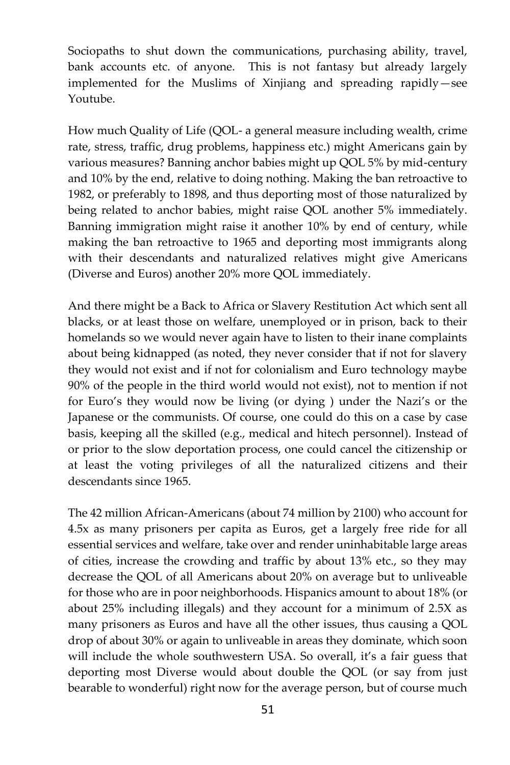Sociopaths to shut down the communications, purchasing ability, travel, bank accounts etc. of anyone. This is not fantasy but already largely implemented for the Muslims of Xinjiang and spreading rapidly—see Youtube.

How much Quality of Life (QOL- a general measure including wealth, crime rate, stress, traffic, drug problems, happiness etc.) might Americans gain by various measures? Banning anchor babies might up QOL 5% by mid-century and 10% by the end, relative to doing nothing. Making the ban retroactive to 1982, or preferably to 1898, and thus deporting most of those naturalized by being related to anchor babies, might raise QOL another 5% immediately. Banning immigration might raise it another 10% by end of century, while making the ban retroactive to 1965 and deporting most immigrants along with their descendants and naturalized relatives might give Americans (Diverse and Euros) another 20% more QOL immediately.

And there might be a Back to Africa or Slavery Restitution Act which sent all blacks, or at least those on welfare, unemployed or in prison, back to their homelands so we would never again have to listen to their inane complaints about being kidnapped (as noted, they never consider that if not for slavery they would not exist and if not for colonialism and Euro technology maybe 90% of the people in the third world would not exist), not to mention if not for Euro's they would now be living (or dying ) under the Nazi's or the Japanese or the communists. Of course, one could do this on a case by case basis, keeping all the skilled (e.g., medical and hitech personnel). Instead of or prior to the slow deportation process, one could cancel the citizenship or at least the voting privileges of all the naturalized citizens and their descendants since 1965.

The 42 million African-Americans (about 74 million by 2100) who account for 4.5x as many prisoners per capita as Euros, get a largely free ride for all essential services and welfare, take over and render uninhabitable large areas of cities, increase the crowding and traffic by about 13% etc., so they may decrease the QOL of all Americans about 20% on average but to unliveable for those who are in poor neighborhoods. Hispanics amount to about 18% (or about 25% including illegals) and they account for a minimum of 2.5X as many prisoners as Euros and have all the other issues, thus causing a QOL drop of about 30% or again to unliveable in areas they dominate, which soon will include the whole southwestern USA. So overall, it's a fair guess that deporting most Diverse would about double the QOL (or say from just bearable to wonderful) right now for the average person, but of course much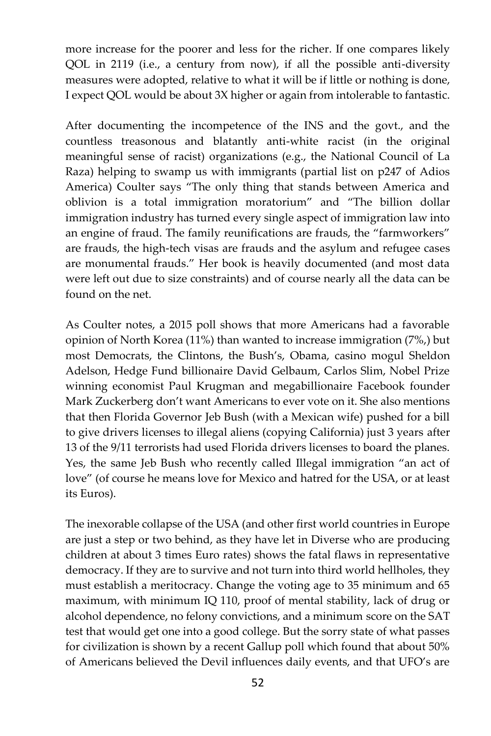more increase for the poorer and less for the richer. If one compares likely QOL in 2119 (i.e., a century from now), if all the possible anti-diversity measures were adopted, relative to what it will be if little or nothing is done, I expect QOL would be about 3X higher or again from intolerable to fantastic.

After documenting the incompetence of the INS and the govt., and the countless treasonous and blatantly anti-white racist (in the original meaningful sense of racist) organizations (e.g., the National Council of La Raza) helping to swamp us with immigrants (partial list on p247 of Adios America) Coulter says "The only thing that stands between America and oblivion is a total immigration moratorium" and "The billion dollar immigration industry has turned every single aspect of immigration law into an engine of fraud. The family reunifications are frauds, the "farmworkers" are frauds, the high-tech visas are frauds and the asylum and refugee cases are monumental frauds." Her book is heavily documented (and most data were left out due to size constraints) and of course nearly all the data can be found on the net.

As Coulter notes, a 2015 poll shows that more Americans had a favorable opinion of North Korea (11%) than wanted to increase immigration (7%,) but most Democrats, the Clintons, the Bush's, Obama, casino mogul Sheldon Adelson, Hedge Fund billionaire David Gelbaum, Carlos Slim, Nobel Prize winning economist Paul Krugman and megabillionaire Facebook founder Mark Zuckerberg don't want Americans to ever vote on it. She also mentions that then Florida Governor Jeb Bush (with a Mexican wife) pushed for a bill to give drivers licenses to illegal aliens (copying California) just 3 years after 13 of the 9/11 terrorists had used Florida drivers licenses to board the planes. Yes, the same Jeb Bush who recently called Illegal immigration "an act of love" (of course he means love for Mexico and hatred for the USA, or at least its Euros).

The inexorable collapse of the USA (and other first world countries in Europe are just a step or two behind, as they have let in Diverse who are producing children at about 3 times Euro rates) shows the fatal flaws in representative democracy. If they are to survive and not turn into third world hellholes, they must establish a meritocracy. Change the voting age to 35 minimum and 65 maximum, with minimum IQ 110, proof of mental stability, lack of drug or alcohol dependence, no felony convictions, and a minimum score on the SAT test that would get one into a good college. But the sorry state of what passes for civilization is shown by a recent Gallup poll which found that about 50% of Americans believed the Devil influences daily events, and that UFO's are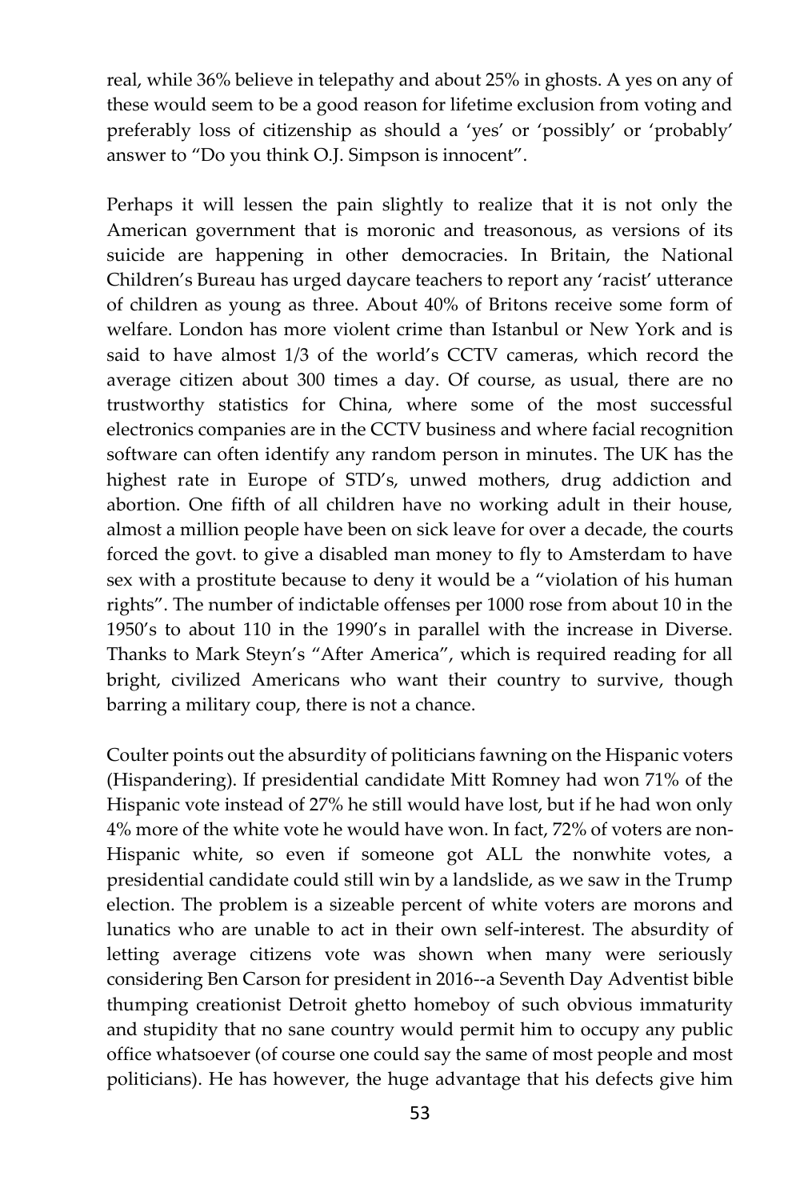real, while 36% believe in telepathy and about 25% in ghosts. A yes on any of these would seem to be a good reason for lifetime exclusion from voting and preferably loss of citizenship as should a 'yes' or 'possibly' or 'probably' answer to "Do you think O.J. Simpson is innocent".

Perhaps it will lessen the pain slightly to realize that it is not only the American government that is moronic and treasonous, as versions of its suicide are happening in other democracies. In Britain, the National Children's Bureau has urged daycare teachers to report any 'racist' utterance of children as young as three. About 40% of Britons receive some form of welfare. London has more violent crime than Istanbul or New York and is said to have almost 1/3 of the world's CCTV cameras, which record the average citizen about 300 times a day. Of course, as usual, there are no trustworthy statistics for China, where some of the most successful electronics companies are in the CCTV business and where facial recognition software can often identify any random person in minutes. The UK has the highest rate in Europe of STD's, unwed mothers, drug addiction and abortion. One fifth of all children have no working adult in their house, almost a million people have been on sick leave for over a decade, the courts forced the govt. to give a disabled man money to fly to Amsterdam to have sex with a prostitute because to deny it would be a "violation of his human rights". The number of indictable offenses per 1000 rose from about 10 in the 1950's to about 110 in the 1990's in parallel with the increase in Diverse. Thanks to Mark Steyn's "After America", which is required reading for all bright, civilized Americans who want their country to survive, though barring a military coup, there is not a chance.

Coulter points out the absurdity of politicians fawning on the Hispanic voters (Hispandering). If presidential candidate Mitt Romney had won 71% of the Hispanic vote instead of 27% he still would have lost, but if he had won only 4% more of the white vote he would have won. In fact, 72% of voters are non-Hispanic white, so even if someone got ALL the nonwhite votes, a presidential candidate could still win by a landslide, as we saw in the Trump election. The problem is a sizeable percent of white voters are morons and lunatics who are unable to act in their own self-interest. The absurdity of letting average citizens vote was shown when many were seriously considering Ben Carson for president in 2016--a Seventh Day Adventist bible thumping creationist Detroit ghetto homeboy of such obvious immaturity and stupidity that no sane country would permit him to occupy any public office whatsoever (of course one could say the same of most people and most politicians). He has however, the huge advantage that his defects give him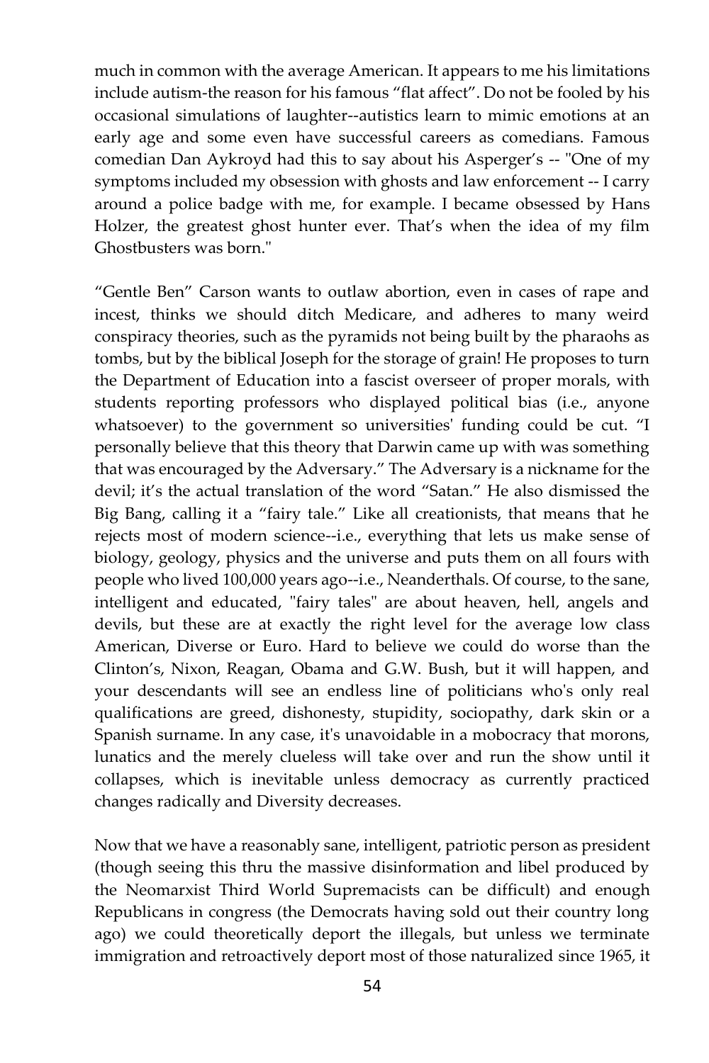much in common with the average American. It appears to me his limitations include autism-the reason for his famous "flat affect". Do not be fooled by his occasional simulations of laughter--autistics learn to mimic emotions at an early age and some even have successful careers as comedians. Famous comedian Dan Aykroyd had this to say about his Asperger's -- "One of my symptoms included my obsession with ghosts and law enforcement -- I carry around a police badge with me, for example. I became obsessed by Hans Holzer, the greatest ghost hunter ever. That's when the idea of my film Ghostbusters was born."

"Gentle Ben" Carson wants to outlaw abortion, even in cases of rape and incest, thinks we should ditch Medicare, and adheres to many weird conspiracy theories, such as the pyramids not being built by the pharaohs as tombs, but by the biblical Joseph for the storage of grain! He proposes to turn the Department of Education into a fascist overseer of proper morals, with students reporting professors who displayed political bias (i.e., anyone whatsoever) to the government so universities' funding could be cut. "I personally believe that this theory that Darwin came up with was something that was encouraged by the Adversary." The Adversary is a nickname for the devil; it's the actual translation of the word "Satan." He also dismissed the Big Bang, calling it a "fairy tale." Like all creationists, that means that he rejects most of modern science--i.e., everything that lets us make sense of biology, geology, physics and the universe and puts them on all fours with people who lived 100,000 years ago--i.e., Neanderthals. Of course, to the sane, intelligent and educated, "fairy tales" are about heaven, hell, angels and devils, but these are at exactly the right level for the average low class American, Diverse or Euro. Hard to believe we could do worse than the Clinton's, Nixon, Reagan, Obama and G.W. Bush, but it will happen, and your descendants will see an endless line of politicians who's only real qualifications are greed, dishonesty, stupidity, sociopathy, dark skin or a Spanish surname. In any case, it's unavoidable in a mobocracy that morons, lunatics and the merely clueless will take over and run the show until it collapses, which is inevitable unless democracy as currently practiced changes radically and Diversity decreases.

Now that we have a reasonably sane, intelligent, patriotic person as president (though seeing this thru the massive disinformation and libel produced by the Neomarxist Third World Supremacists can be difficult) and enough Republicans in congress (the Democrats having sold out their country long ago) we could theoretically deport the illegals, but unless we terminate immigration and retroactively deport most of those naturalized since 1965, it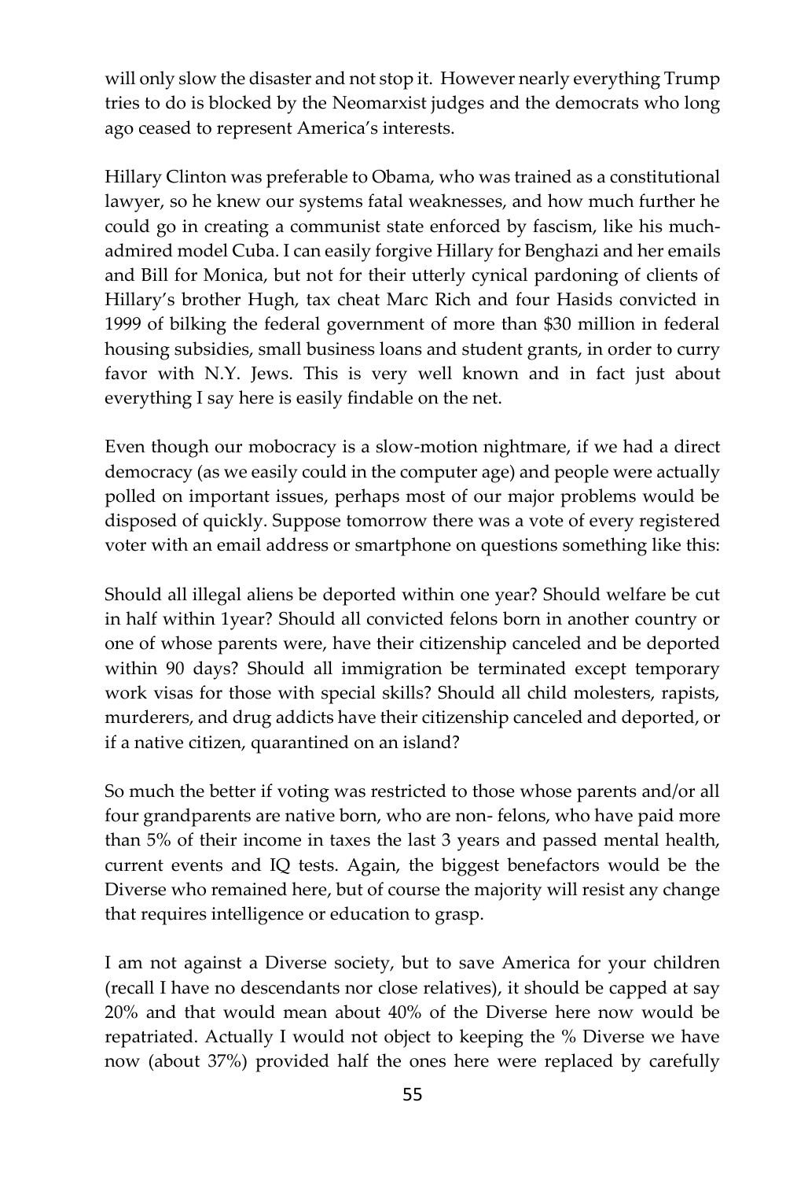will only slow the disaster and not stop it. However nearly everything Trump tries to do is blocked by the Neomarxist judges and the democrats who long ago ceased to represent America's interests.

Hillary Clinton was preferable to Obama, who was trained as a constitutional lawyer, so he knew our systems fatal weaknesses, and how much further he could go in creating a communist state enforced by fascism, like his much-admired model Cuba. I can easily forgive Hillary for Benghazi and her emails and Bill for Monica, but not for their utterly cynical pardoning of clients of Hillary's brother Hugh, tax cheat Marc Rich and four Hasids convicted in 1999 of bilking the federal government of more than $30 million in federal housing subsidies, small business loans and student grants, in order to curry favor with N.Y. Jews. This is very well known and in fact just about everything I say here is easily findable on the net.

Even though our mobocracy is a slow-motion nightmare, if we had a direct democracy (as we easily could in the computer age) and people were actually polled on important issues, perhaps most of our major problems would be disposed of quickly. Suppose tomorrow there was a vote of every registered voter with an email address or smartphone on questions something like this:

Should all illegal aliens be deported within one year? Should welfare be cut in half within 1year? Should all convicted felons born in another country or one of whose parents were, have their citizenship canceled and be deported within 90 days? Should all immigration be terminated except temporary work visas for those with special skills? Should all child molesters, rapists, murderers, and drug addicts have their citizenship canceled and deported, or if a native citizen, quarantined on an island?

So much the better if voting was restricted to those whose parents and/or all four grandparents are native born, who are non- felons, who have paid more than 5% of their income in taxes the last 3 years and passed mental health, current events and IQ tests. Again, the biggest benefactors would be the Diverse who remained here, but of course the majority will resist any change that requires intelligence or education to grasp.

I am not against a Diverse society, but to save America for your children (recall I have no descendants nor close relatives), it should be capped at say 20% and that would mean about 40% of the Diverse here now would be repatriated. Actually I would not object to keeping the % Diverse we have now (about 37%) provided half the ones here were replaced by carefully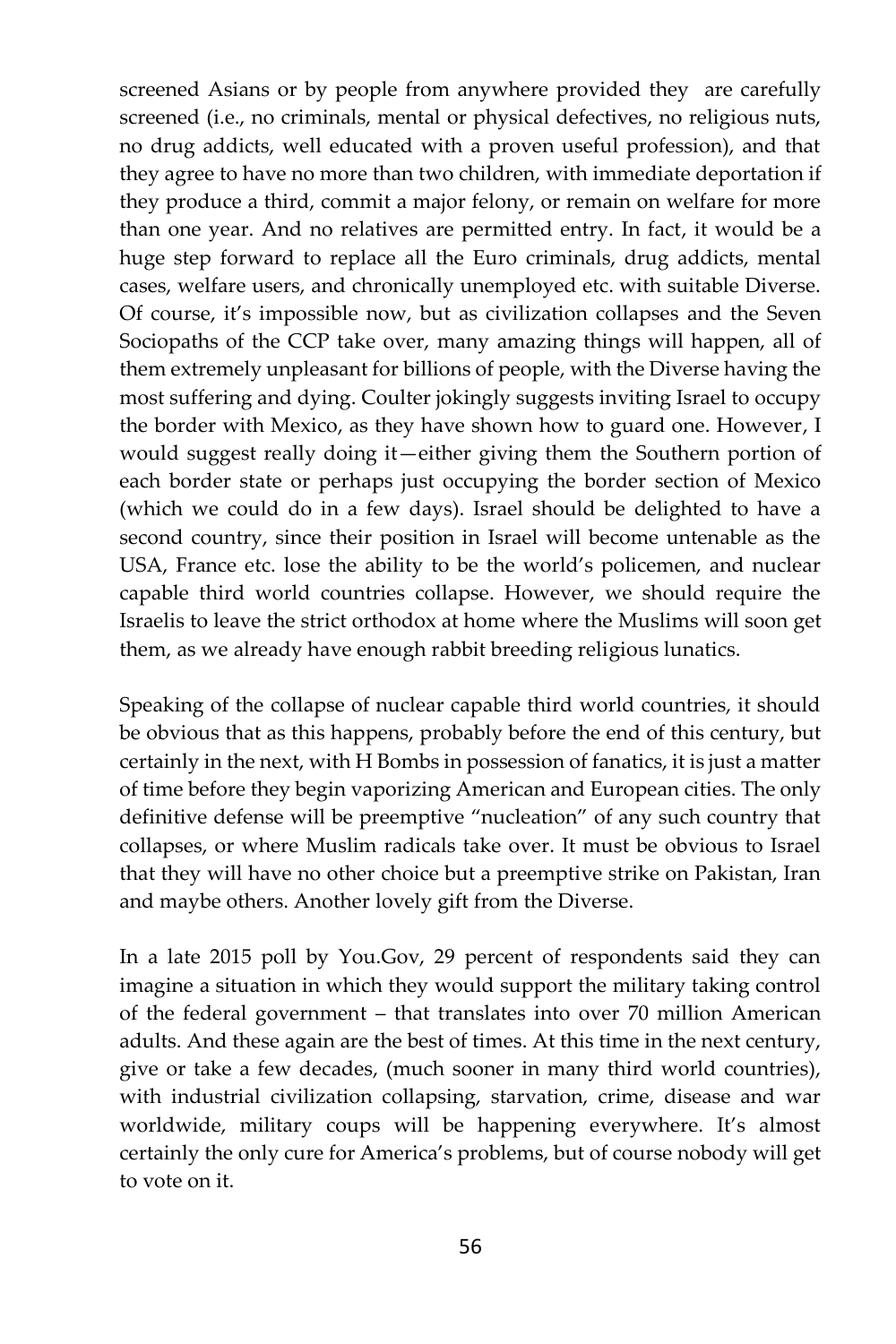screened Asians or by people from anywhere provided they are carefully screened (i.e., no criminals, mental or physical defectives, no religious nuts, no drug addicts, well educated with a proven useful profession), and that they agree to have no more than two children, with immediate deportation if they produce a third, commit a major felony, or remain on welfare for more than one year. And no relatives are permitted entry. In fact, it would be a huge step forward to replace all the Euro criminals, drug addicts, mental cases, welfare users, and chronically unemployed etc. with suitable Diverse. Of course, it's impossible now, but as civilization collapses and the Seven Sociopaths of the CCP take over, many amazing things will happen, all of them extremely unpleasant for billions of people, with the Diverse having the most suffering and dying. Coulter jokingly suggests inviting Israel to occupy the border with Mexico, as they have shown how to guard one. However, I would suggest really doing it—either giving them the Southern portion of each border state or perhaps just occupying the border section of Mexico (which we could do in a few days). Israel should be delighted to have a second country, since their position in Israel will become untenable as the USA, France etc. lose the ability to be the world's policemen, and nuclear capable third world countries collapse. However, we should require the Israelis to leave the strict orthodox at home where the Muslims will soon get them, as we already have enough rabbit breeding religious lunatics.

Speaking of the collapse of nuclear capable third world countries, it should be obvious that as this happens, probably before the end of this century, but certainly in the next, with H Bombs in possession of fanatics, it is just a matter of time before they begin vaporizing American and European cities. The only definitive defense will be preemptive "nucleation" of any such country that collapses, or where Muslim radicals take over. It must be obvious to Israel that they will have no other choice but a preemptive strike on Pakistan, Iran and maybe others. Another lovely gift from the Diverse.

In a late 2015 poll by You.Gov, 29 percent of respondents said they can imagine a situation in which they would support the military taking control of the federal government – that translates into over 70 million American adults. And these again are the best of times. At this time in the next century, give or take a few decades, (much sooner in many third world countries), with industrial civilization collapsing, starvation, crime, disease and war worldwide, military coups will be happening everywhere. It's almost certainly the only cure for America's problems, but of course nobody will get to vote on it.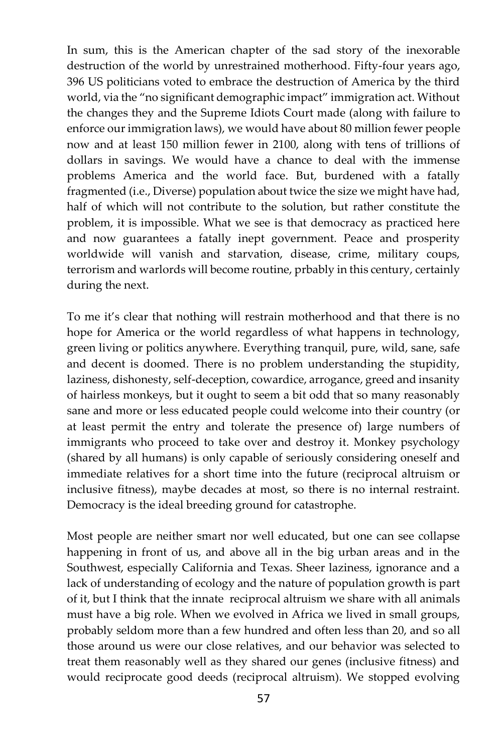In sum, this is the American chapter of the sad story of the inexorable destruction of the world by unrestrained motherhood. Fifty-four years ago, 396 US politicians voted to embrace the destruction of America by the third world, via the "no significant demographic impact" immigration act. Without the changes they and the Supreme Idiots Court made (along with failure to enforce our immigration laws), we would have about 80 million fewer people now and at least 150 million fewer in 2100, along with tens of trillions of dollars in savings. We would have a chance to deal with the immense problems America and the world face. But, burdened with a fatally fragmented (i.e., Diverse) population about twice the size we might have had, half of which will not contribute to the solution, but rather constitute the problem, it is impossible. What we see is that democracy as practiced here and now guarantees a fatally inept government. Peace and prosperity worldwide will vanish and starvation, disease, crime, military coups, terrorism and warlords will become routine, prbably in this century, certainly during the next.

To me it's clear that nothing will restrain motherhood and that there is no hope for America or the world regardless of what happens in technology, green living or politics anywhere. Everything tranquil, pure, wild, sane, safe and decent is doomed. There is no problem understanding the stupidity, laziness, dishonesty, self-deception, cowardice, arrogance, greed and insanity of hairless monkeys, but it ought to seem a bit odd that so many reasonably sane and more or less educated people could welcome into their country (or at least permit the entry and tolerate the presence of) large numbers of immigrants who proceed to take over and destroy it. Monkey psychology (shared by all humans) is only capable of seriously considering oneself and immediate relatives for a short time into the future (reciprocal altruism or inclusive fitness), maybe decades at most, so there is no internal restraint. Democracy is the ideal breeding ground for catastrophe.

Most people are neither smart nor well educated, but one can see collapse happening in front of us, and above all in the big urban areas and in the Southwest, especially California and Texas. Sheer laziness, ignorance and a lack of understanding of ecology and the nature of population growth is part of it, but I think that the innate reciprocal altruism we share with all animals must have a big role. When we evolved in Africa we lived in small groups, probably seldom more than a few hundred and often less than 20, and so all those around us were our close relatives, and our behavior was selected to treat them reasonably well as they shared our genes (inclusive fitness) and would reciprocate good deeds (reciprocal altruism). We stopped evolving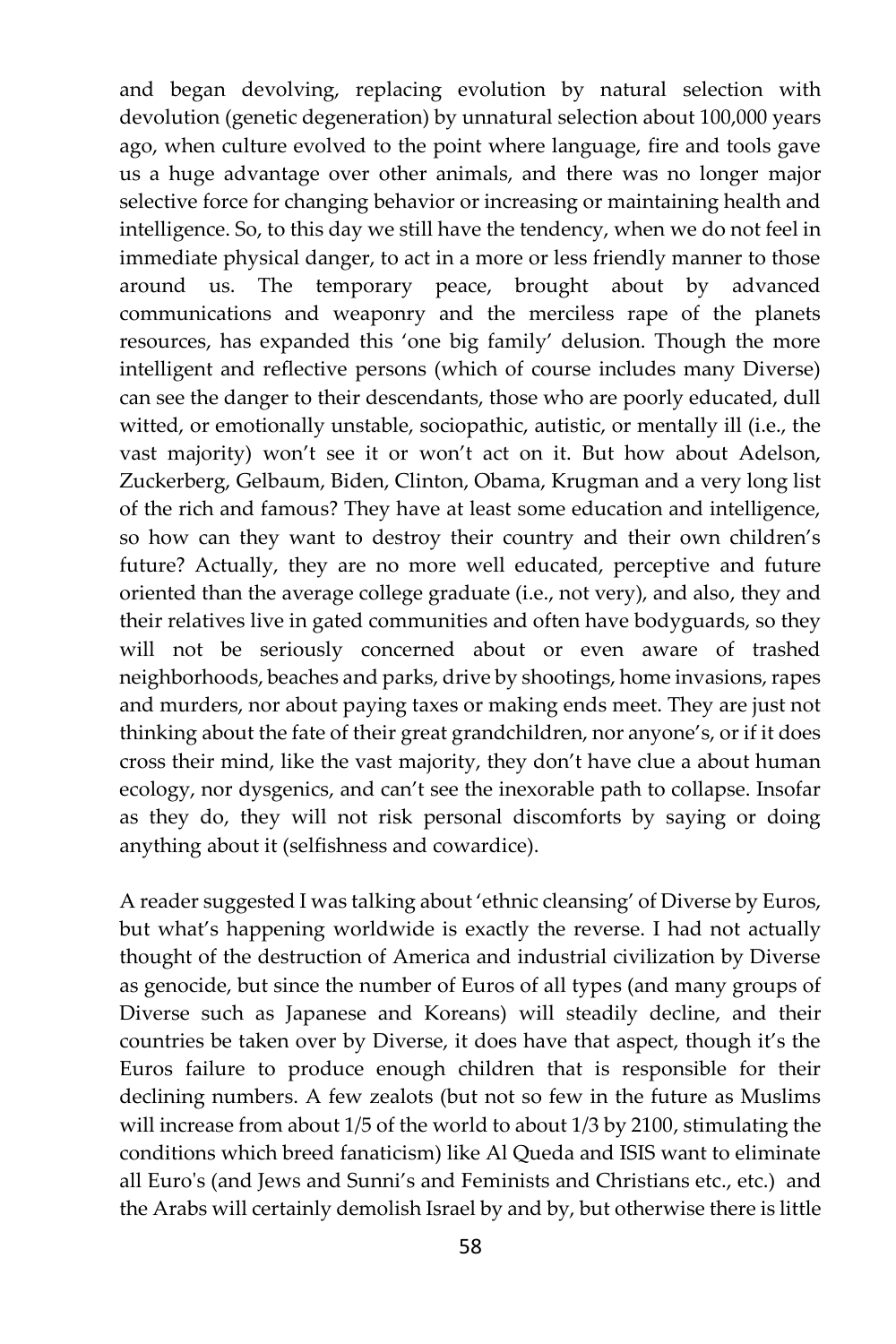and began devolving, replacing evolution by natural selection with devolution (genetic degeneration) by unnatural selection about 100,000 years ago, when culture evolved to the point where language, fire and tools gave us a huge advantage over other animals, and there was no longer major selective force for changing behavior or increasing or maintaining health and intelligence. So, to this day we still have the tendency, when we do not feel in immediate physical danger, to act in a more or less friendly manner to those around us. The temporary peace, brought about by advanced communications and weaponry and the merciless rape of the planets resources, has expanded this 'one big family' delusion. Though the more intelligent and reflective persons (which of course includes many Diverse) can see the danger to their descendants, those who are poorly educated, dull witted, or emotionally unstable, sociopathic, autistic, or mentally ill (i.e., the vast majority) won't see it or won't act on it. But how about Adelson, Zuckerberg, Gelbaum, Biden, Clinton, Obama, Krugman and a very long list of the rich and famous? They have at least some education and intelligence, so how can they want to destroy their country and their own children's future? Actually, they are no more well educated, perceptive and future oriented than the average college graduate (i.e., not very), and also, they and their relatives live in gated communities and often have bodyguards, so they will not be seriously concerned about or even aware of trashed neighborhoods, beaches and parks, drive by shootings, home invasions, rapes and murders, nor about paying taxes or making ends meet. They are just not thinking about the fate of their great grandchildren, nor anyone's, or if it does cross their mind, like the vast majority, they don't have clue a about human ecology, nor dysgenics, and can't see the inexorable path to collapse. Insofar as they do, they will not risk personal discomforts by saying or doing anything about it (selfishness and cowardice).

A reader suggested I was talking about 'ethnic cleansing' of Diverse by Euros, but what's happening worldwide is exactly the reverse. I had not actually thought of the destruction of America and industrial civilization by Diverse as genocide, but since the number of Euros of all types (and many groups of Diverse such as Japanese and Koreans) will steadily decline, and their countries be taken over by Diverse, it does have that aspect, though it's the Euros failure to produce enough children that is responsible for their declining numbers. A few zealots (but not so few in the future as Muslims will increase from about 1/5 of the world to about 1/3 by 2100, stimulating the conditions which breed fanaticism) like Al Queda and ISIS want to eliminate all Euro's (and Jews and Sunni's and Feminists and Christians etc., etc.) and the Arabs will certainly demolish Israel by and by, but otherwise there is little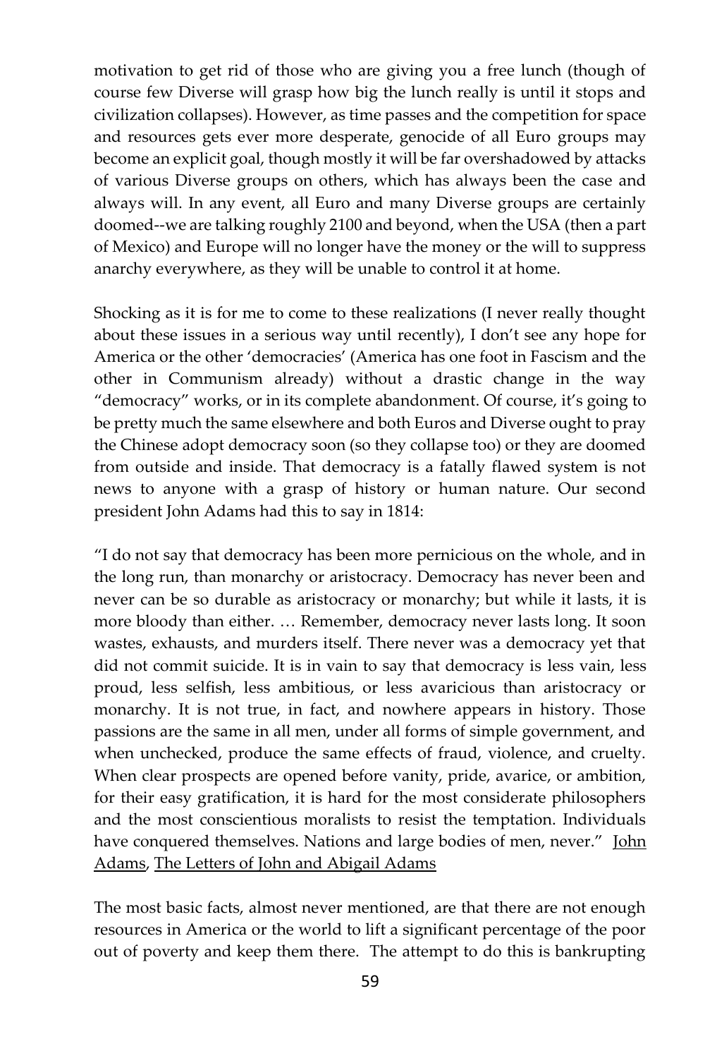motivation to get rid of those who are giving you a free lunch (though of course few Diverse will grasp how big the lunch really is until it stops and civilization collapses). However, as time passes and the competition for space and resources gets ever more desperate, genocide of all Euro groups may become an explicit goal, though mostly it will be far overshadowed by attacks of various Diverse groups on others, which has always been the case and always will. In any event, all Euro and many Diverse groups are certainly doomed--we are talking roughly 2100 and beyond, when the USA (then a part of Mexico) and Europe will no longer have the money or the will to suppress anarchy everywhere, as they will be unable to control it at home.

Shocking as it is for me to come to these realizations (I never really thought about these issues in a serious way until recently), I don't see any hope for America or the other 'democracies' (America has one foot in Fascism and the other in Communism already) without a drastic change in the way "democracy" works, or in its complete abandonment. Of course, it's going to be pretty much the same elsewhere and both Euros and Diverse ought to pray the Chinese adopt democracy soon (so they collapse too) or they are doomed from outside and inside. That democracy is a fatally flawed system is not news to anyone with a grasp of history or human nature. Our second president John Adams had this to say in 1814:

"I do not say that democracy has been more pernicious on the whole, and in the long run, than monarchy or aristocracy. Democracy has never been and never can be so durable as aristocracy or monarchy; but while it lasts, it is more bloody than either. … Remember, democracy never lasts long. It soon wastes, exhausts, and murders itself. There never was a democracy yet that did not commit suicide. It is in vain to say that democracy is less vain, less proud, less selfish, less ambitious, or less avaricious than aristocracy or monarchy. It is not true, in fact, and nowhere appears in history. Those passions are the same in all men, under all forms of simple government, and when unchecked, produce the same effects of fraud, violence, and cruelty. When clear prospects are opened before vanity, pride, avarice, or ambition, for their easy gratification, it is hard for the most considerate philosophers and the most conscientious moralists to resist the temptation. Individuals have conquered themselves. Nations and large bodies of men, never." John Adams, The Letters of John and Abigail Adams

The most basic facts, almost never mentioned, are that there are not enough resources in America or the world to lift a significant percentage of the poor out of poverty and keep them there. The attempt to do this is bankrupting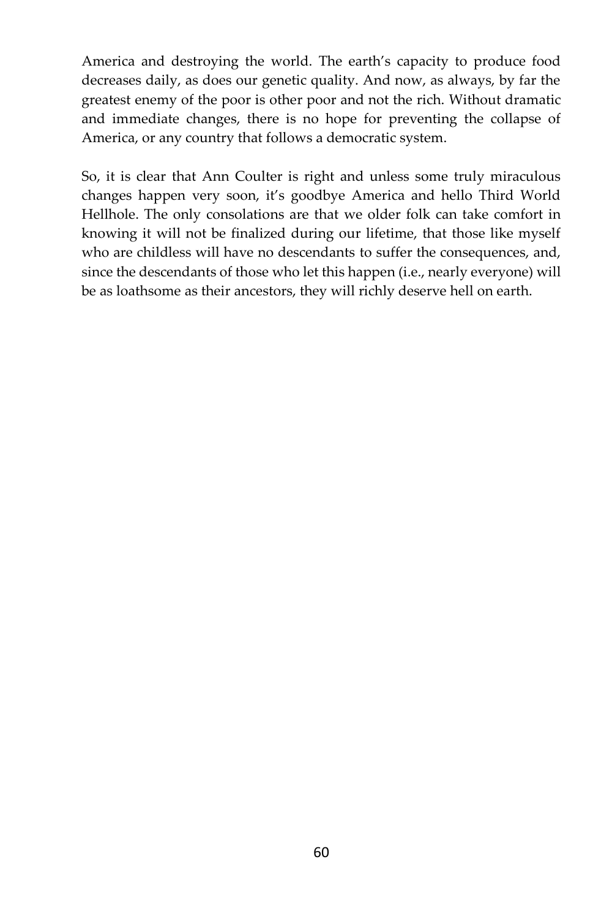America and destroying the world. The earth's capacity to produce food decreases daily, as does our genetic quality. And now, as always, by far the greatest enemy of the poor is other poor and not the rich. Without dramatic and immediate changes, there is no hope for preventing the collapse of America, or any country that follows a democratic system.

So, it is clear that Ann Coulter is right and unless some truly miraculous changes happen very soon, it's goodbye America and hello Third World Hellhole. The only consolations are that we older folk can take comfort in knowing it will not be finalized during our lifetime, that those like myself who are childless will have no descendants to suffer the consequences, and, since the descendants of those who let this happen (i.e., nearly everyone) will be as loathsome as their ancestors, they will richly deserve hell on earth.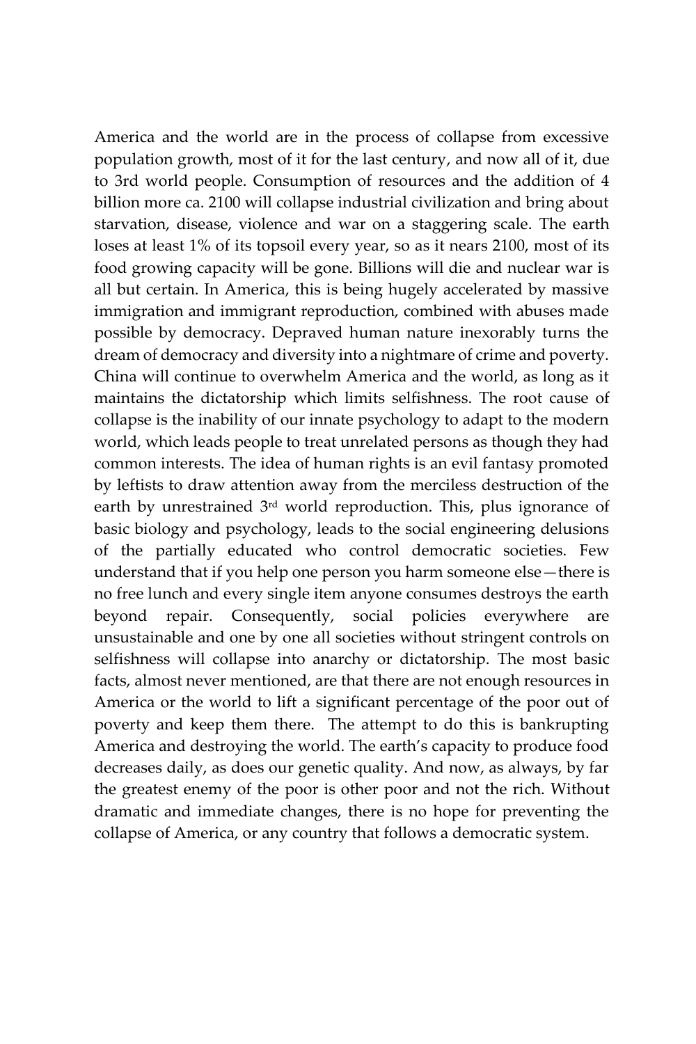America and the world are in the process of collapse from excessive population growth, most of it for the last century, and now all of it, due to 3rd world people. Consumption of resources and the addition of 4 billion more ca. 2100 will collapse industrial civilization and bring about starvation, disease, violence and war on a staggering scale. The earth loses at least 1% of its topsoil every year, so as it nears 2100, most of its food growing capacity will be gone. Billions will die and nuclear war is all but certain. In America, this is being hugely accelerated by massive immigration and immigrant reproduction, combined with abuses made possible by democracy. Depraved human nature inexorably turns the dream of democracy and diversity into a nightmare of crime and poverty. China will continue to overwhelm America and the world, as long as it maintains the dictatorship which limits selfishness. The root cause of collapse is the inability of our innate psychology to adapt to the modern world, which leads people to treat unrelated persons as though they had common interests. The idea of human rights is an evil fantasy promoted by leftists to draw attention away from the merciless destruction of the earth by unrestrained 3rd world reproduction. This, plus ignorance of basic biology and psychology, leads to the social engineering delusions of the partially educated who control democratic societies. Few understand that if you help one person you harm someone else—there is no free lunch and every single item anyone consumes destroys the earth beyond repair. Consequently, social policies everywhere are unsustainable and one by one all societies without stringent controls on selfishness will collapse into anarchy or dictatorship. The most basic facts, almost never mentioned, are that there are not enough resources in America or the world to lift a significant percentage of the poor out of poverty and keep them there. The attempt to do this is bankrupting America and destroying the world. The earth's capacity to produce food decreases daily, as does our genetic quality. And now, as always, by far the greatest enemy of the poor is other poor and not the rich. Without dramatic and immediate changes, there is no hope for preventing the collapse of America, or any country that follows a democratic system.